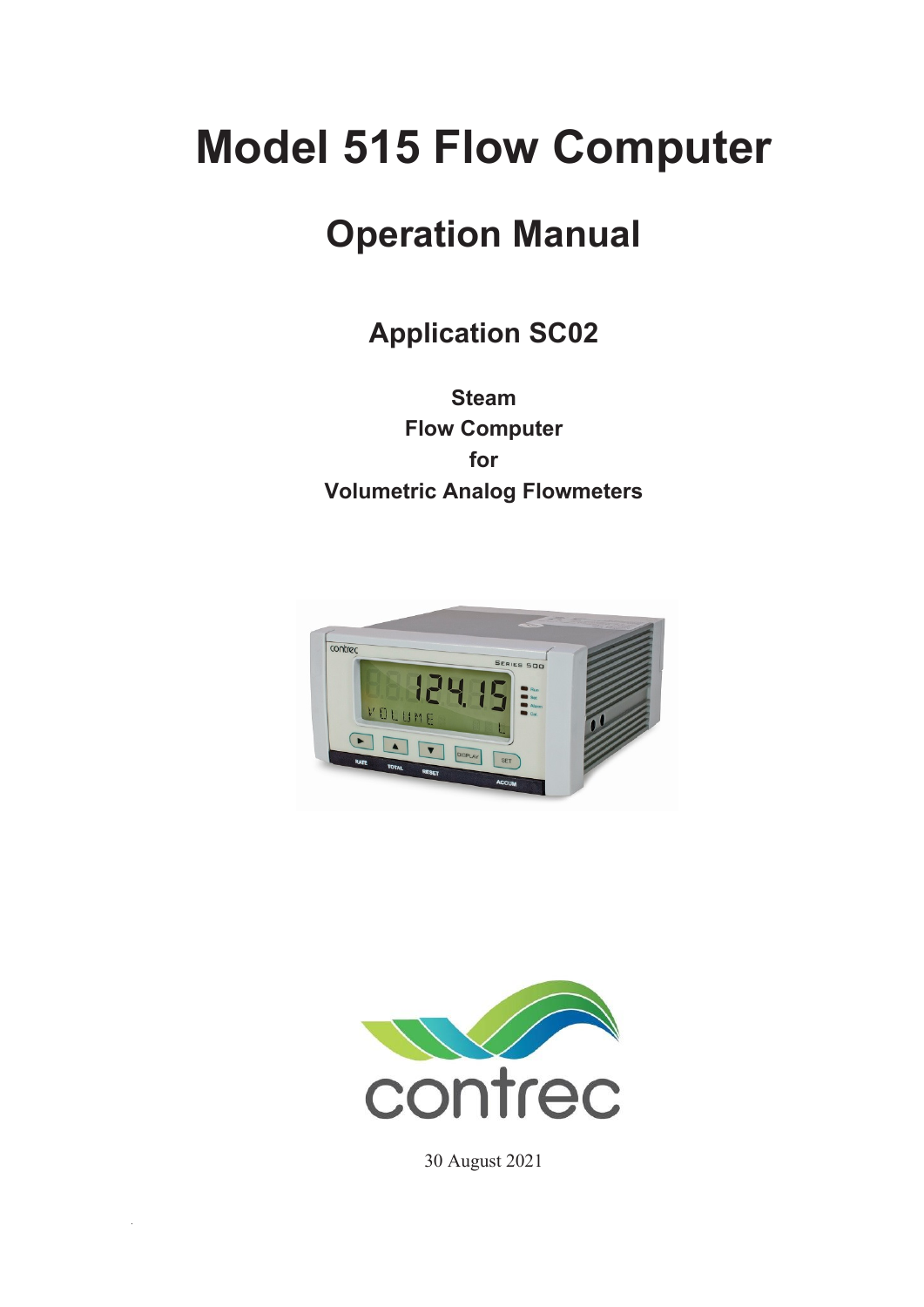# Model 515 Flow Computer

## Operation Manual

### Application SC02

**Steam**
**Flow Computer**
**for**
**Volumetric Analog Flowmeters**

30 August 2021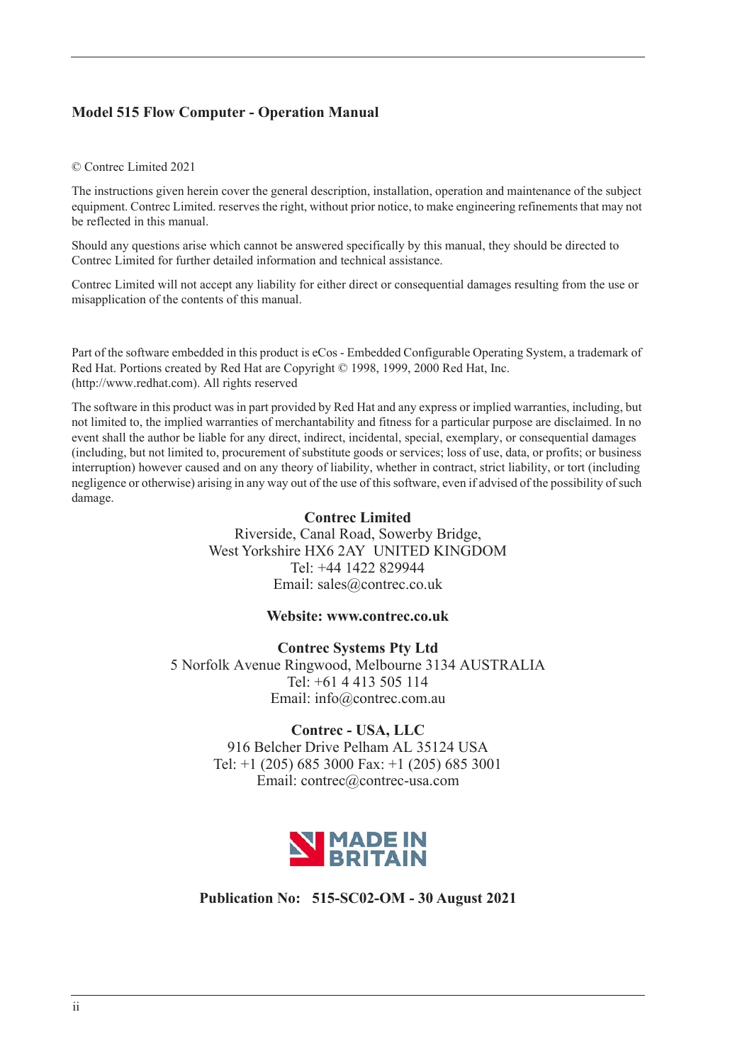**Model 515 Flow Computer - Operation Manual**

© Contrec Limited 2021

The instructions given herein cover the general description, installation, operation and maintenance of the subject equipment. Contrec Limited. reserves the right, without prior notice, to make engineering refinements that may not be reflected in this manual.

Should any questions arise which cannot be answered specifically by this manual, they should be directed to Contrec Limited for further detailed information and technical assistance.

Contrec Limited will not accept any liability for either direct or consequential damages resulting from the use or misapplication of the contents of this manual.

Part of the software embedded in this product is eCos - Embedded Configurable Operating System, a trademark of Red Hat. Portions created by Red Hat are Copyright © 1998, 1999, 2000 Red Hat, Inc. (http://www.redhat.com). All rights reserved

The software in this product was in part provided by Red Hat and any express or implied warranties, including, but not limited to, the implied warranties of merchantability and fitness for a particular purpose are disclaimed. In no event shall the author be liable for any direct, indirect, incidental, special, exemplary, or consequential damages (including, but not limited to, procurement of substitute goods or services; loss of use, data, or profits; or business interruption) however caused and on any theory of liability, whether in contract, strict liability, or tort (including negligence or otherwise) arising in any way out of the use of this software, even if advised of the possibility of such damage.

**Contrec Limited**
Riverside, Canal Road, Sowerby Bridge,
West Yorkshire HX6 2AY UNITED KINGDOM
Tel: +44 1422 829944
Email: sales@contrec.co.uk

**Website: www.contrec.co.uk**

**Contrec Systems Pty Ltd**
5 Norfolk Avenue Ringwood, Melbourne 3134 AUSTRALIA
Tel: +61 4 413 505 114
Email: info@contrec.com.au

**Contrec - USA, LLC**
916 Belcher Drive Pelham AL 35124 USA
Tel: +1 (205) 685 3000 Fax: +1 (205) 685 3001
Email: contrec@contrec-usa.com

MADE IN BRITAIN

**Publication No: 515-SC02-OM - 30 August 2021**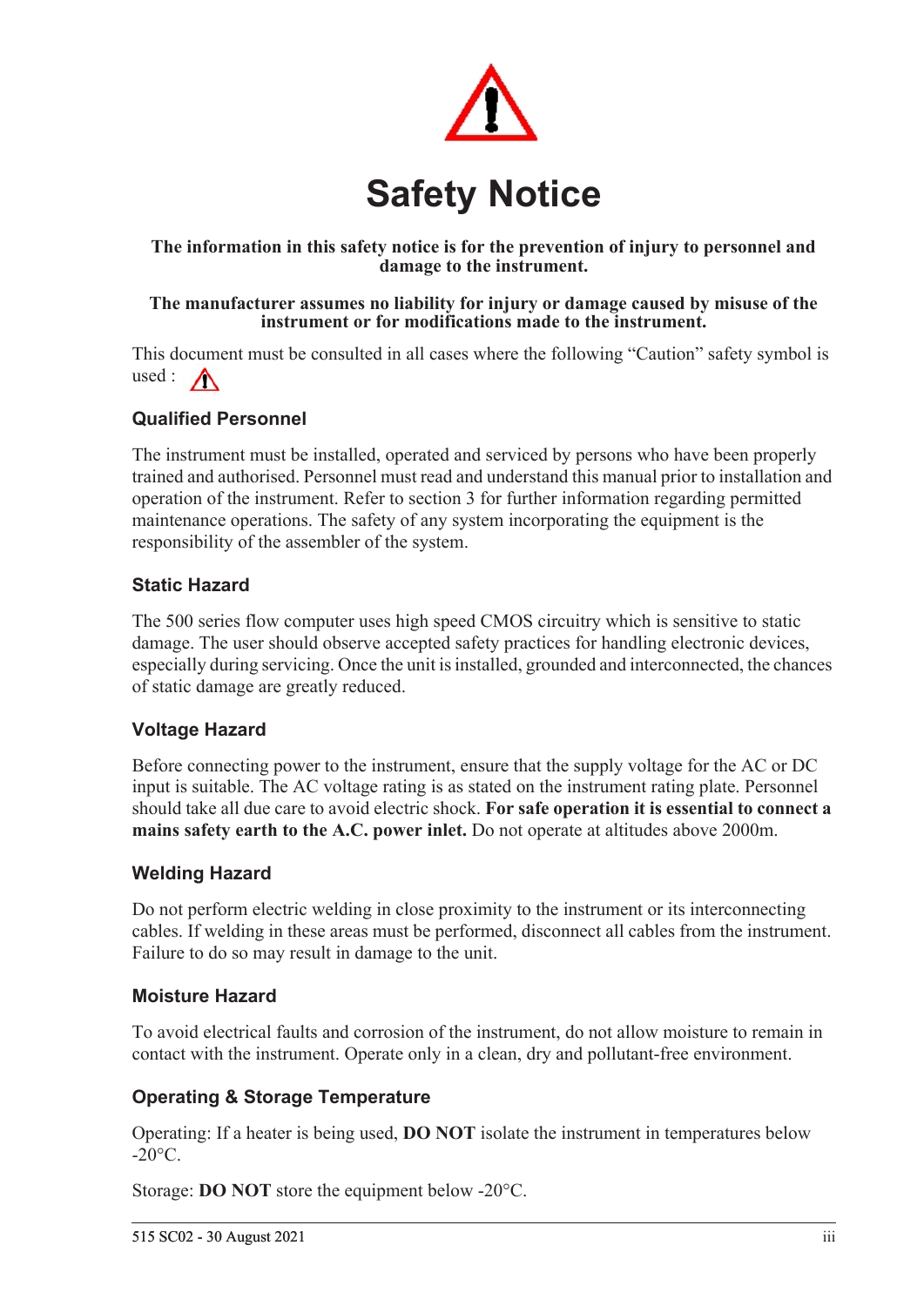# Safety Notice

**The information in this safety notice is for the prevention of injury to personnel and damage to the instrument.**

**The manufacturer assumes no liability for injury or damage caused by misuse of the instrument or for modifications made to the instrument.**

This document must be consulted in all cases where the following “Caution” safety symbol is used :

### Qualified Personnel

The instrument must be installed, operated and serviced by persons who have been properly trained and authorised. Personnel must read and understand this manual prior to installation and operation of the instrument. Refer to section 3 for further information regarding permitted maintenance operations. The safety of any system incorporating the equipment is the responsibility of the assembler of the system.

### Static Hazard

The 500 series flow computer uses high speed CMOS circuitry which is sensitive to static damage. The user should observe accepted safety practices for handling electronic devices, especially during servicing. Once the unit is installed, grounded and interconnected, the chances of static damage are greatly reduced.

### Voltage Hazard

Before connecting power to the instrument, ensure that the supply voltage for the AC or DC input is suitable. The AC voltage rating is as stated on the instrument rating plate. Personnel should take all due care to avoid electric shock. **For safe operation it is essential to connect a mains safety earth to the A.C. power inlet.** Do not operate at altitudes above 2000m.

### Welding Hazard

Do not perform electric welding in close proximity to the instrument or its interconnecting cables. If welding in these areas must be performed, disconnect all cables from the instrument. Failure to do so may result in damage to the unit.

### Moisture Hazard

To avoid electrical faults and corrosion of the instrument, do not allow moisture to remain in contact with the instrument. Operate only in a clean, dry and pollutant-free environment.

### Operating & Storage Temperature

Operating: If a heater is being used, **DO NOT** isolate the instrument in temperatures below -20°C.

Storage: **DO NOT** store the equipment below -20°C.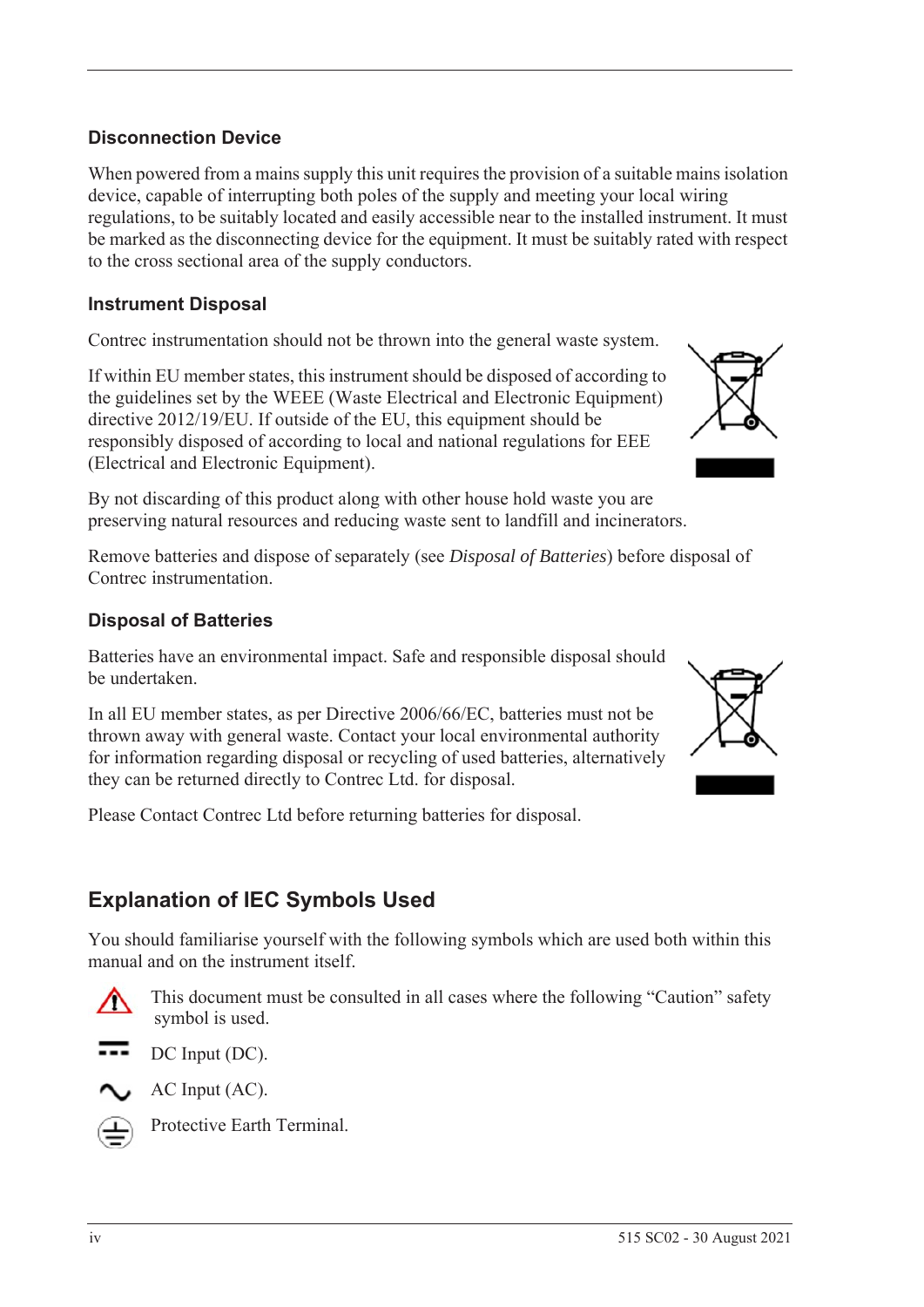### Disconnection Device

When powered from a mains supply this unit requires the provision of a suitable mains isolation device, capable of interrupting both poles of the supply and meeting your local wiring regulations, to be suitably located and easily accessible near to the installed instrument. It must be marked as the disconnecting device for the equipment. It must be suitably rated with respect to the cross sectional area of the supply conductors.

### Instrument Disposal

Contrec instrumentation should not be thrown into the general waste system.

If within EU member states, this instrument should be disposed of according to the guidelines set by the WEEE (Waste Electrical and Electronic Equipment) directive 2012/19/EU. If outside of the EU, this equipment should be responsibly disposed of according to local and national regulations for EEE (Electrical and Electronic Equipment).

By not discarding of this product along with other house hold waste you are preserving natural resources and reducing waste sent to landfill and incinerators.

Remove batteries and dispose of separately (see *Disposal of Batteries*) before disposal of Contrec instrumentation.

### Disposal of Batteries

Batteries have an environmental impact. Safe and responsible disposal should be undertaken.

In all EU member states, as per Directive 2006/66/EC, batteries must not be thrown away with general waste. Contact your local environmental authority for information regarding disposal or recycling of used batteries, alternatively they can be returned directly to Contrec Ltd. for disposal.

Please Contact Contrec Ltd before returning batteries for disposal.

## Explanation of IEC Symbols Used

You should familiarise yourself with the following symbols which are used both within this manual and on the instrument itself.

This document must be consulted in all cases where the following “Caution” safety symbol is used.

DC Input (DC).

AC Input (AC).

Protective Earth Terminal.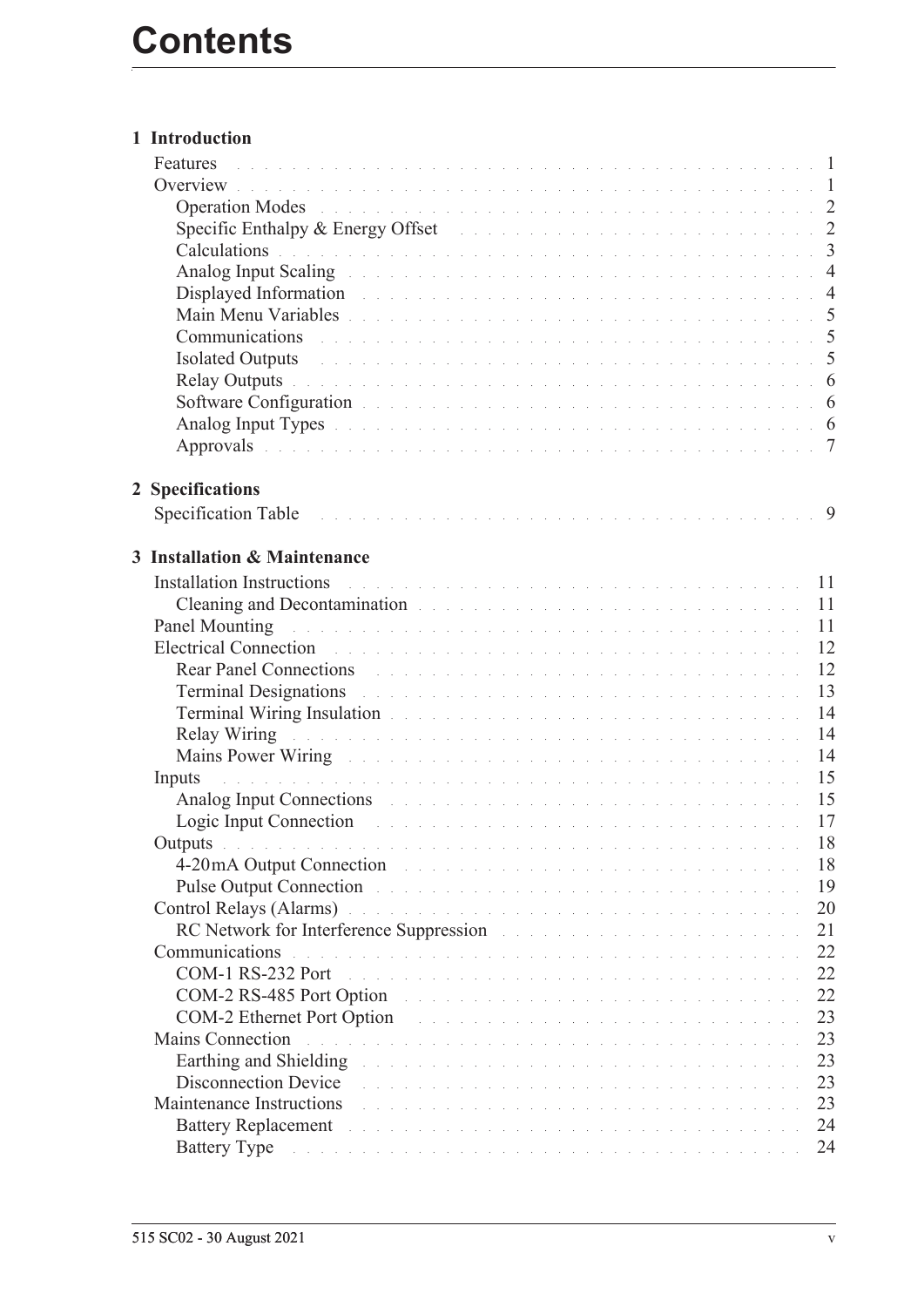# Contents

## 1 Introduction

- Features . . . 1
- Overview . . . 1
  - Operation Modes . . . 2
  - Specific Enthalpy & Energy Offset . . . 2
  - Calculations . . . 3
  - Analog Input Scaling . . . 4
  - Displayed Information . . . 4
  - Main Menu Variables . . . 5
  - Communications . . . 5
  - Isolated Outputs . . . 5
  - Relay Outputs . . . 6
  - Software Configuration . . . 6
  - Analog Input Types . . . 6
  - Approvals . . . 7

## 2 Specifications

- Specification Table . . . 9

## 3 Installation & Maintenance

- Installation Instructions . . . 11
  - Cleaning and Decontamination . . . 11
- Panel Mounting . . . 11
- Electrical Connection . . . 12
  - Rear Panel Connections . . . 12
  - Terminal Designations . . . 13
  - Terminal Wiring Insulation . . . 14
  - Relay Wiring . . . 14
  - Mains Power Wiring . . . 14
- Inputs . . . 15
  - Analog Input Connections . . . 15
  - Logic Input Connection . . . 17
- Outputs . . . 18
  - 4-20mA Output Connection . . . 18
  - Pulse Output Connection . . . 19
- Control Relays (Alarms) . . . 20
  - RC Network for Interference Suppression . . . 21
- Communications . . . 22
  - COM-1 RS-232 Port . . . 22
  - COM-2 RS-485 Port Option . . . 22
  - COM-2 Ethernet Port Option . . . 23
- Mains Connection . . . 23
  - Earthing and Shielding . . . 23
  - Disconnection Device . . . 23
- Maintenance Instructions . . . 23
  - Battery Replacement . . . 24
  - Battery Type . . . 24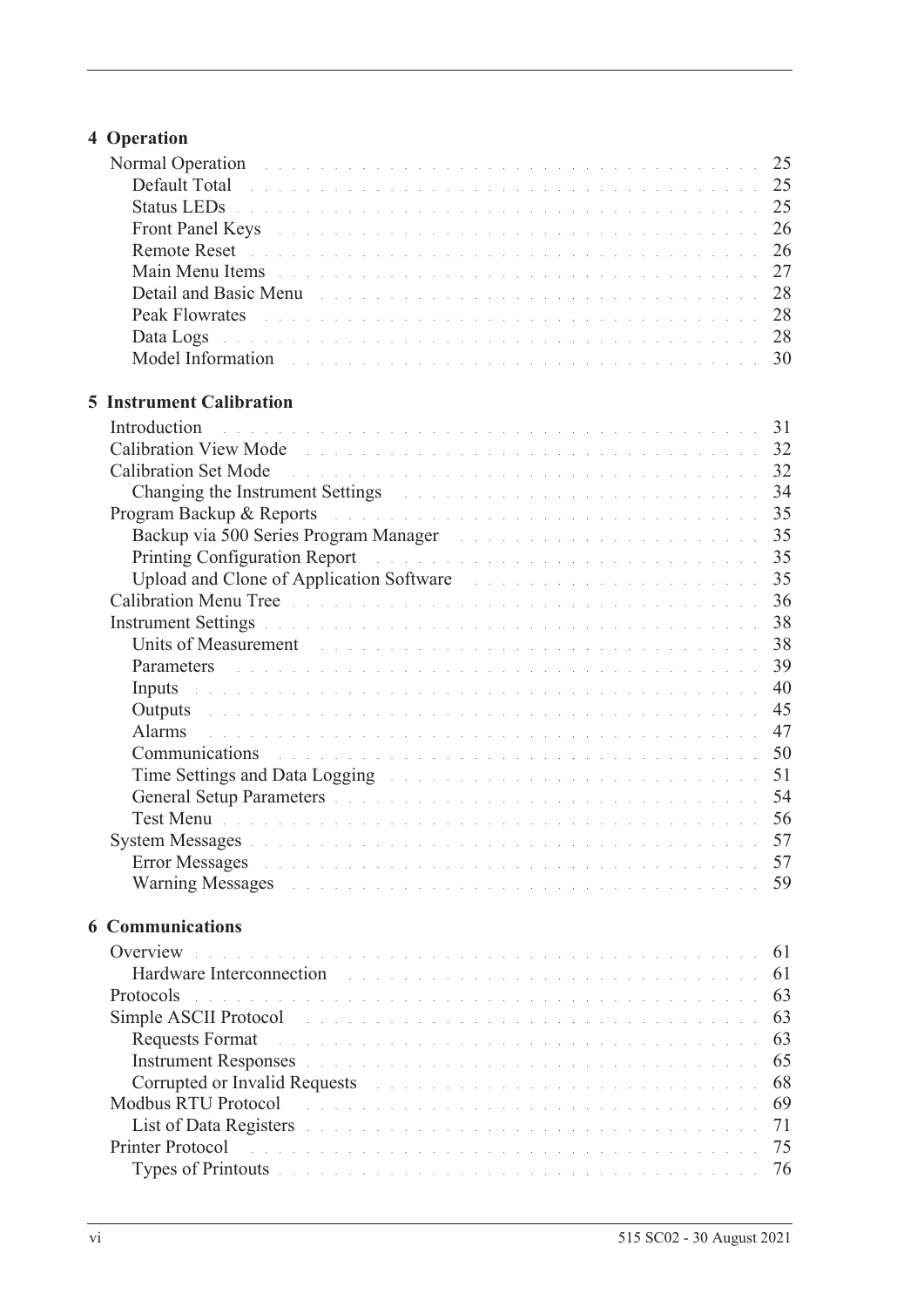## 4 Operation

- Normal Operation . . . . . 25
  - Default Total . . . . . 25
  - Status LEDs . . . . . 25
  - Front Panel Keys . . . . . 26
  - Remote Reset . . . . . 26
  - Main Menu Items . . . . . 27
  - Detail and Basic Menu . . . . . 28
  - Peak Flowrates . . . . . 28
  - Data Logs . . . . . 28
  - Model Information . . . . . 30

## 5 Instrument Calibration

- Introduction . . . . . 31
- Calibration View Mode . . . . . 32
- Calibration Set Mode . . . . . 32
  - Changing the Instrument Settings . . . . . 34
- Program Backup & Reports . . . . . 35
  - Backup via 500 Series Program Manager . . . . . 35
  - Printing Configuration Report . . . . . 35
  - Upload and Clone of Application Software . . . . . 35
- Calibration Menu Tree . . . . . 36
- Instrument Settings . . . . . 38
  - Units of Measurement . . . . . 38
  - Parameters . . . . . 39
  - Inputs . . . . . 40
  - Outputs . . . . . 45
  - Alarms . . . . . 47
  - Communications . . . . . 50
  - Time Settings and Data Logging . . . . . 51
  - General Setup Parameters . . . . . 54
  - Test Menu . . . . . 56
- System Messages . . . . . 57
  - Error Messages . . . . . 57
  - Warning Messages . . . . . 59

## 6 Communications

- Overview . . . . . 61
  - Hardware Interconnection . . . . . 61
- Protocols . . . . . 63
- Simple ASCII Protocol . . . . . 63
  - Requests Format . . . . . 63
  - Instrument Responses . . . . . 65
  - Corrupted or Invalid Requests . . . . . 68
- Modbus RTU Protocol . . . . . 69
  - List of Data Registers . . . . . 71
- Printer Protocol . . . . . 75
  - Types of Printouts . . . . . 76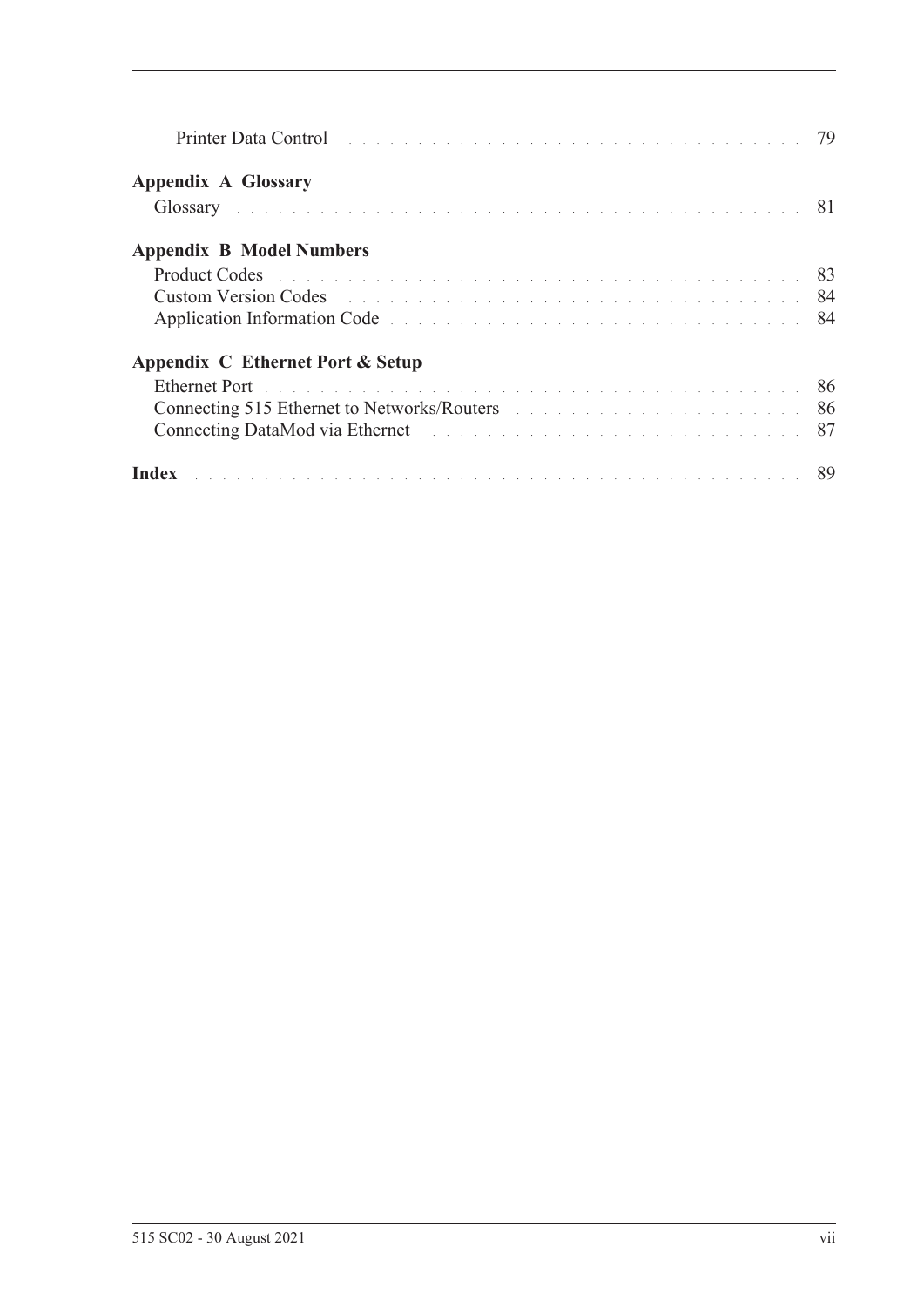Printer Data Control . . . . . . . . . . 79

**Appendix A Glossary**

Glossary . . . . . . . . . . 81

**Appendix B Model Numbers**

Product Codes . . . . . . . . . . 83
Custom Version Codes . . . . . . . . . . 84
Application Information Code . . . . . . . . . . 84

**Appendix C Ethernet Port & Setup**

Ethernet Port . . . . . . . . . . 86
Connecting 515 Ethernet to Networks/Routers . . . . . . . . . . 86
Connecting DataMod via Ethernet . . . . . . . . . . 87

**Index** . . . . . . . . . . 89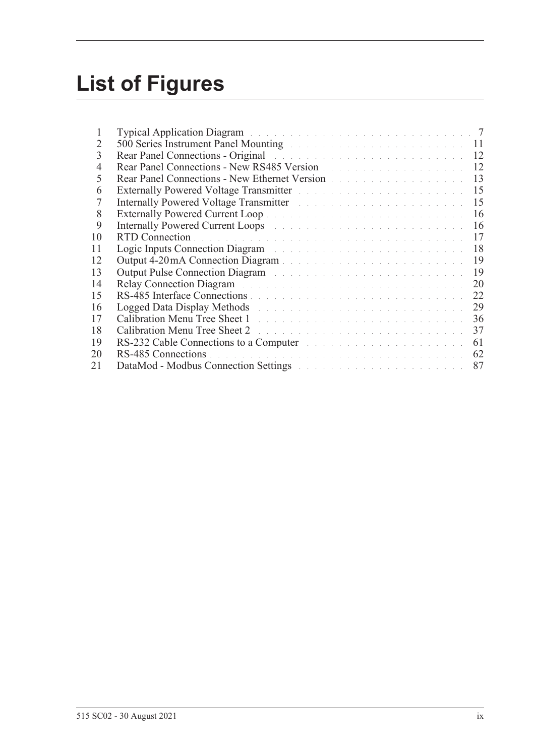# List of Figures

| | | |
|---|---|---|
| 1 | Typical Application Diagram | 7 |
| 2 | 500 Series Instrument Panel Mounting | 11 |
| 3 | Rear Panel Connections - Original | 12 |
| 4 | Rear Panel Connections - New RS485 Version | 12 |
| 5 | Rear Panel Connections - New Ethernet Version | 13 |
| 6 | Externally Powered Voltage Transmitter | 15 |
| 7 | Internally Powered Voltage Transmitter | 15 |
| 8 | Externally Powered Current Loop | 16 |
| 9 | Internally Powered Current Loops | 16 |
| 10 | RTD Connection | 17 |
| 11 | Logic Inputs Connection Diagram | 18 |
| 12 | Output 4-20 mA Connection Diagram | 19 |
| 13 | Output Pulse Connection Diagram | 19 |
| 14 | Relay Connection Diagram | 20 |
| 15 | RS-485 Interface Connections | 22 |
| 16 | Logged Data Display Methods | 29 |
| 17 | Calibration Menu Tree Sheet 1 | 36 |
| 18 | Calibration Menu Tree Sheet 2 | 37 |
| 19 | RS-232 Cable Connections to a Computer | 61 |
| 20 | RS-485 Connections | 62 |
| 21 | DataMod - Modbus Connection Settings | 87 |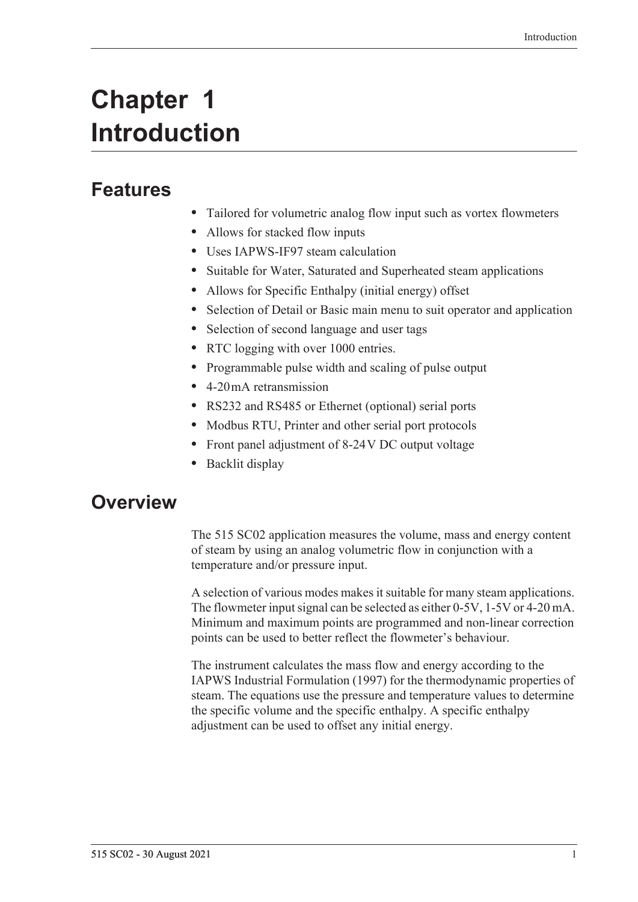# Chapter 1 Introduction

## Features

- Tailored for volumetric analog flow input such as vortex flowmeters
- Allows for stacked flow inputs
- Uses IAPWS-IF97 steam calculation
- Suitable for Water, Saturated and Superheated steam applications
- Allows for Specific Enthalpy (initial energy) offset
- Selection of Detail or Basic main menu to suit operator and application
- Selection of second language and user tags
- RTC logging with over 1000 entries.
- Programmable pulse width and scaling of pulse output
- 4-20 mA retransmission
- RS232 and RS485 or Ethernet (optional) serial ports
- Modbus RTU, Printer and other serial port protocols
- Front panel adjustment of 8-24 V DC output voltage
- Backlit display

## Overview

The 515 SC02 application measures the volume, mass and energy content of steam by using an analog volumetric flow in conjunction with a temperature and/or pressure input.

A selection of various modes makes it suitable for many steam applications. The flowmeter input signal can be selected as either 0-5V, 1-5V or 4-20 mA. Minimum and maximum points are programmed and non-linear correction points can be used to better reflect the flowmeter's behaviour.

The instrument calculates the mass flow and energy according to the IAPWS Industrial Formulation (1997) for the thermodynamic properties of steam. The equations use the pressure and temperature values to determine the specific volume and the specific enthalpy. A specific enthalpy adjustment can be used to offset any initial energy.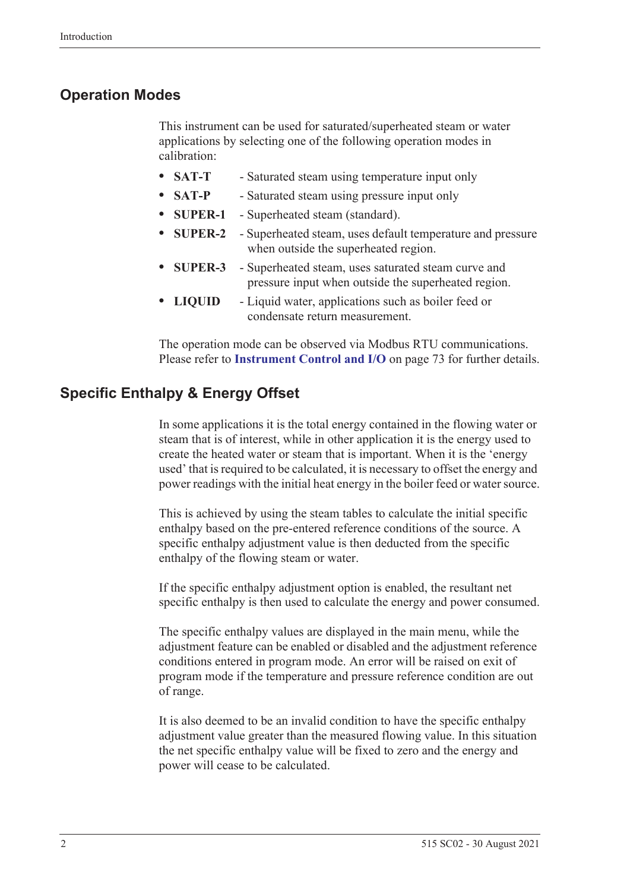## Operation Modes

This instrument can be used for saturated/superheated steam or water applications by selecting one of the following operation modes in calibration:

- **SAT-T** - Saturated steam using temperature input only
- **SAT-P** - Saturated steam using pressure input only
- **SUPER-1** - Superheated steam (standard).
- **SUPER-2** - Superheated steam, uses default temperature and pressure when outside the superheated region.
- **SUPER-3** - Superheated steam, uses saturated steam curve and pressure input when outside the superheated region.
- **LIQUID** - Liquid water, applications such as boiler feed or condensate return measurement.

The operation mode can be observed via Modbus RTU communications. Please refer to **Instrument Control and I/O** on page 73 for further details.

## Specific Enthalpy & Energy Offset

In some applications it is the total energy contained in the flowing water or steam that is of interest, while in other application it is the energy used to create the heated water or steam that is important. When it is the 'energy used' that is required to be calculated, it is necessary to offset the energy and power readings with the initial heat energy in the boiler feed or water source.

This is achieved by using the steam tables to calculate the initial specific enthalpy based on the pre-entered reference conditions of the source. A specific enthalpy adjustment value is then deducted from the specific enthalpy of the flowing steam or water.

If the specific enthalpy adjustment option is enabled, the resultant net specific enthalpy is then used to calculate the energy and power consumed.

The specific enthalpy values are displayed in the main menu, while the adjustment feature can be enabled or disabled and the adjustment reference conditions entered in program mode. An error will be raised on exit of program mode if the temperature and pressure reference condition are out of range.

It is also deemed to be an invalid condition to have the specific enthalpy adjustment value greater than the measured flowing value. In this situation the net specific enthalpy value will be fixed to zero and the energy and power will cease to be calculated.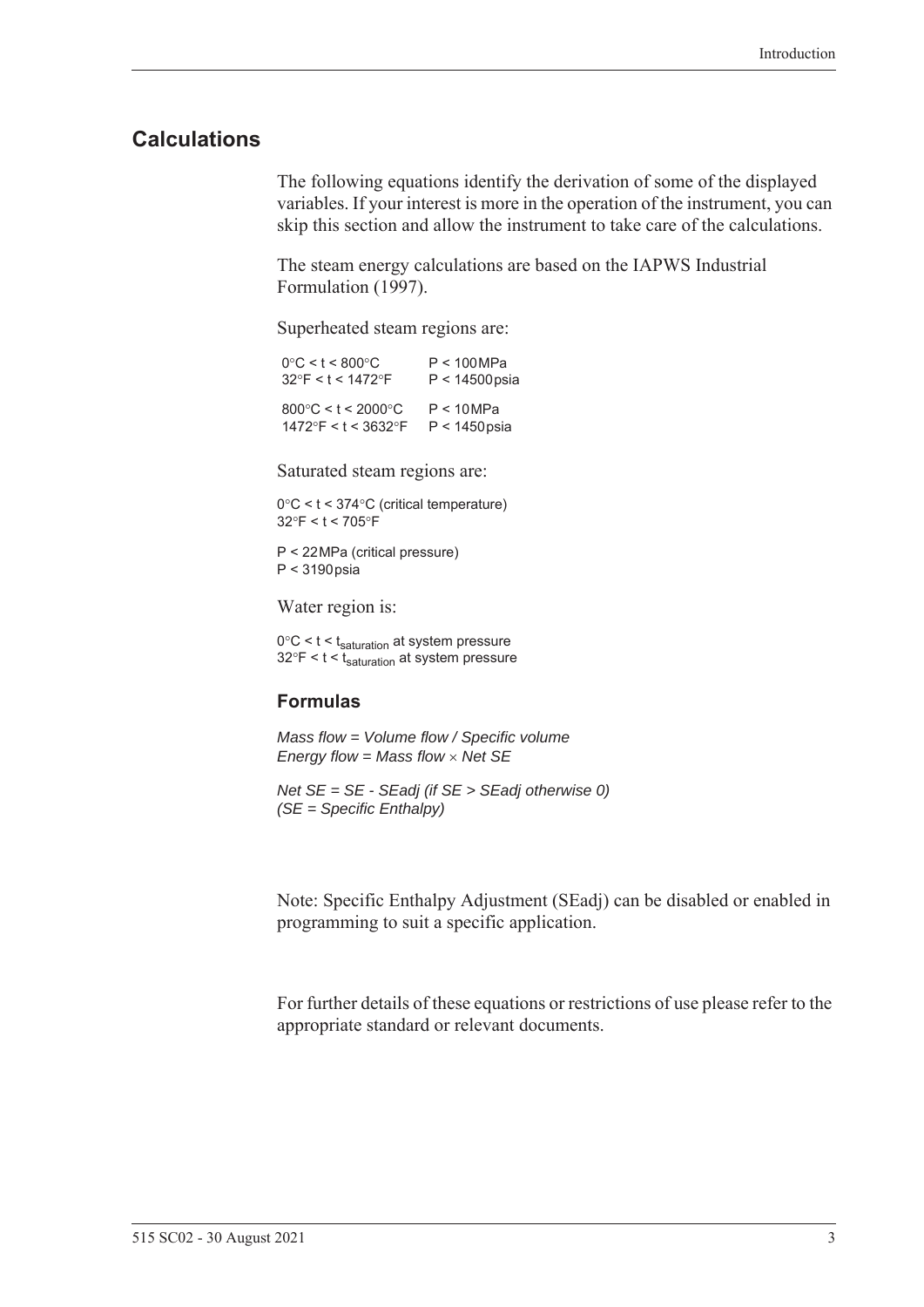## Calculations

The following equations identify the derivation of some of the displayed variables. If your interest is more in the operation of the instrument, you can skip this section and allow the instrument to take care of the calculations.

The steam energy calculations are based on the IAPWS Industrial Formulation (1997).

Superheated steam regions are:

| | |
|---|---|
| 0°C < t < 800°C<br>32°F < t < 1472°F | P < 100 MPa<br>P < 14500 psia |
| 800°C < t < 2000°C<br>1472°F < t < 3632°F | P < 10 MPa<br>P < 1450 psia |

Saturated steam regions are:

0°C < t < 374°C (critical temperature)
32°F < t < 705°F

P < 22 MPa (critical pressure)
P < 3190 psia

Water region is:

0°C < t < $t_{saturation}$ at system pressure
32°F < t < $t_{saturation}$ at system pressure

### Formulas

*Mass flow = Volume flow / Specific volume*
*Energy flow = Mass flow × Net SE*

*Net SE = SE - SEadj (if SE > SEadj otherwise 0)*
*(SE = Specific Enthalpy)*

Note: Specific Enthalpy Adjustment (SEadj) can be disabled or enabled in programming to suit a specific application.

For further details of these equations or restrictions of use please refer to the appropriate standard or relevant documents.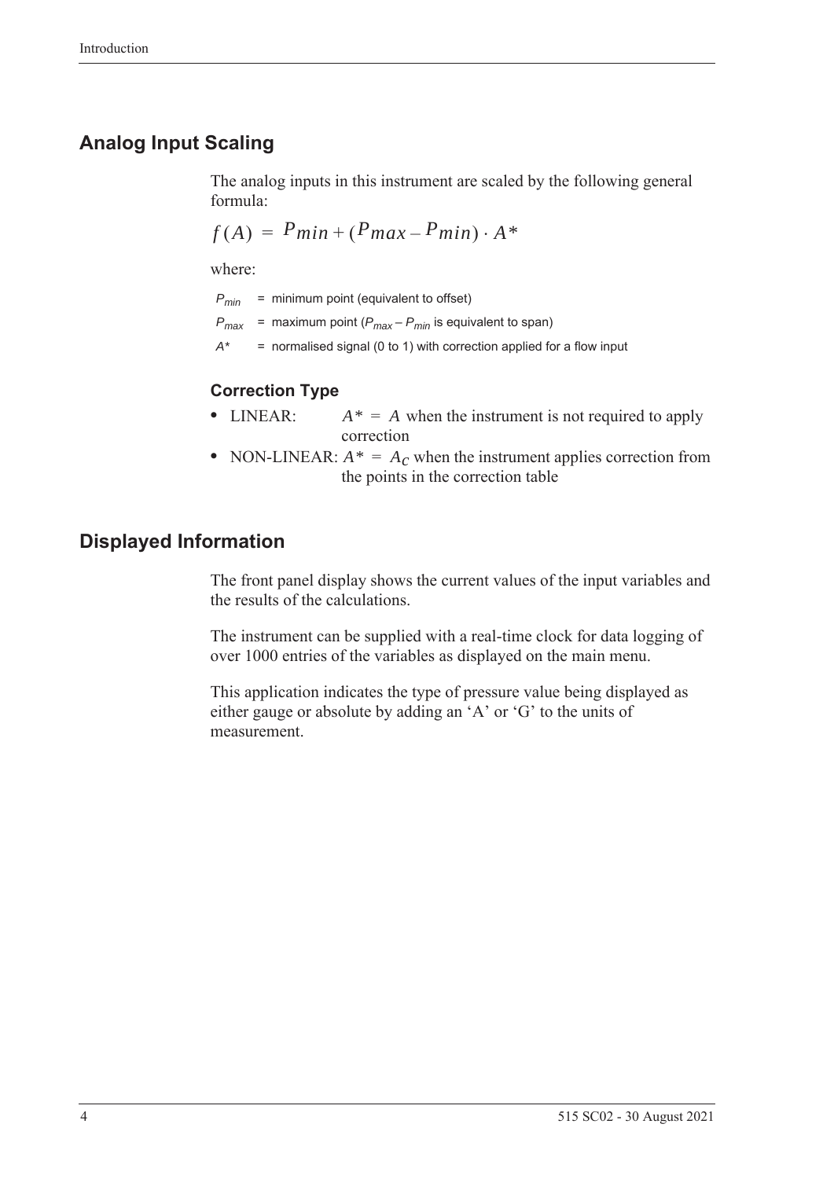## Analog Input Scaling

The analog inputs in this instrument are scaled by the following general formula:

$$f(A) = P_{min} + (P_{max} - P_{min}) \cdot A*$$

where:

$P_{min}$ = minimum point (equivalent to offset)

$P_{max}$ = maximum point ($P_{max} - P_{min}$ is equivalent to span)

$A*$ = normalised signal (0 to 1) with correction applied for a flow input

### Correction Type

- LINEAR: $A* = A$ when the instrument is not required to apply correction
- NON-LINEAR: $A* = A_C$ when the instrument applies correction from the points in the correction table

## Displayed Information

The front panel display shows the current values of the input variables and the results of the calculations.

The instrument can be supplied with a real-time clock for data logging of over 1000 entries of the variables as displayed on the main menu.

This application indicates the type of pressure value being displayed as either gauge or absolute by adding an 'A' or 'G' to the units of measurement.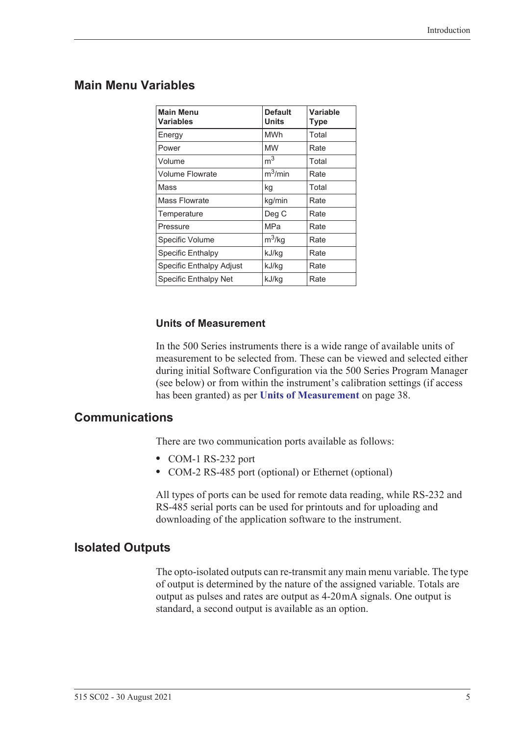## Main Menu Variables

| Main Menu Variables | Default Units | Variable Type |
|---|---|---|
| Energy | MWh | Total |
| Power | MW | Rate |
| Volume | $m^3$ | Total |
| Volume Flowrate | $m^3$/min | Rate |
| Mass | kg | Total |
| Mass Flowrate | kg/min | Rate |
| Temperature | Deg C | Rate |
| Pressure | MPa | Rate |
| Specific Volume | $m^3$/kg | Rate |
| Specific Enthalpy | kJ/kg | Rate |
| Specific Enthalpy Adjust | kJ/kg | Rate |
| Specific Enthalpy Net | kJ/kg | Rate |

### Units of Measurement

In the 500 Series instruments there is a wide range of available units of measurement to be selected from. These can be viewed and selected either during initial Software Configuration via the 500 Series Program Manager (see below) or from within the instrument's calibration settings (if access has been granted) as per **Units of Measurement** on page 38.

## Communications

There are two communication ports available as follows:

- COM-1 RS-232 port
- COM-2 RS-485 port (optional) or Ethernet (optional)

All types of ports can be used for remote data reading, while RS-232 and RS-485 serial ports can be used for printouts and for uploading and downloading of the application software to the instrument.

## Isolated Outputs

The opto-isolated outputs can re-transmit any main menu variable. The type of output is determined by the nature of the assigned variable. Totals are output as pulses and rates are output as 4-20 mA signals. One output is standard, a second output is available as an option.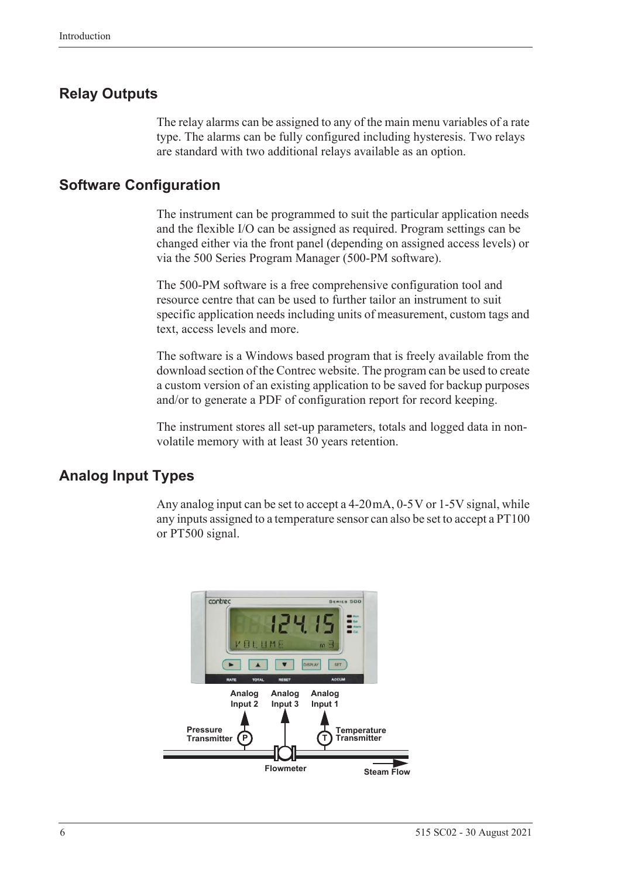## Relay Outputs

The relay alarms can be assigned to any of the main menu variables of a rate type. The alarms can be fully configured including hysteresis. Two relays are standard with two additional relays available as an option.

## Software Configuration

The instrument can be programmed to suit the particular application needs and the flexible I/O can be assigned as required. Program settings can be changed either via the front panel (depending on assigned access levels) or via the 500 Series Program Manager (500-PM software).

The 500-PM software is a free comprehensive configuration tool and resource centre that can be used to further tailor an instrument to suit specific application needs including units of measurement, custom tags and text, access levels and more.

The software is a Windows based program that is freely available from the download section of the Contrec website. The program can be used to create a custom version of an existing application to be saved for backup purposes and/or to generate a PDF of configuration report for record keeping.

The instrument stores all set-up parameters, totals and logged data in non-volatile memory with at least 30 years retention.

## Analog Input Types

Any analog input can be set to accept a 4-20 mA, 0-5 V or 1-5 V signal, while any inputs assigned to a temperature sensor can also be set to accept a PT100 or PT500 signal.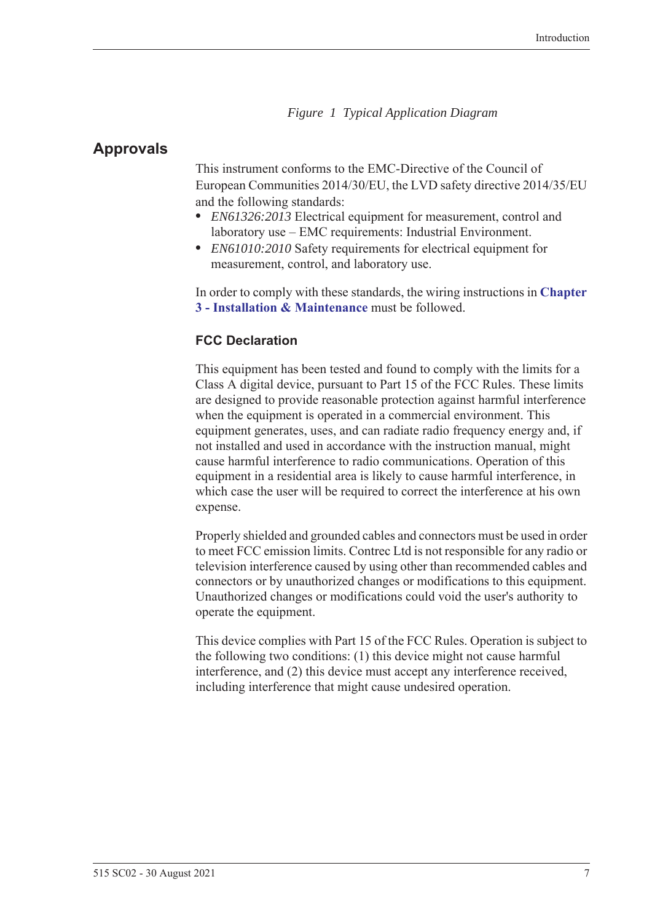*Figure 1 Typical Application Diagram*

## Approvals

This instrument conforms to the EMC-Directive of the Council of European Communities 2014/30/EU, the LVD safety directive 2014/35/EU and the following standards:

- *EN61326:2013* Electrical equipment for measurement, control and laboratory use – EMC requirements: Industrial Environment.
- *EN61010:2010* Safety requirements for electrical equipment for measurement, control, and laboratory use.

In order to comply with these standards, the wiring instructions in **Chapter 3 - Installation & Maintenance** must be followed.

### FCC Declaration

This equipment has been tested and found to comply with the limits for a Class A digital device, pursuant to Part 15 of the FCC Rules. These limits are designed to provide reasonable protection against harmful interference when the equipment is operated in a commercial environment. This equipment generates, uses, and can radiate radio frequency energy and, if not installed and used in accordance with the instruction manual, might cause harmful interference to radio communications. Operation of this equipment in a residential area is likely to cause harmful interference, in which case the user will be required to correct the interference at his own expense.

Properly shielded and grounded cables and connectors must be used in order to meet FCC emission limits. Contrec Ltd is not responsible for any radio or television interference caused by using other than recommended cables and connectors or by unauthorized changes or modifications to this equipment. Unauthorized changes or modifications could void the user's authority to operate the equipment.

This device complies with Part 15 of the FCC Rules. Operation is subject to the following two conditions: (1) this device might not cause harmful interference, and (2) this device must accept any interference received, including interference that might cause undesired operation.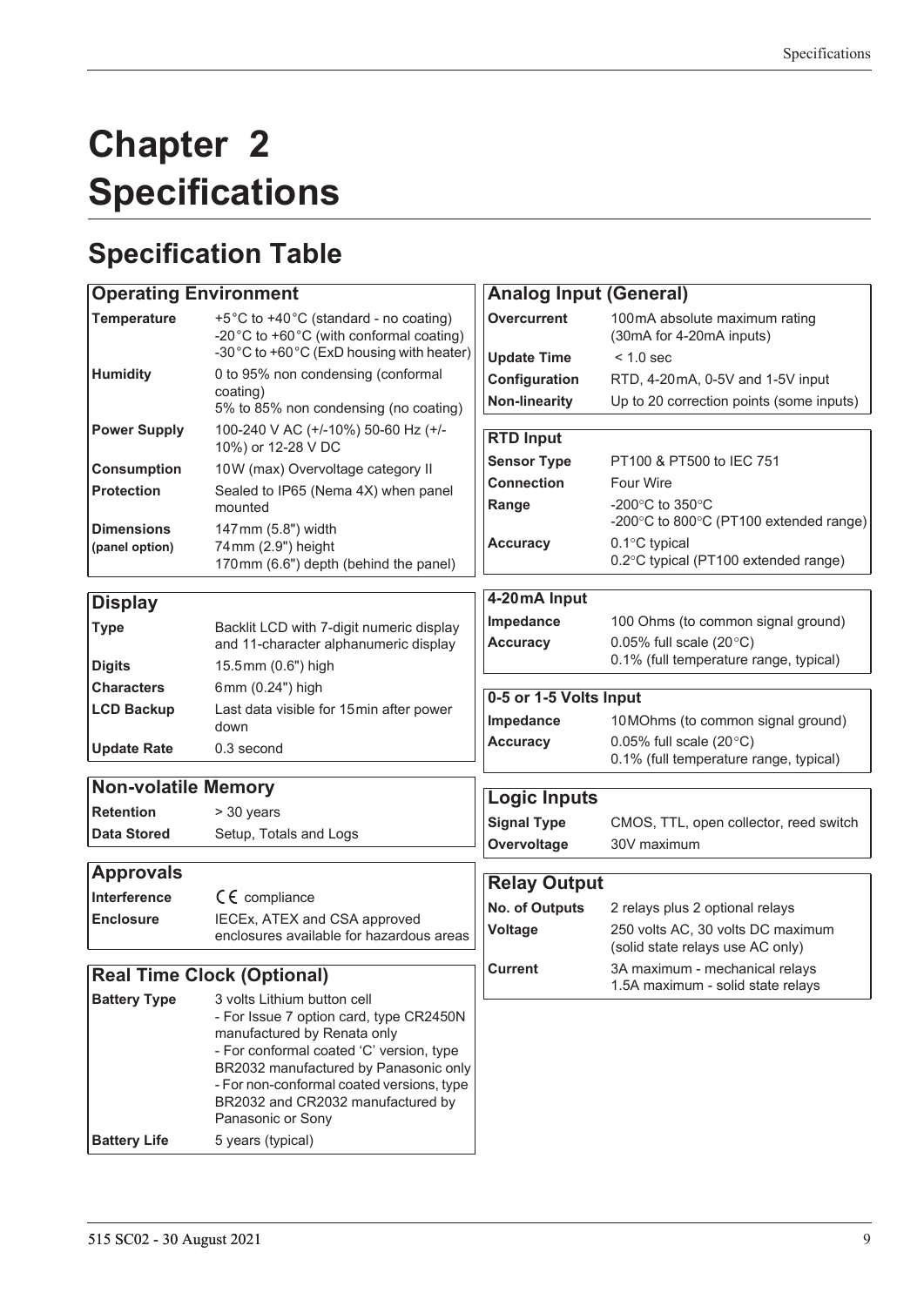# Chapter 2 Specifications

## Specification Table

| Operating Environment | |
|---|---|
| **Temperature** | +5°C to +40°C (standard - no coating)<br>-20°C to +60°C (with conformal coating)<br>-30°C to +60°C (ExD housing with heater) |
| **Humidity** | 0 to 95% non condensing (conformal coating)<br>5% to 85% non condensing (no coating) |
| **Power Supply** | 100-240 V AC (+/-10%) 50-60 Hz (+/-10%) or 12-28 V DC |
| **Consumption** | 10W (max) Overvoltage category II |
| **Protection** | Sealed to IP65 (Nema 4X) when panel mounted |
| **Dimensions (panel option)** | 147mm (5.8") width<br>74mm (2.9") height<br>170mm (6.6") depth (behind the panel) |

| Display | |
|---|---|
| **Type** | Backlit LCD with 7-digit numeric display and 11-character alphanumeric display |
| **Digits** | 15.5mm (0.6") high |
| **Characters** | 6mm (0.24") high |
| **LCD Backup** | Last data visible for 15min after power down |
| **Update Rate** | 0.3 second |

| Non-volatile Memory | |
|---|---|
| **Retention** | > 30 years |
| **Data Stored** | Setup, Totals and Logs |

| Approvals | |
|---|---|
| **Interference** | CE compliance |
| **Enclosure** | IECEx, ATEX and CSA approved enclosures available for hazardous areas |

| Real Time Clock (Optional) | |
|---|---|
| **Battery Type** | 3 volts Lithium button cell<br>- For Issue 7 option card, type CR2450N manufactured by Renata only<br>- For conformal coated 'C' version, type BR2032 manufactured by Panasonic only<br>- For non-conformal coated versions, type BR2032 and CR2032 manufactured by Panasonic or Sony |
| **Battery Life** | 5 years (typical) |

| Analog Input (General) | |
|---|---|
| **Overcurrent** | 100mA absolute maximum rating (30mA for 4-20mA inputs) |
| **Update Time** | < 1.0 sec |
| **Configuration** | RTD, 4-20mA, 0-5V and 1-5V input |
| **Non-linearity** | Up to 20 correction points (some inputs) |

| RTD Input | |
|---|---|
| **Sensor Type** | PT100 & PT500 to IEC 751 |
| **Connection** | Four Wire |
| **Range** | -200°C to 350°C<br>-200°C to 800°C (PT100 extended range) |
| **Accuracy** | 0.1°C typical<br>0.2°C typical (PT100 extended range) |

| 4-20mA Input | |
|---|---|
| **Impedance** | 100 Ohms (to common signal ground) |
| **Accuracy** | 0.05% full scale (20°C)<br>0.1% (full temperature range, typical) |

| 0-5 or 1-5 Volts Input | |
|---|---|
| **Impedance** | 10MOhms (to common signal ground) |
| **Accuracy** | 0.05% full scale (20°C)<br>0.1% (full temperature range, typical) |

| Logic Inputs | |
|---|---|
| **Signal Type** | CMOS, TTL, open collector, reed switch |
| **Overvoltage** | 30V maximum |

| Relay Output | |
|---|---|
| **No. of Outputs** | 2 relays plus 2 optional relays |
| **Voltage** | 250 volts AC, 30 volts DC maximum (solid state relays use AC only) |
| **Current** | 3A maximum - mechanical relays<br>1.5A maximum - solid state relays |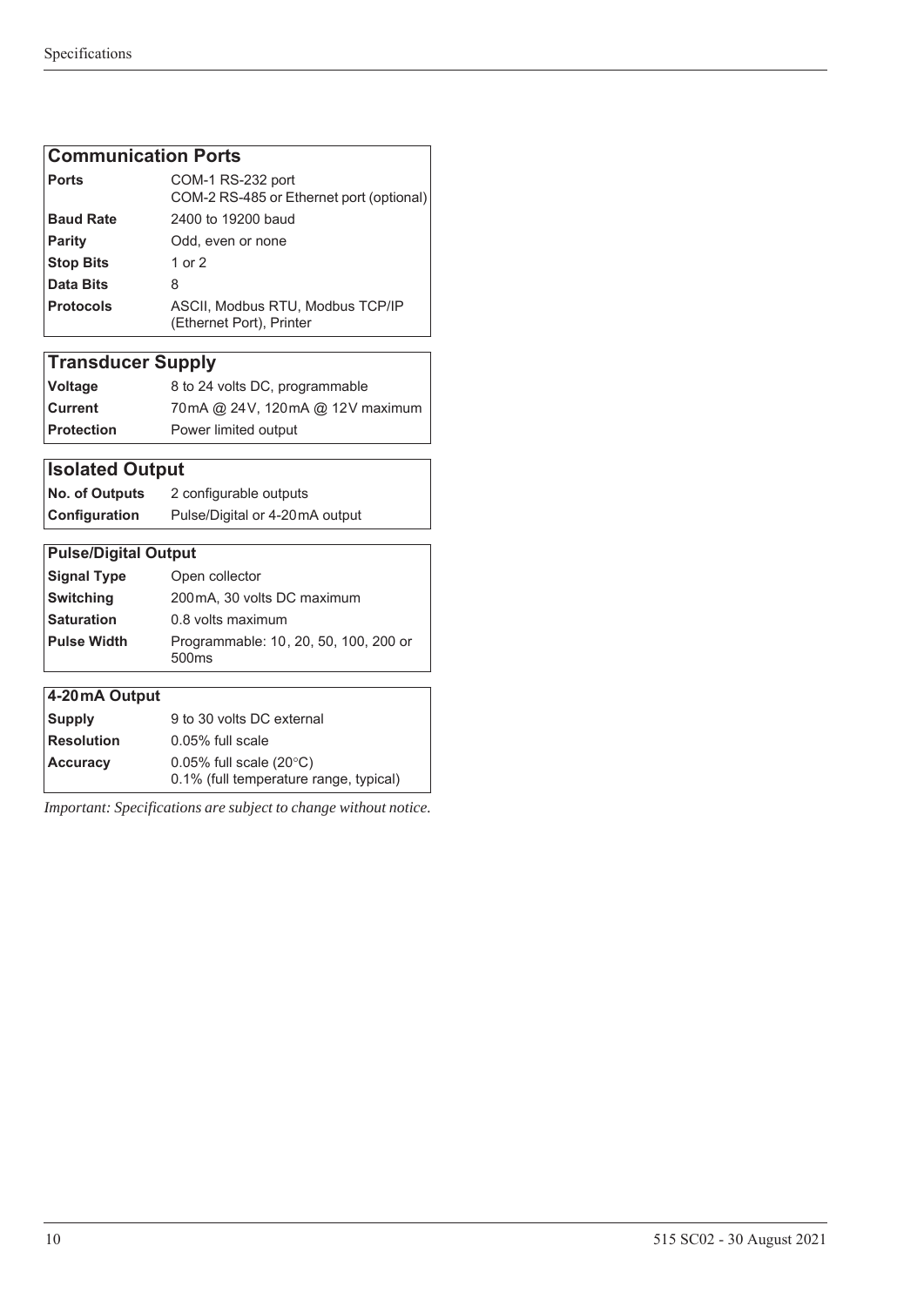| Communication Ports | |
|---|---|
| **Ports** | COM-1 RS-232 port<br>COM-2 RS-485 or Ethernet port (optional) |
| **Baud Rate** | 2400 to 19200 baud |
| **Parity** | Odd, even or none |
| **Stop Bits** | 1 or 2 |
| **Data Bits** | 8 |
| **Protocols** | ASCII, Modbus RTU, Modbus TCP/IP (Ethernet Port), Printer |

| Transducer Supply | |
|---|---|
| **Voltage** | 8 to 24 volts DC, programmable |
| **Current** | 70 mA @ 24 V, 120 mA @ 12 V maximum |
| **Protection** | Power limited output |

| Isolated Output | |
|---|---|
| **No. of Outputs** | 2 configurable outputs |
| **Configuration** | Pulse/Digital or 4-20 mA output |

| Pulse/Digital Output | |
|---|---|
| **Signal Type** | Open collector |
| **Switching** | 200 mA, 30 volts DC maximum |
| **Saturation** | 0.8 volts maximum |
| **Pulse Width** | Programmable: 10, 20, 50, 100, 200 or 500ms |

| 4-20 mA Output | |
|---|---|
| **Supply** | 9 to 30 volts DC external |
| **Resolution** | 0.05% full scale |
| **Accuracy** | 0.05% full scale (20°C)<br>0.1% (full temperature range, typical) |

*Important: Specifications are subject to change without notice.*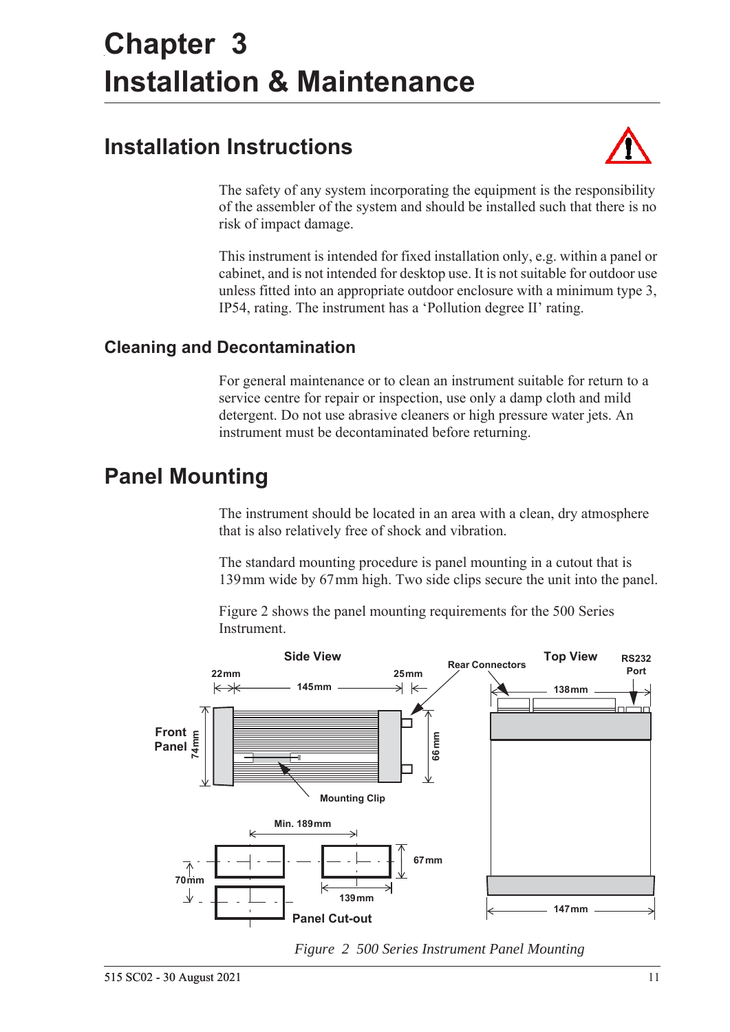# Chapter 3
# Installation & Maintenance

## Installation Instructions

The safety of any system incorporating the equipment is the responsibility of the assembler of the system and should be installed such that there is no risk of impact damage.

This instrument is intended for fixed installation only, e.g. within a panel or cabinet, and is not intended for desktop use. It is not suitable for outdoor use unless fitted into an appropriate outdoor enclosure with a minimum type 3, IP54, rating. The instrument has a 'Pollution degree II' rating.

### Cleaning and Decontamination

For general maintenance or to clean an instrument suitable for return to a service centre for repair or inspection, use only a damp cloth and mild detergent. Do not use abrasive cleaners or high pressure water jets. An instrument must be decontaminated before returning.

## Panel Mounting

The instrument should be located in an area with a clean, dry atmosphere that is also relatively free of shock and vibration.

The standard mounting procedure is panel mounting in a cutout that is 139 mm wide by 67 mm high. Two side clips secure the unit into the panel.

Figure 2 shows the panel mounting requirements for the 500 Series Instrument.

*Figure 2 500 Series Instrument Panel Mounting*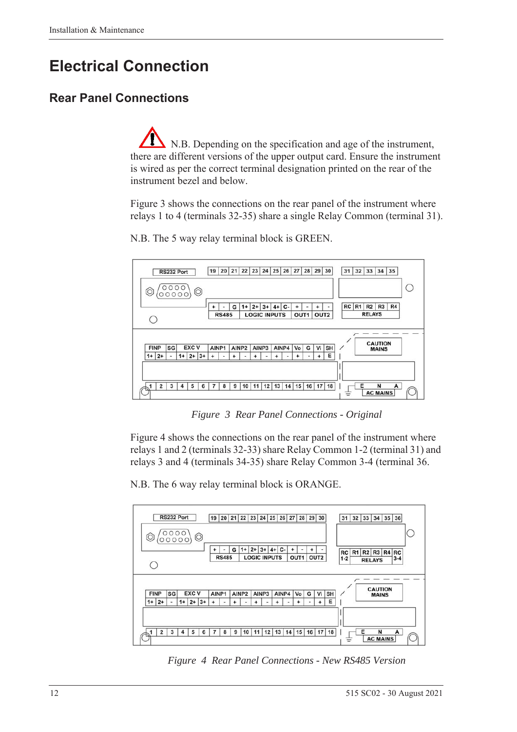# Electrical Connection

## Rear Panel Connections

N.B. Depending on the specification and age of the instrument, there are different versions of the upper output card. Ensure the instrument is wired as per the correct terminal designation printed on the rear of the instrument bezel and below.

Figure 3 shows the connections on the rear panel of the instrument where relays 1 to 4 (terminals 32-35) share a single Relay Common (terminal 31).

N.B. The 5 way relay terminal block is GREEN.

*Figure 3 Rear Panel Connections - Original*

Figure 4 shows the connections on the rear panel of the instrument where relays 1 and 2 (terminals 32-33) share Relay Common 1-2 (terminal 31) and relays 3 and 4 (terminals 34-35) share Relay Common 3-4 (terminal 36.

N.B. The 6 way relay terminal block is ORANGE.

*Figure 4 Rear Panel Connections - New RS485 Version*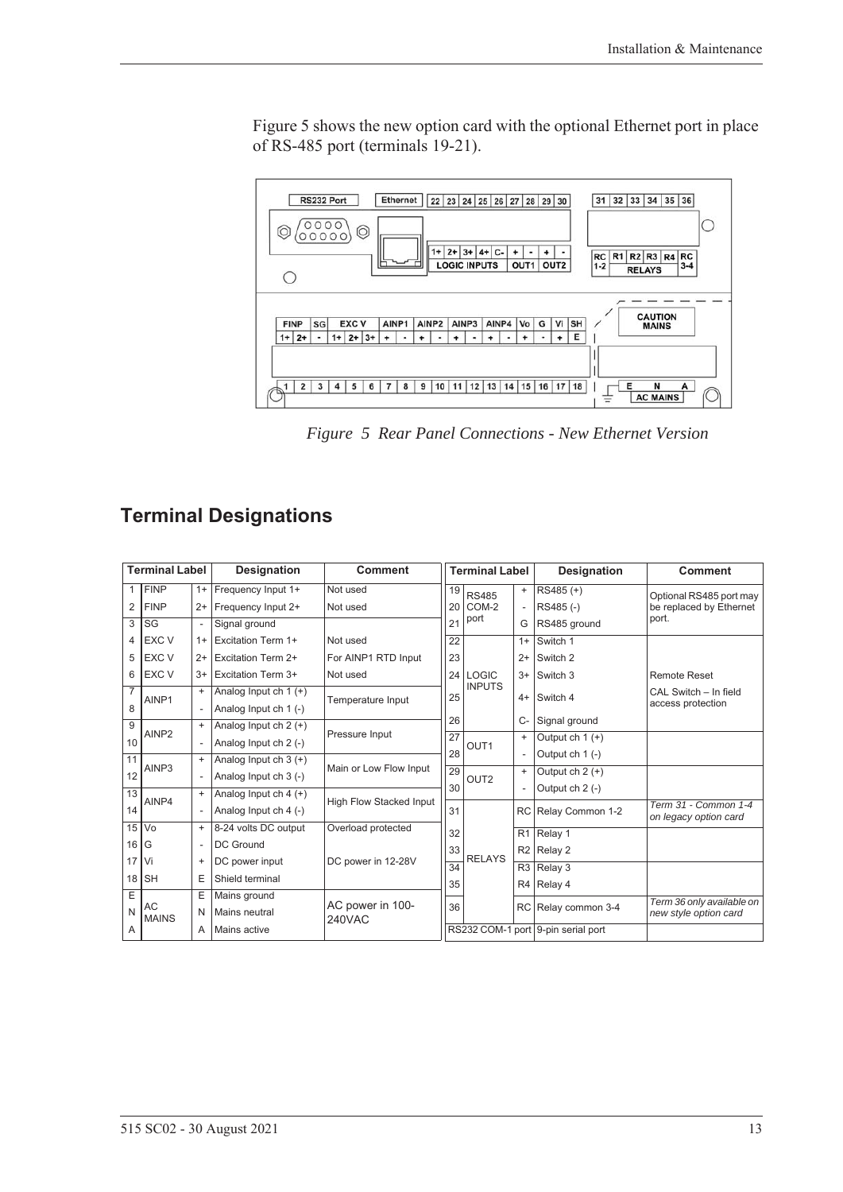Figure 5 shows the new option card with the optional Ethernet port in place of RS-485 port (terminals 19-21).

*Figure 5 Rear Panel Connections - New Ethernet Version*

## Terminal Designations

| Terminal Label | | | Designation | Comment |
|---|---|---|---|---|
| 1 | FINP | 1+ | Frequency Input 1+ | Not used |
| 2 | FINP | 2+ | Frequency Input 2+ | Not used |
| 3 | SG | - | Signal ground | |
| 4 | EXC V | 1+ | Excitation Term 1+ | Not used |
| 5 | EXC V | 2+ | Excitation Term 2+ | For AINP1 RTD Input |
| 6 | EXC V | 3+ | Excitation Term 3+ | Not used |
| 7 | AINP1 | + | Analog Input ch 1 (+) | Temperature Input |
| 8 | | - | Analog Input ch 1 (-) | |
| 9 | AINP2 | + | Analog Input ch 2 (+) | Pressure Input |
| 10 | | - | Analog Input ch 2 (-) | |
| 11 | AINP3 | + | Analog Input ch 3 (+) | Main or Low Flow Input |
| 12 | | - | Analog Input ch 3 (-) | |
| 13 | AINP4 | + | Analog Input ch 4 (+) | High Flow Stacked Input |
| 14 | | - | Analog Input ch 4 (-) | |
| 15 | Vo | + | 8-24 volts DC output | Overload protected |
| 16 | G | - | DC Ground | DC power in 12-28V |
| 17 | Vi | + | DC power input | |
| 18 | SH | E | Shield terminal | |
| E | AC MAINS | E | Mains ground | AC power in 100-240VAC |
| N | | N | Mains neutral | |
| A | | A | Mains active | |

| Terminal Label | | | Designation | Comment |
|---|---|---|---|---|
| 19 | RS485 COM-2 port | + | RS485 (+) | Optional RS485 port may be replaced by Ethernet port. |
| 20 | | - | RS485 (-) | |
| 21 | | G | RS485 ground | |
| 22 | LOGIC INPUTS | 1+ | Switch 1 | |
| 23 | | 2+ | Switch 2 | |
| 24 | | 3+ | Switch 3 | Remote Reset |
| 25 | | 4+ | Switch 4 | CAL Switch – In field access protection |
| 26 | | C- | Signal ground | |
| 27 | OUT1 | + | Output ch 1 (+) | |
| 28 | | - | Output ch 1 (-) | |
| 29 | OUT2 | + | Output ch 2 (+) | |
| 30 | | - | Output ch 2 (-) | |
| 31 | RELAYS | RC | Relay Common 1-2 | *Term 31 - Common 1-4 on legacy option card* |
| 32 | | R1 | Relay 1 | |
| 33 | | R2 | Relay 2 | |
| 34 | | R3 | Relay 3 | |
| 35 | | R4 | Relay 4 | |
| 36 | | RC | Relay common 3-4 | *Term 36 only available on new style option card* |
| RS232 COM-1 port | | | 9-pin serial port | |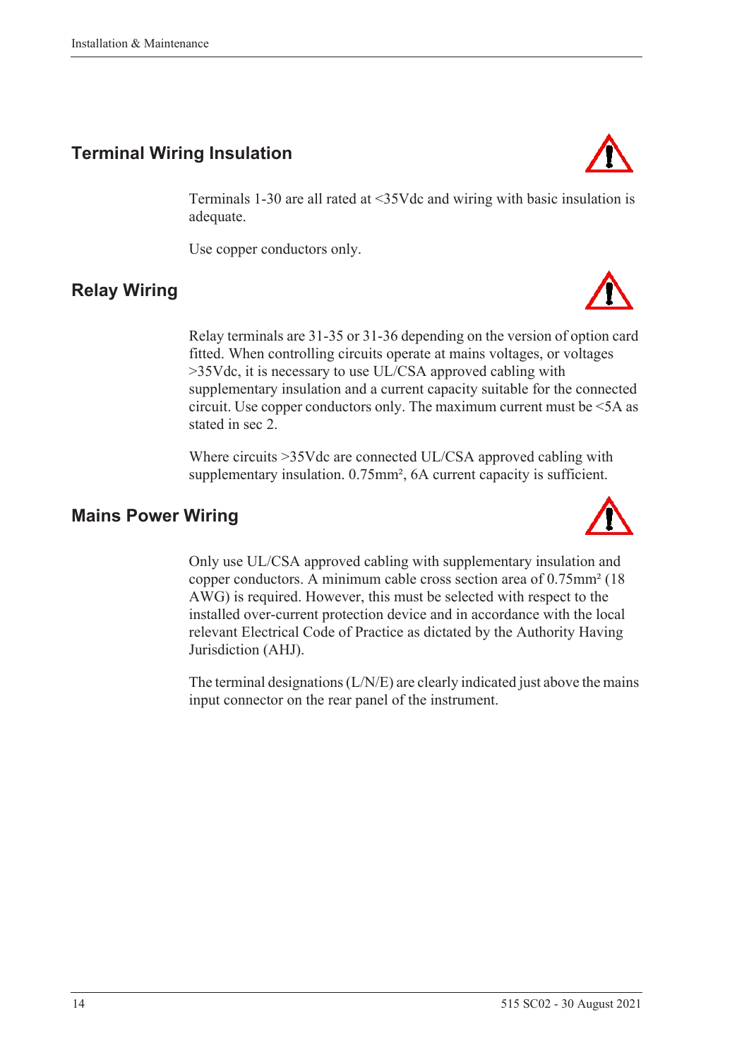## Terminal Wiring Insulation

Terminals 1-30 are all rated at <35Vdc and wiring with basic insulation is adequate.

Use copper conductors only.

## Relay Wiring

Relay terminals are 31-35 or 31-36 depending on the version of option card fitted. When controlling circuits operate at mains voltages, or voltages >35Vdc, it is necessary to use UL/CSA approved cabling with supplementary insulation and a current capacity suitable for the connected circuit. Use copper conductors only. The maximum current must be <5A as stated in sec 2.

Where circuits >35Vdc are connected UL/CSA approved cabling with supplementary insulation. 0.75mm², 6A current capacity is sufficient.

## Mains Power Wiring

Only use UL/CSA approved cabling with supplementary insulation and copper conductors. A minimum cable cross section area of 0.75mm² (18 AWG) is required. However, this must be selected with respect to the installed over-current protection device and in accordance with the local relevant Electrical Code of Practice as dictated by the Authority Having Jurisdiction (AHJ).

The terminal designations (L/N/E) are clearly indicated just above the mains input connector on the rear panel of the instrument.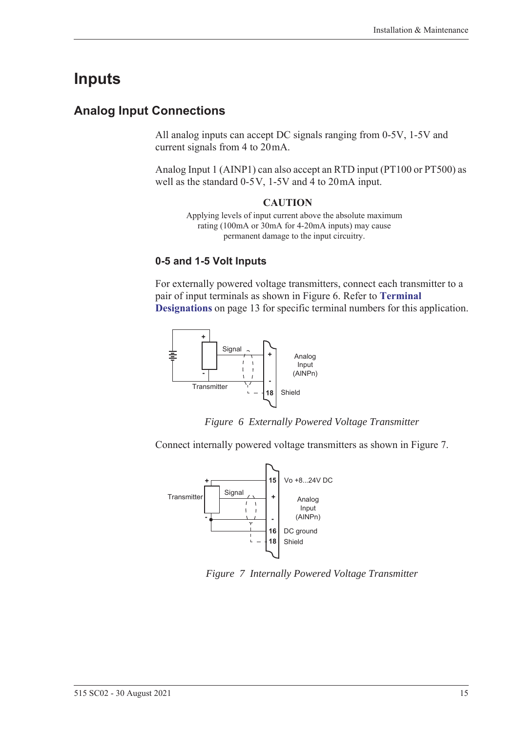# Inputs

## Analog Input Connections

All analog inputs can accept DC signals ranging from 0-5V, 1-5V and current signals from 4 to 20mA.

Analog Input 1 (AINP1) can also accept an RTD input (PT100 or PT500) as well as the standard 0-5V, 1-5V and 4 to 20mA input.

**CAUTION**

Applying levels of input current above the absolute maximum rating (100mA or 30mA for 4-20mA inputs) may cause permanent damage to the input circuitry.

### 0-5 and 1-5 Volt Inputs

For externally powered voltage transmitters, connect each transmitter to a pair of input terminals as shown in Figure 6. Refer to **Terminal Designations** on page 13 for specific terminal numbers for this application.

*Figure 6 Externally Powered Voltage Transmitter*

Connect internally powered voltage transmitters as shown in Figure 7.

*Figure 7 Internally Powered Voltage Transmitter*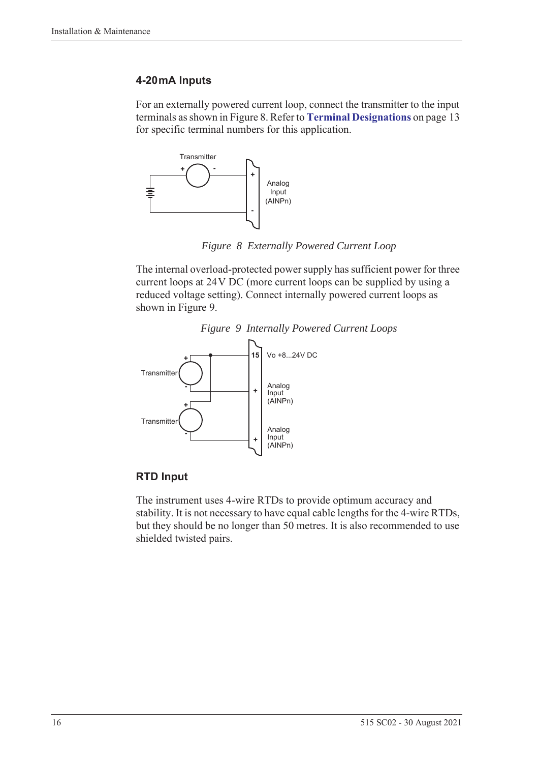### 4-20mA Inputs

For an externally powered current loop, connect the transmitter to the input terminals as shown in Figure 8. Refer to **Terminal Designations** on page 13 for specific terminal numbers for this application.

*Figure 8 Externally Powered Current Loop*

The internal overload-protected power supply has sufficient power for three current loops at 24 V DC (more current loops can be supplied by using a reduced voltage setting). Connect internally powered current loops as shown in Figure 9.

*Figure 9 Internally Powered Current Loops*

### RTD Input

The instrument uses 4-wire RTDs to provide optimum accuracy and stability. It is not necessary to have equal cable lengths for the 4-wire RTDs, but they should be no longer than 50 metres. It is also recommended to use shielded twisted pairs.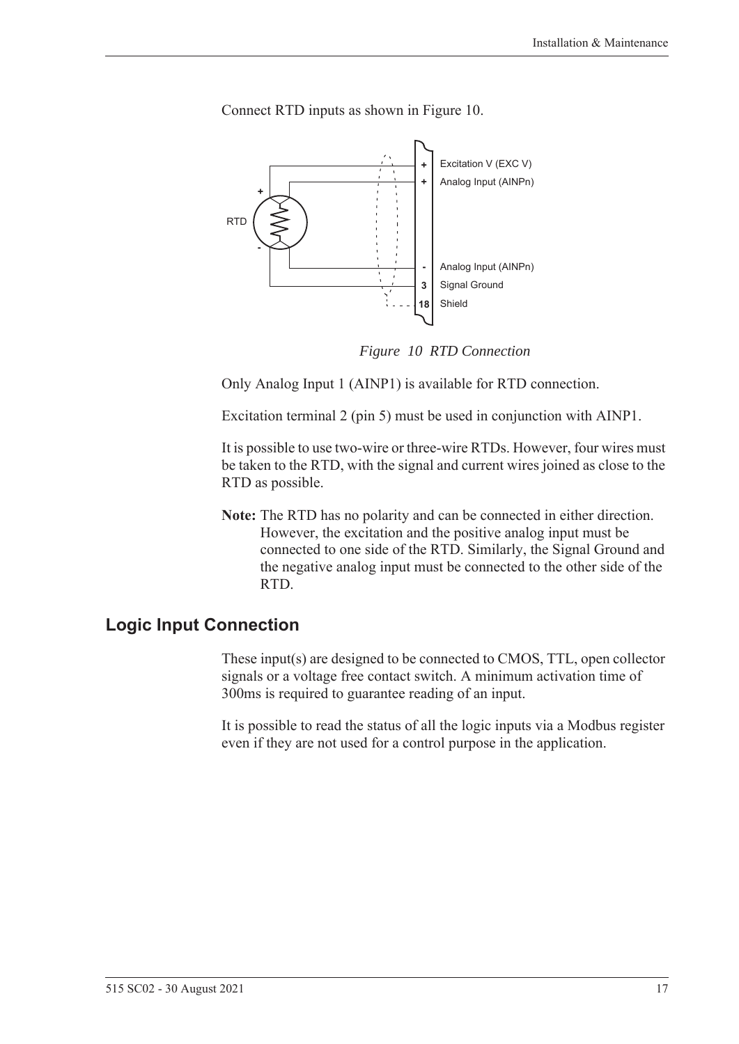Connect RTD inputs as shown in Figure 10.

*Figure 10 RTD Connection*

Only Analog Input 1 (AINP1) is available for RTD connection.

Excitation terminal 2 (pin 5) must be used in conjunction with AINP1.

It is possible to use two-wire or three-wire RTDs. However, four wires must be taken to the RTD, with the signal and current wires joined as close to the RTD as possible.

**Note:** The RTD has no polarity and can be connected in either direction. However, the excitation and the positive analog input must be connected to one side of the RTD. Similarly, the Signal Ground and the negative analog input must be connected to the other side of the RTD.

## Logic Input Connection

These input(s) are designed to be connected to CMOS, TTL, open collector signals or a voltage free contact switch. A minimum activation time of 300ms is required to guarantee reading of an input.

It is possible to read the status of all the logic inputs via a Modbus register even if they are not used for a control purpose in the application.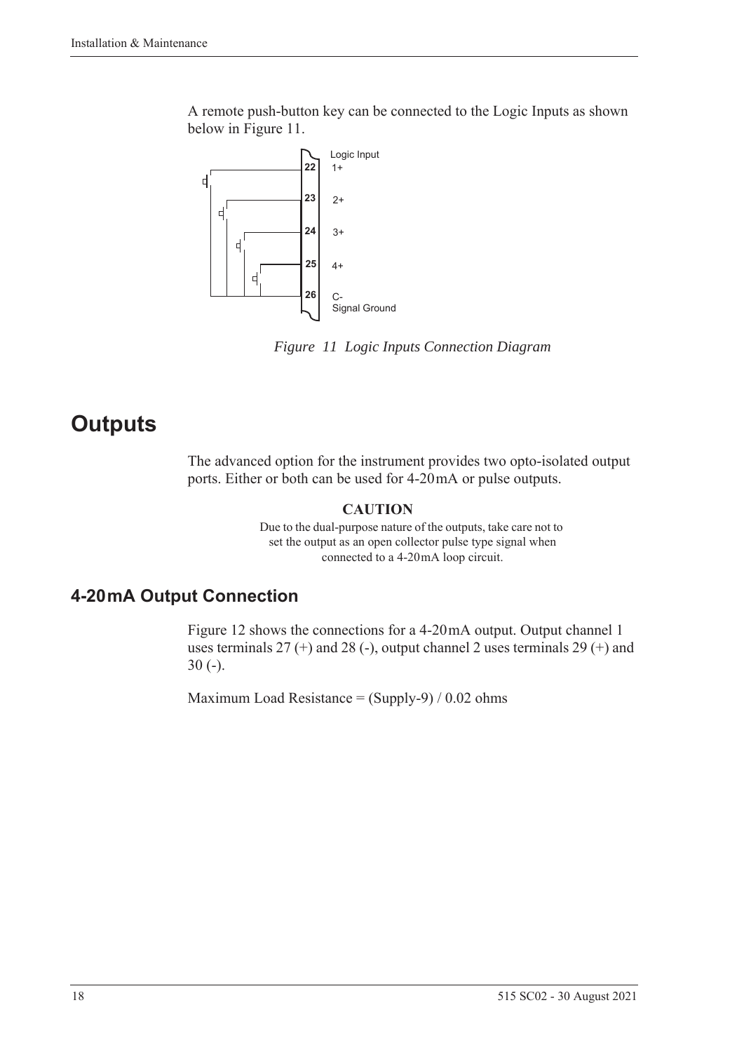A remote push-button key can be connected to the Logic Inputs as shown below in Figure 11.

*Figure 11 Logic Inputs Connection Diagram*

# Outputs

The advanced option for the instrument provides two opto-isolated output ports. Either or both can be used for 4-20mA or pulse outputs.

**CAUTION**

Due to the dual-purpose nature of the outputs, take care not to set the output as an open collector pulse type signal when connected to a 4-20mA loop circuit.

## 4-20mA Output Connection

Figure 12 shows the connections for a 4-20mA output. Output channel 1 uses terminals 27 (+) and 28 (-), output channel 2 uses terminals 29 (+) and 30 (-).

Maximum Load Resistance = (Supply-9) / 0.02 ohms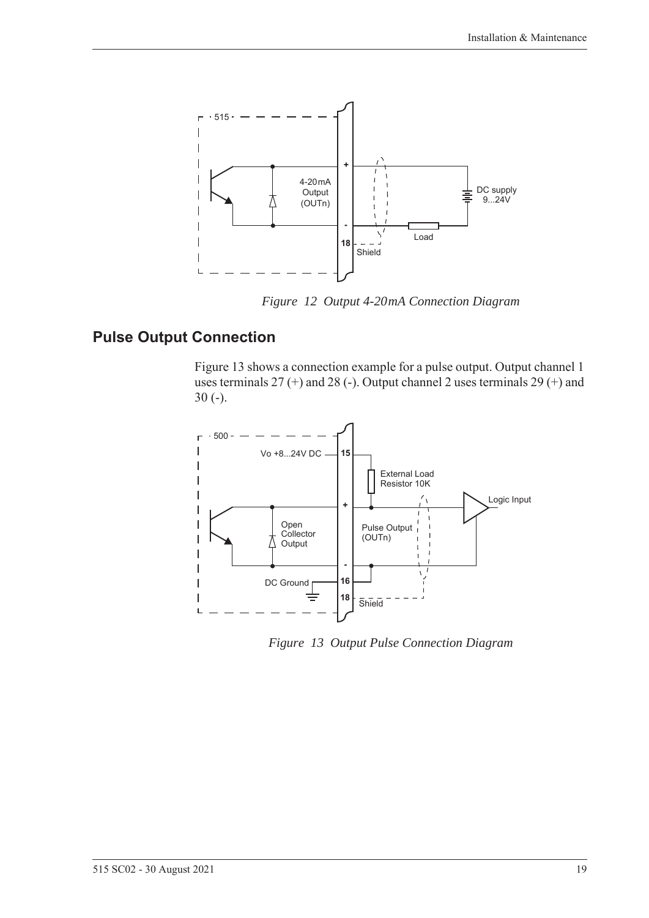*Figure 12 Output 4-20mA Connection Diagram*

## Pulse Output Connection

Figure 13 shows a connection example for a pulse output. Output channel 1 uses terminals 27 (+) and 28 (-). Output channel 2 uses terminals 29 (+) and 30 (-).

*Figure 13 Output Pulse Connection Diagram*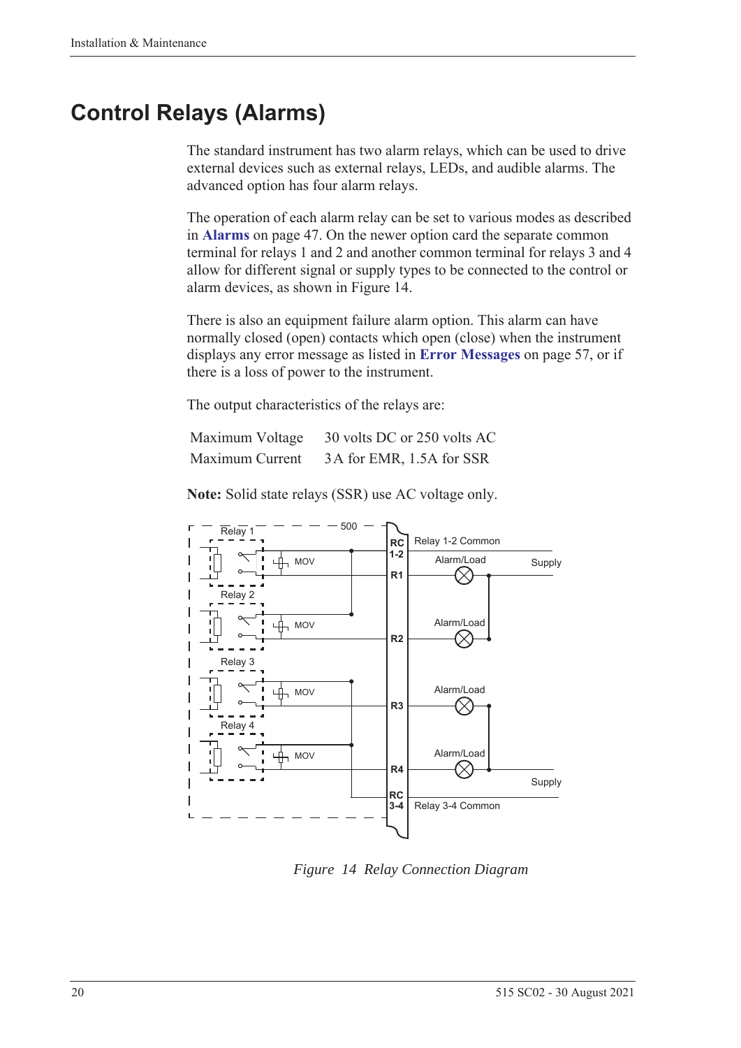# Control Relays (Alarms)

The standard instrument has two alarm relays, which can be used to drive external devices such as external relays, LEDs, and audible alarms. The advanced option has four alarm relays.

The operation of each alarm relay can be set to various modes as described in **Alarms** on page 47. On the newer option card the separate common terminal for relays 1 and 2 and another common terminal for relays 3 and 4 allow for different signal or supply types to be connected to the control or alarm devices, as shown in Figure 14.

There is also an equipment failure alarm option. This alarm can have normally closed (open) contacts which open (close) when the instrument displays any error message as listed in **Error Messages** on page 57, or if there is a loss of power to the instrument.

The output characteristics of the relays are:

| | |
|---|---|
| Maximum Voltage | 30 volts DC or 250 volts AC |
| Maximum Current | 3 A for EMR, 1.5A for SSR |

**Note:** Solid state relays (SSR) use AC voltage only.

*Figure 14 Relay Connection Diagram*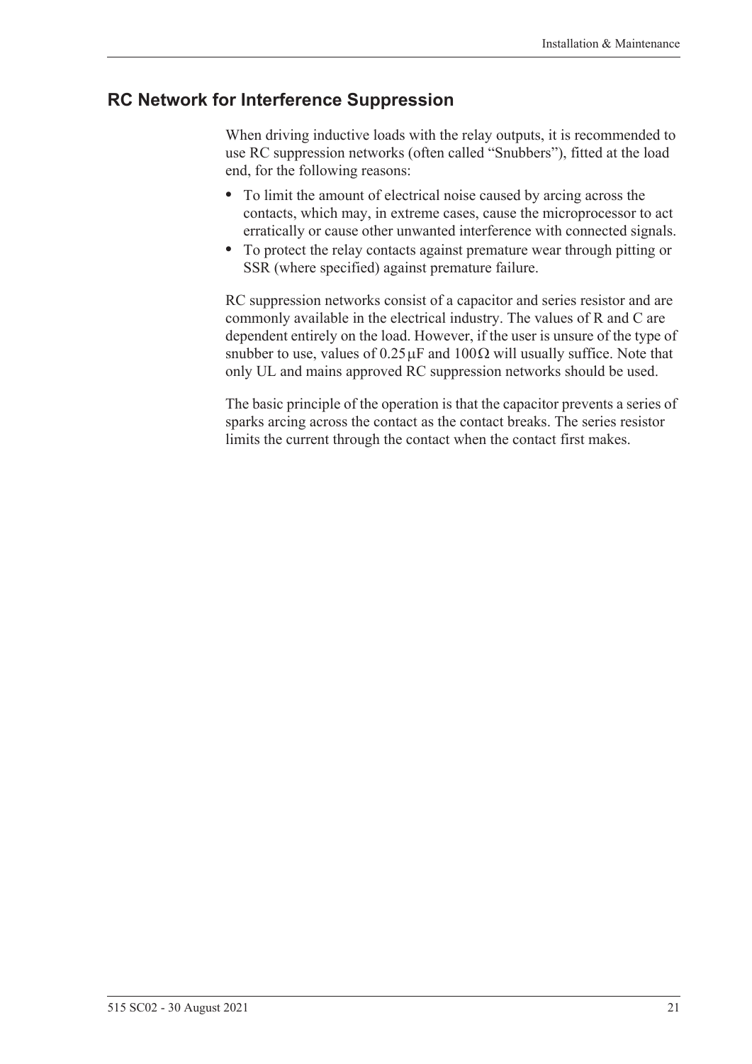## RC Network for Interference Suppression

When driving inductive loads with the relay outputs, it is recommended to use RC suppression networks (often called "Snubbers"), fitted at the load end, for the following reasons:

- To limit the amount of electrical noise caused by arcing across the contacts, which may, in extreme cases, cause the microprocessor to act erratically or cause other unwanted interference with connected signals.
- To protect the relay contacts against premature wear through pitting or SSR (where specified) against premature failure.

RC suppression networks consist of a capacitor and series resistor and are commonly available in the electrical industry. The values of R and C are dependent entirely on the load. However, if the user is unsure of the type of snubber to use, values of $0.25\,\mu F$ and $100\,\Omega$ will usually suffice. Note that only UL and mains approved RC suppression networks should be used.

The basic principle of the operation is that the capacitor prevents a series of sparks arcing across the contact as the contact breaks. The series resistor limits the current through the contact when the contact first makes.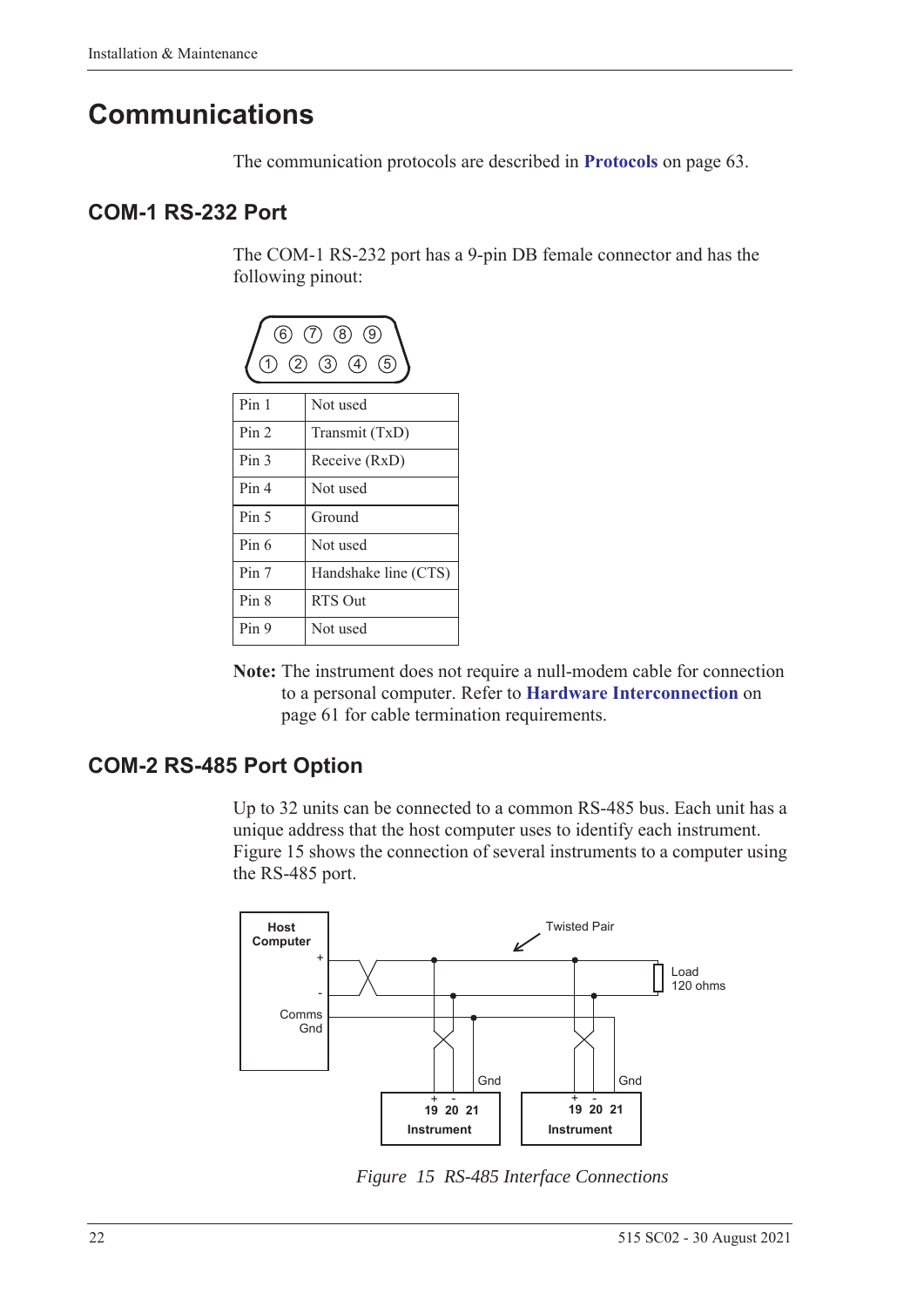# Communications

The communication protocols are described in **Protocols** on page 63.

## COM-1 RS-232 Port

The COM-1 RS-232 port has a 9-pin DB female connector and has the following pinout:

| Pin | Function |
|---|---|
| Pin 1 | Not used |
| Pin 2 | Transmit (TxD) |
| Pin 3 | Receive (RxD) |
| Pin 4 | Not used |
| Pin 5 | Ground |
| Pin 6 | Not used |
| Pin 7 | Handshake line (CTS) |
| Pin 8 | RTS Out |
| Pin 9 | Not used |

**Note:** The instrument does not require a null-modem cable for connection to a personal computer. Refer to **Hardware Interconnection** on page 61 for cable termination requirements.

## COM-2 RS-485 Port Option

Up to 32 units can be connected to a common RS-485 bus. Each unit has a unique address that the host computer uses to identify each instrument. Figure 15 shows the connection of several instruments to a computer using the RS-485 port.

*Figure 15 RS-485 Interface Connections*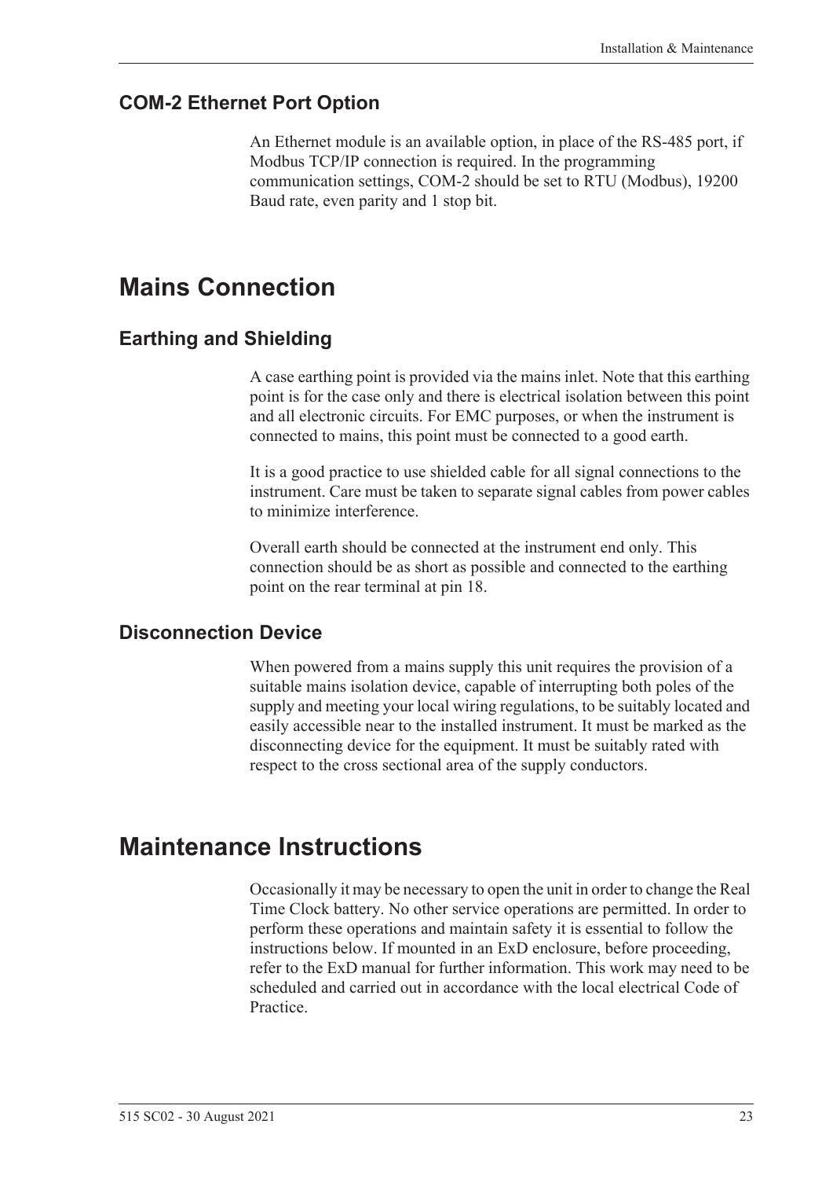### COM-2 Ethernet Port Option

An Ethernet module is an available option, in place of the RS-485 port, if Modbus TCP/IP connection is required. In the programming communication settings, COM-2 should be set to RTU (Modbus), 19200 Baud rate, even parity and 1 stop bit.

## Mains Connection

### Earthing and Shielding

A case earthing point is provided via the mains inlet. Note that this earthing point is for the case only and there is electrical isolation between this point and all electronic circuits. For EMC purposes, or when the instrument is connected to mains, this point must be connected to a good earth.

It is a good practice to use shielded cable for all signal connections to the instrument. Care must be taken to separate signal cables from power cables to minimize interference.

Overall earth should be connected at the instrument end only. This connection should be as short as possible and connected to the earthing point on the rear terminal at pin 18.

### Disconnection Device

When powered from a mains supply this unit requires the provision of a suitable mains isolation device, capable of interrupting both poles of the supply and meeting your local wiring regulations, to be suitably located and easily accessible near to the installed instrument. It must be marked as the disconnecting device for the equipment. It must be suitably rated with respect to the cross sectional area of the supply conductors.

## Maintenance Instructions

Occasionally it may be necessary to open the unit in order to change the Real Time Clock battery. No other service operations are permitted. In order to perform these operations and maintain safety it is essential to follow the instructions below. If mounted in an ExD enclosure, before proceeding, refer to the ExD manual for further information. This work may need to be scheduled and carried out in accordance with the local electrical Code of Practice.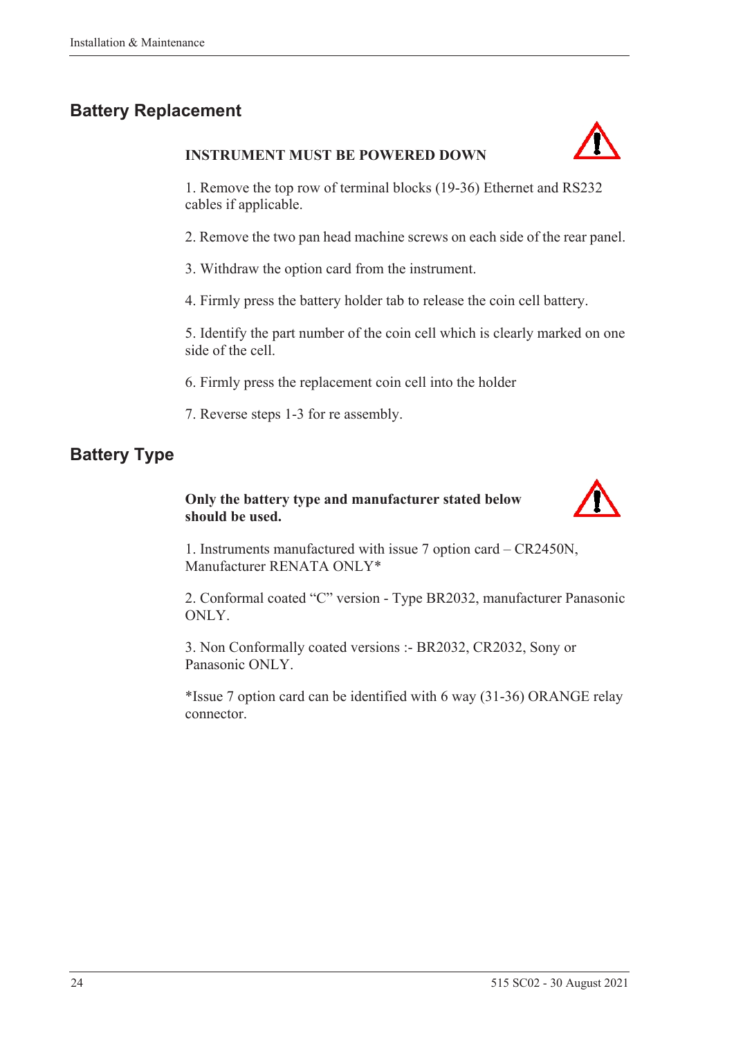## Battery Replacement

**INSTRUMENT MUST BE POWERED DOWN**

1. Remove the top row of terminal blocks (19-36) Ethernet and RS232 cables if applicable.

2. Remove the two pan head machine screws on each side of the rear panel.

3. Withdraw the option card from the instrument.

4. Firmly press the battery holder tab to release the coin cell battery.

5. Identify the part number of the coin cell which is clearly marked on one side of the cell.

6. Firmly press the replacement coin cell into the holder

7. Reverse steps 1-3 for re assembly.

## Battery Type

**Only the battery type and manufacturer stated below should be used.**

1. Instruments manufactured with issue 7 option card – CR2450N, Manufacturer RENATA ONLY*

2. Conformal coated "C" version - Type BR2032, manufacturer Panasonic ONLY.

3. Non Conformally coated versions :- BR2032, CR2032, Sony or Panasonic ONLY.

*Issue 7 option card can be identified with 6 way (31-36) ORANGE relay connector.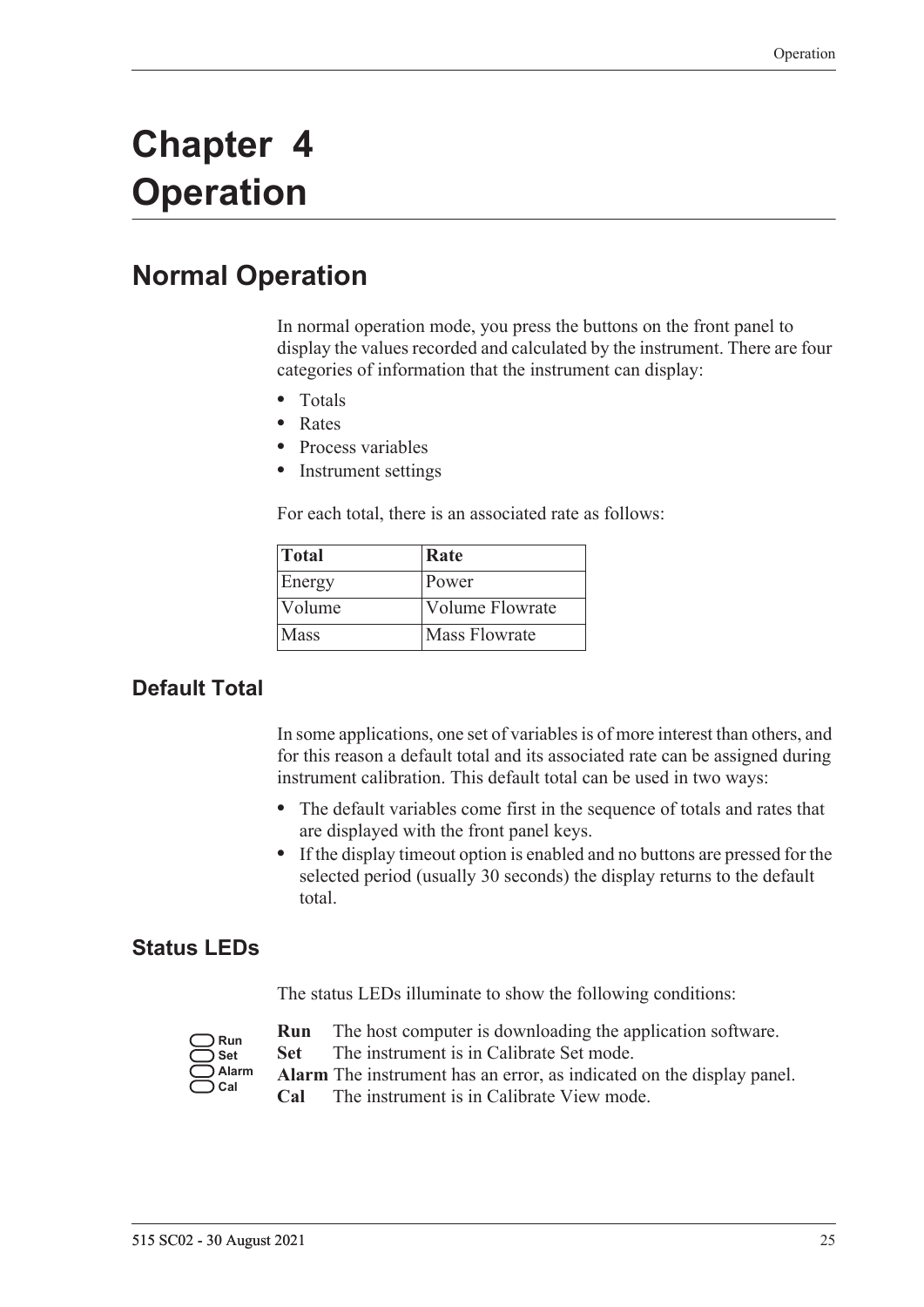# Chapter 4 Operation

## Normal Operation

In normal operation mode, you press the buttons on the front panel to display the values recorded and calculated by the instrument. There are four categories of information that the instrument can display:

- Totals
- Rates
- Process variables
- Instrument settings

For each total, there is an associated rate as follows:

| Total | Rate |
|---|---|
| Energy | Power |
| Volume | Volume Flowrate |
| Mass | Mass Flowrate |

### Default Total

In some applications, one set of variables is of more interest than others, and for this reason a default total and its associated rate can be assigned during instrument calibration. This default total can be used in two ways:

- The default variables come first in the sequence of totals and rates that are displayed with the front panel keys.
- If the display timeout option is enabled and no buttons are pressed for the selected period (usually 30 seconds) the display returns to the default total.

### Status LEDs

The status LEDs illuminate to show the following conditions:

**Run** The host computer is downloading the application software.
**Set** The instrument is in Calibrate Set mode.
**Alarm** The instrument has an error, as indicated on the display panel.
**Cal** The instrument is in Calibrate View mode.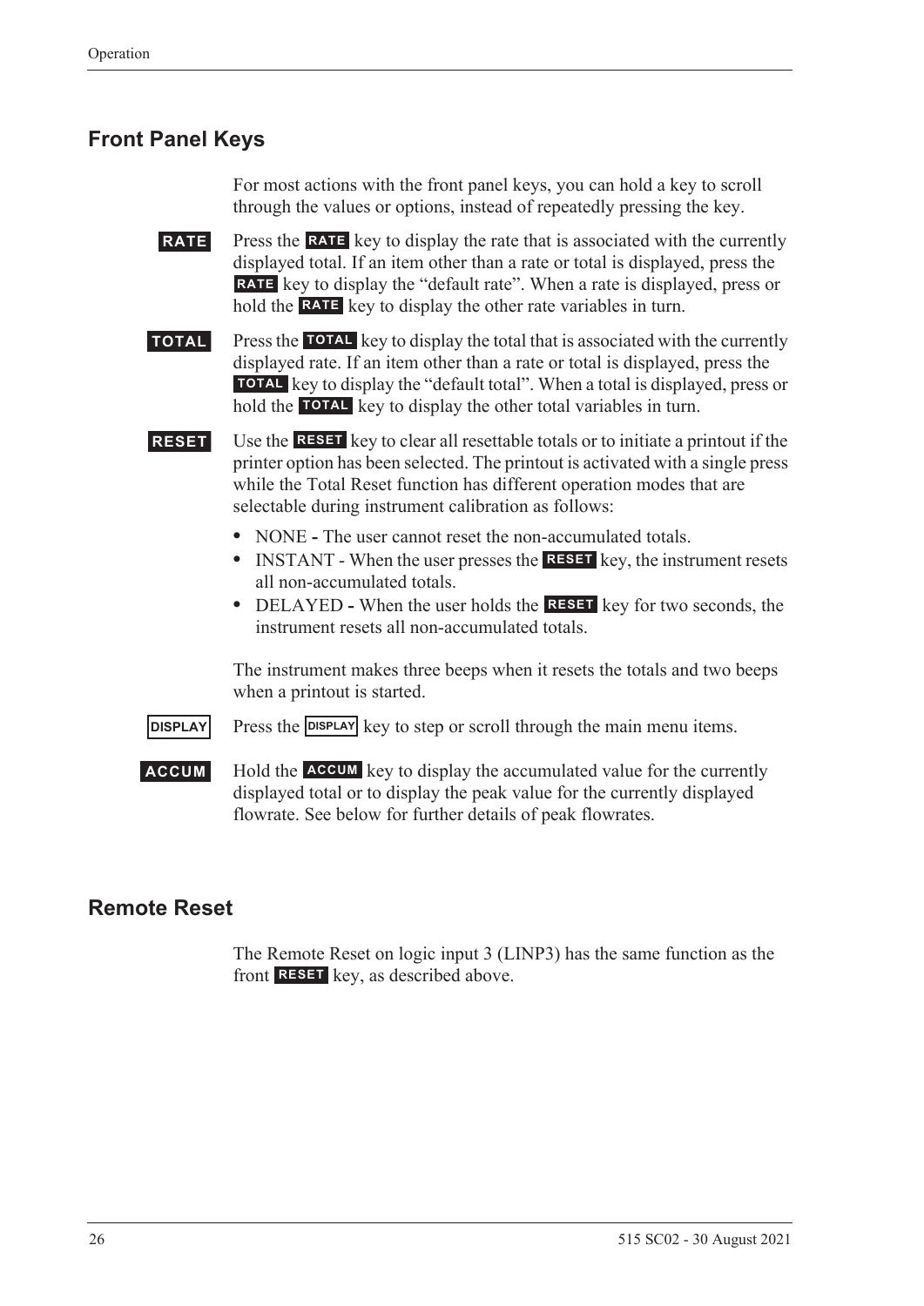## Front Panel Keys

For most actions with the front panel keys, you can hold a key to scroll through the values or options, instead of repeatedly pressing the key.

**RATE** Press the **RATE** key to display the rate that is associated with the currently displayed total. If an item other than a rate or total is displayed, press the **RATE** key to display the “default rate”. When a rate is displayed, press or hold the **RATE** key to display the other rate variables in turn.

**TOTAL** Press the **TOTAL** key to display the total that is associated with the currently displayed rate. If an item other than a rate or total is displayed, press the **TOTAL** key to display the “default total”. When a total is displayed, press or hold the **TOTAL** key to display the other total variables in turn.

**RESET** Use the **RESET** key to clear all resettable totals or to initiate a printout if the printer option has been selected. The printout is activated with a single press while the Total Reset function has different operation modes that are selectable during instrument calibration as follows:

- NONE **-** The user cannot reset the non-accumulated totals.
- INSTANT - When the user presses the **RESET** key, the instrument resets all non-accumulated totals.
- DELAYED **-** When the user holds the **RESET** key for two seconds, the instrument resets all non-accumulated totals.

The instrument makes three beeps when it resets the totals and two beeps when a printout is started.

**DISPLAY** Press the **DISPLAY** key to step or scroll through the main menu items.

**ACCUM** Hold the **ACCUM** key to display the accumulated value for the currently displayed total or to display the peak value for the currently displayed flowrate. See below for further details of peak flowrates.

## Remote Reset

The Remote Reset on logic input 3 (LINP3) has the same function as the front **RESET** key, as described above.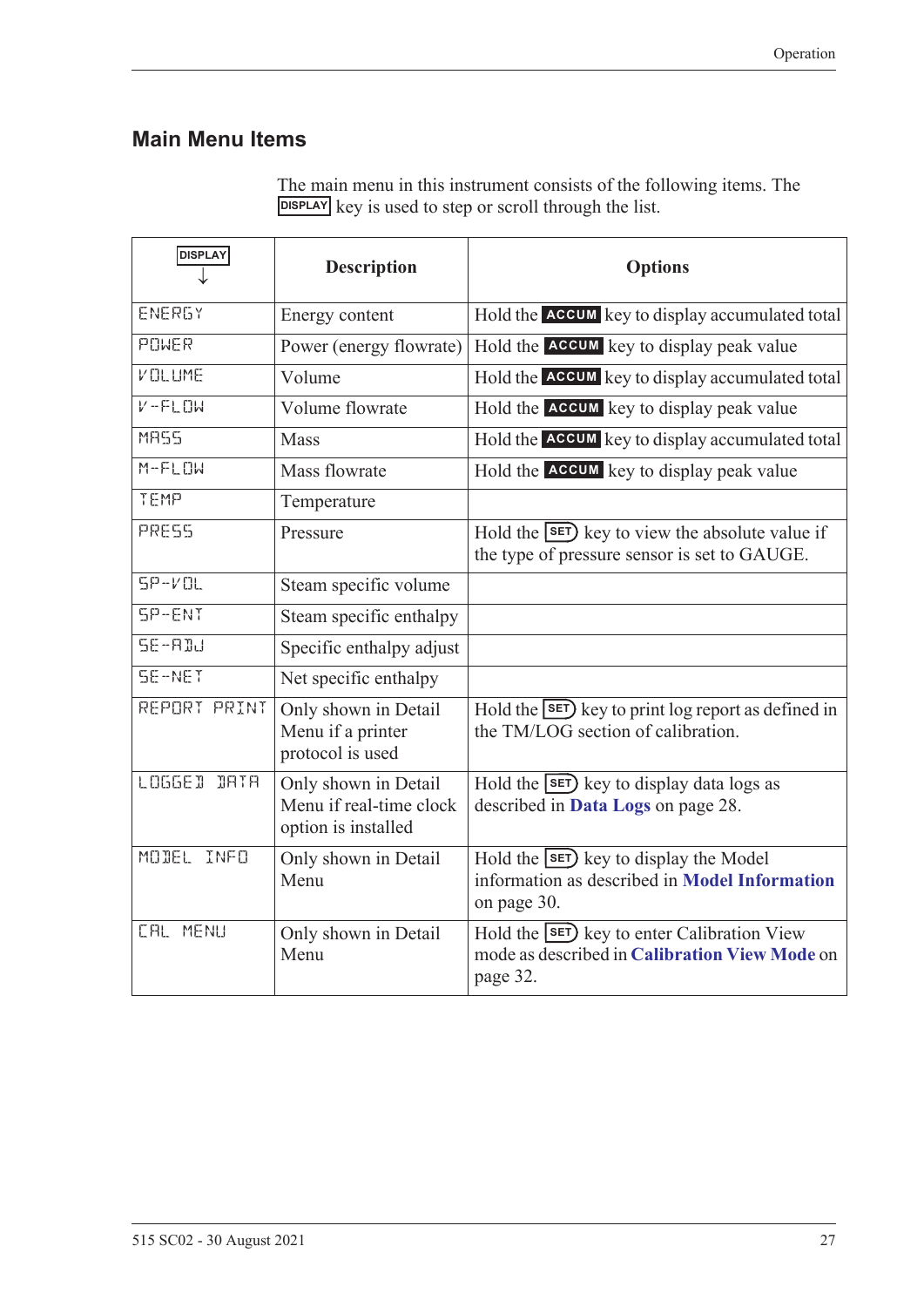## Main Menu Items

The main menu in this instrument consists of the following items. The DISPLAY key is used to step or scroll through the list.

| DISPLAY ↓ | Description | Options |
|---|---|---|
| ENERGY | Energy content | Hold the ACCUM key to display accumulated total |
| POWER | Power (energy flowrate) | Hold the ACCUM key to display peak value |
| VOLUME | Volume | Hold the ACCUM key to display accumulated total |
| V-FLOW | Volume flowrate | Hold the ACCUM key to display peak value |
| MASS | Mass | Hold the ACCUM key to display accumulated total |
| M-FLOW | Mass flowrate | Hold the ACCUM key to display peak value |
| TEMP | Temperature | |
| PRESS | Pressure | Hold the SET key to view the absolute value if the type of pressure sensor is set to GAUGE. |
| SP-VOL | Steam specific volume | |
| SP-ENT | Steam specific enthalpy | |
| SE-ADJ | Specific enthalpy adjust | |
| SE-NET | Net specific enthalpy | |
| REPORT PRINT | Only shown in Detail Menu if a printer protocol is used | Hold the SET key to print log report as defined in the TM/LOG section of calibration. |
| LOGGED DATA | Only shown in Detail Menu if real-time clock option is installed | Hold the SET key to display data logs as described in **Data Logs** on page 28. |
| MODEL INFO | Only shown in Detail Menu | Hold the SET key to display the Model information as described in **Model Information** on page 30. |
| CAL MENU | Only shown in Detail Menu | Hold the SET key to enter Calibration View mode as described in **Calibration View Mode** on page 32. |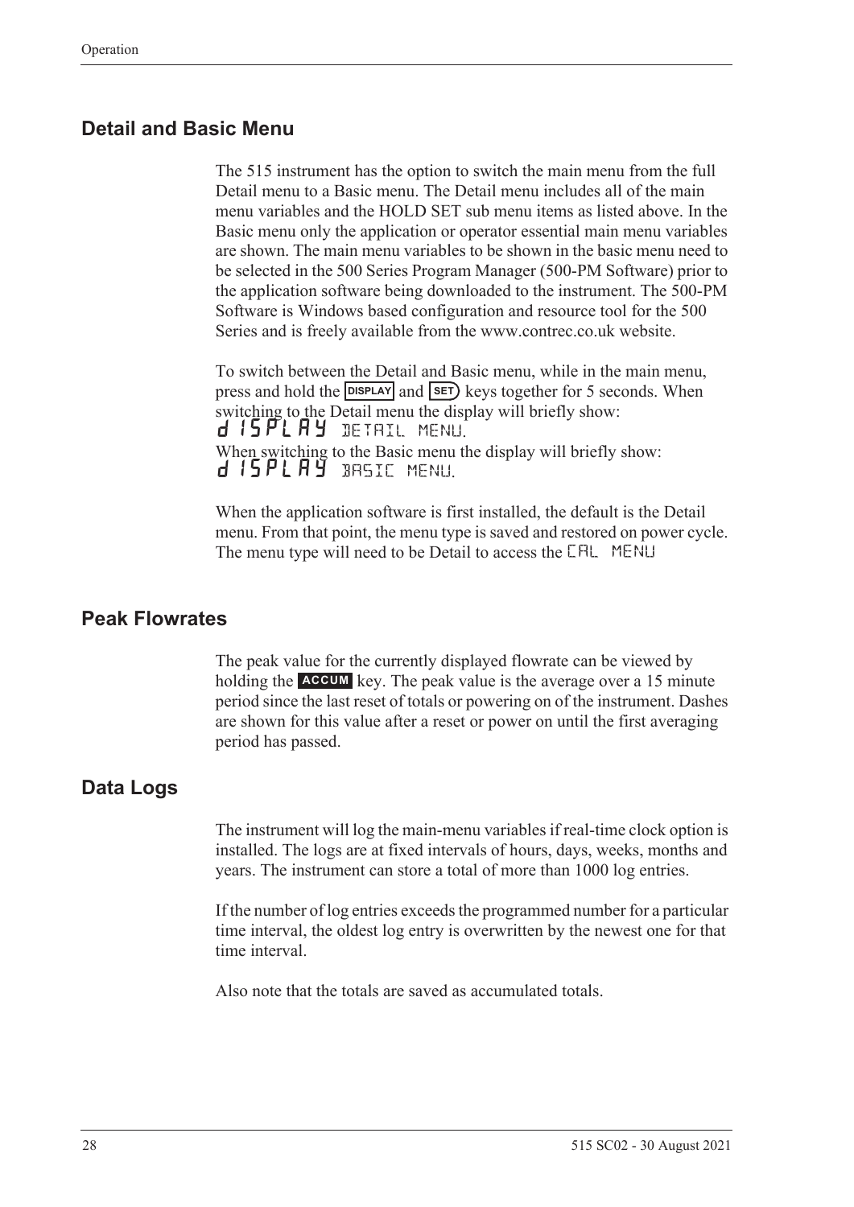## Detail and Basic Menu

The 515 instrument has the option to switch the main menu from the full Detail menu to a Basic menu. The Detail menu includes all of the main menu variables and the HOLD SET sub menu items as listed above. In the Basic menu only the application or operator essential main menu variables are shown. The main menu variables to be shown in the basic menu need to be selected in the 500 Series Program Manager (500-PM Software) prior to the application software being downloaded to the instrument. The 500-PM Software is Windows based configuration and resource tool for the 500 Series and is freely available from the www.contrec.co.uk website.

To switch between the Detail and Basic menu, while in the main menu, press and hold the **DISPLAY** and **SET** keys together for 5 seconds. When switching to the Detail menu the display will briefly show:

`DISPLAY DETAIL MENU`

When switching to the Basic menu the display will briefly show:

`DISPLAY BASIC MENU`

When the application software is first installed, the default is the Detail menu. From that point, the menu type is saved and restored on power cycle. The menu type will need to be Detail to access the `CAL MENU`

## Peak Flowrates

The peak value for the currently displayed flowrate can be viewed by holding the **ACCUM** key. The peak value is the average over a 15 minute period since the last reset of totals or powering on of the instrument. Dashes are shown for this value after a reset or power on until the first averaging period has passed.

## Data Logs

The instrument will log the main-menu variables if real-time clock option is installed. The logs are at fixed intervals of hours, days, weeks, months and years. The instrument can store a total of more than 1000 log entries.

If the number of log entries exceeds the programmed number for a particular time interval, the oldest log entry is overwritten by the newest one for that time interval.

Also note that the totals are saved as accumulated totals.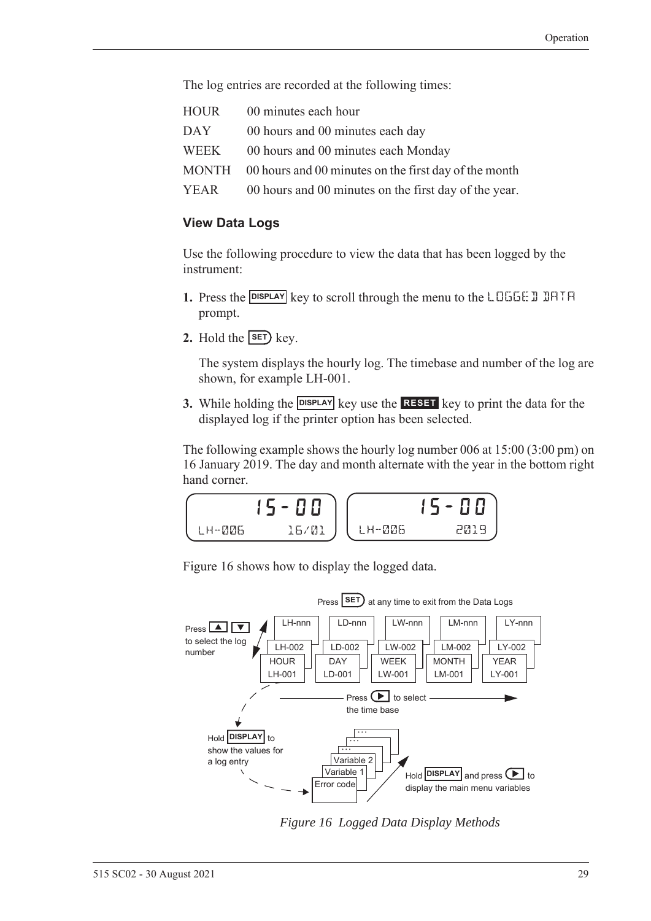The log entries are recorded at the following times:

| | |
|---|---|
| HOUR | 00 minutes each hour |
| DAY | 00 hours and 00 minutes each day |
| WEEK | 00 hours and 00 minutes each Monday |
| MONTH | 00 hours and 00 minutes on the first day of the month |
| YEAR | 00 hours and 00 minutes on the first day of the year. |

### View Data Logs

Use the following procedure to view the data that has been logged by the instrument:

1. Press the DISPLAY key to scroll through the menu to the LOGGED DATA prompt.
2. Hold the SET key.

   The system displays the hourly log. The timebase and number of the log are shown, for example LH-001.

3. While holding the DISPLAY key use the RESET key to print the data for the displayed log if the printer option has been selected.

The following example shows the hourly log number 006 at 15:00 (3:00 pm) on 16 January 2019. The day and month alternate with the year in the bottom right hand corner.

```
      15-00          15-00
LH-006   16/01   LH-006    2019
```

Figure 16 shows how to display the logged data.

Press SET at any time to exit from the Data Logs

Press ▲ ▼ to select the log number

| HOUR | DAY | WEEK | MONTH | YEAR |
|---|---|---|---|---|
| LH-001 | LD-001 | LW-001 | LM-001 | LY-001 |
| LH-002 | LD-002 | LW-002 | LM-002 | LY-002 |
| LH-nnn | LD-nnn | LW-nnn | LM-nnn | LY-nnn |

Press ▶ to select the time base

Hold DISPLAY to show the values for a log entry

Error code, Variable 1, Variable 2, ...

Hold DISPLAY and press ▶ to display the main menu variables

*Figure 16 Logged Data Display Methods*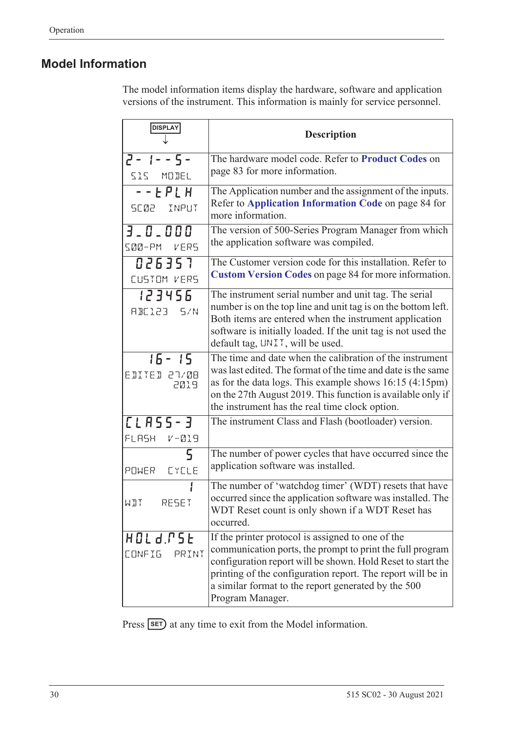## Model Information

The model information items display the hardware, software and application versions of the instrument. This information is mainly for service personnel.

| DISPLAY ↓ | Description |
|---|---|
| 2- 1- - 5- <br> 515 MODEL | The hardware model code. Refer to **Product Codes** on page 83 for more information. |
| - - t P L H <br> SC02 INPUT | The Application number and the assignment of the inputs. Refer to **Application Information Code** on page 84 for more information. |
| 3.0.000 <br> 500-PM VERS | The version of 500-Series Program Manager from which the application software was compiled. |
| 026357 <br> CUSTOM VERS | The Customer version code for this installation. Refer to **Custom Version Codes** on page 84 for more information. |
| 123456 <br> ABC123 S/N | The instrument serial number and unit tag. The serial number is on the top line and unit tag is on the bottom left. Both items are entered when the instrument application software is initially loaded. If the unit tag is not used the default tag, UNIT, will be used. |
| 16- 15 <br> EDITED 27/08 2019 | The time and date when the calibration of the instrument was last edited. The format of the time and date is the same as for the data logs. This example shows 16:15 (4:15pm) on the 27th August 2019. This function is available only if the instrument has the real time clock option. |
| CLASS-3 <br> FLASH V-019 | The instrument Class and Flash (bootloader) version. |
| 5 <br> POWER CYCLE | The number of power cycles that have occurred since the application software was installed. |
| 1 <br> WDT RESET | The number of 'watchdog timer' (WDT) resets that have occurred since the application software was installed. The WDT Reset count is only shown if a WDT Reset has occurred. |
| HOLd.rSt <br> CONFIG PRINT | If the printer protocol is assigned to one of the communication ports, the prompt to print the full program configuration report will be shown. Hold Reset to start the printing of the configuration report. The report will be in a similar format to the report generated by the 500 Program Manager. |

Press SET at any time to exit from the Model information.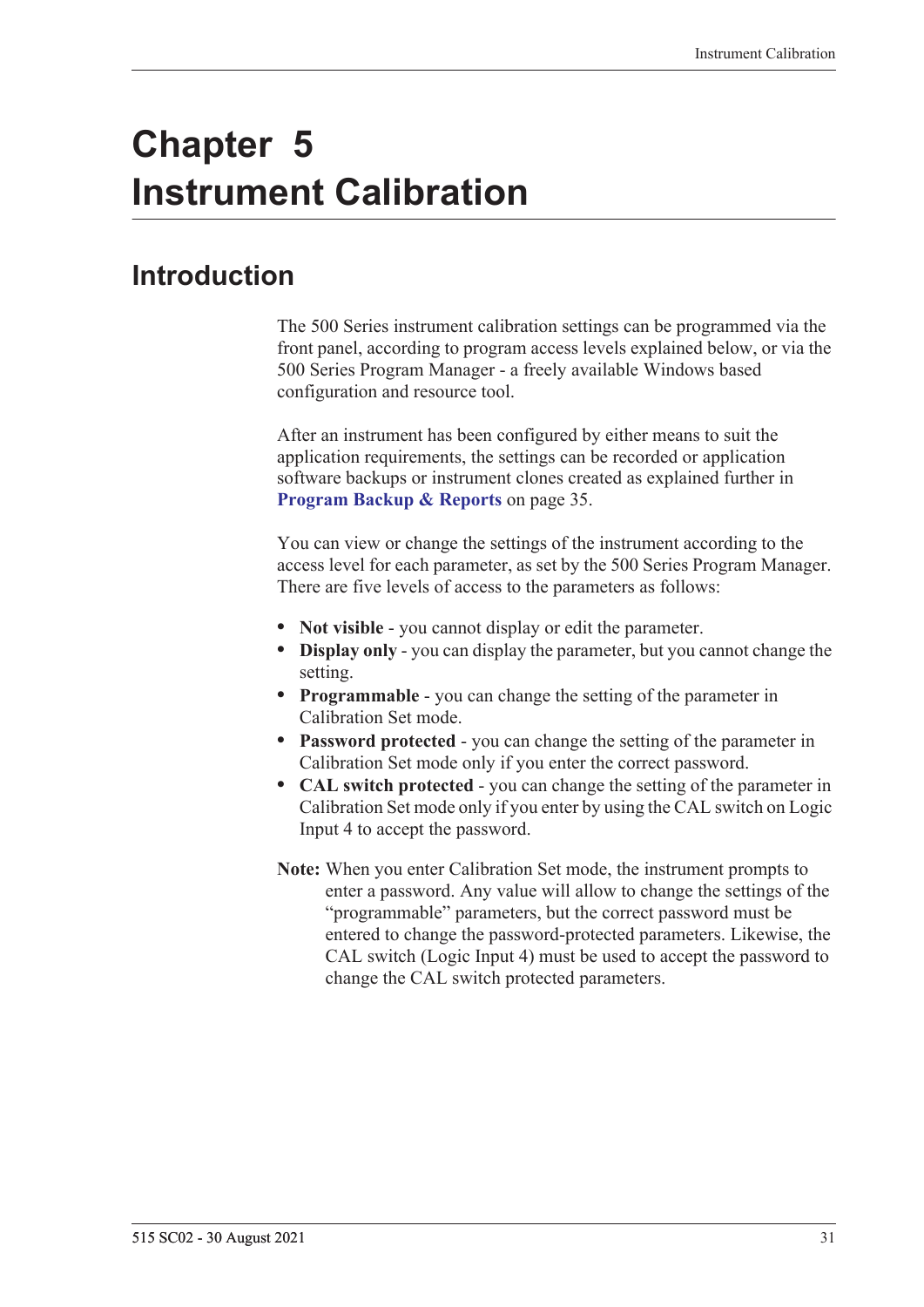# Chapter 5 Instrument Calibration

## Introduction

The 500 Series instrument calibration settings can be programmed via the front panel, according to program access levels explained below, or via the 500 Series Program Manager - a freely available Windows based configuration and resource tool.

After an instrument has been configured by either means to suit the application requirements, the settings can be recorded or application software backups or instrument clones created as explained further in **Program Backup & Reports** on page 35.

You can view or change the settings of the instrument according to the access level for each parameter, as set by the 500 Series Program Manager. There are five levels of access to the parameters as follows:

- **Not visible** - you cannot display or edit the parameter.
- **Display only** - you can display the parameter, but you cannot change the setting.
- **Programmable** - you can change the setting of the parameter in Calibration Set mode.
- **Password protected** - you can change the setting of the parameter in Calibration Set mode only if you enter the correct password.
- **CAL switch protected** - you can change the setting of the parameter in Calibration Set mode only if you enter by using the CAL switch on Logic Input 4 to accept the password.

**Note:** When you enter Calibration Set mode, the instrument prompts to enter a password. Any value will allow to change the settings of the “programmable” parameters, but the correct password must be entered to change the password-protected parameters. Likewise, the CAL switch (Logic Input 4) must be used to accept the password to change the CAL switch protected parameters.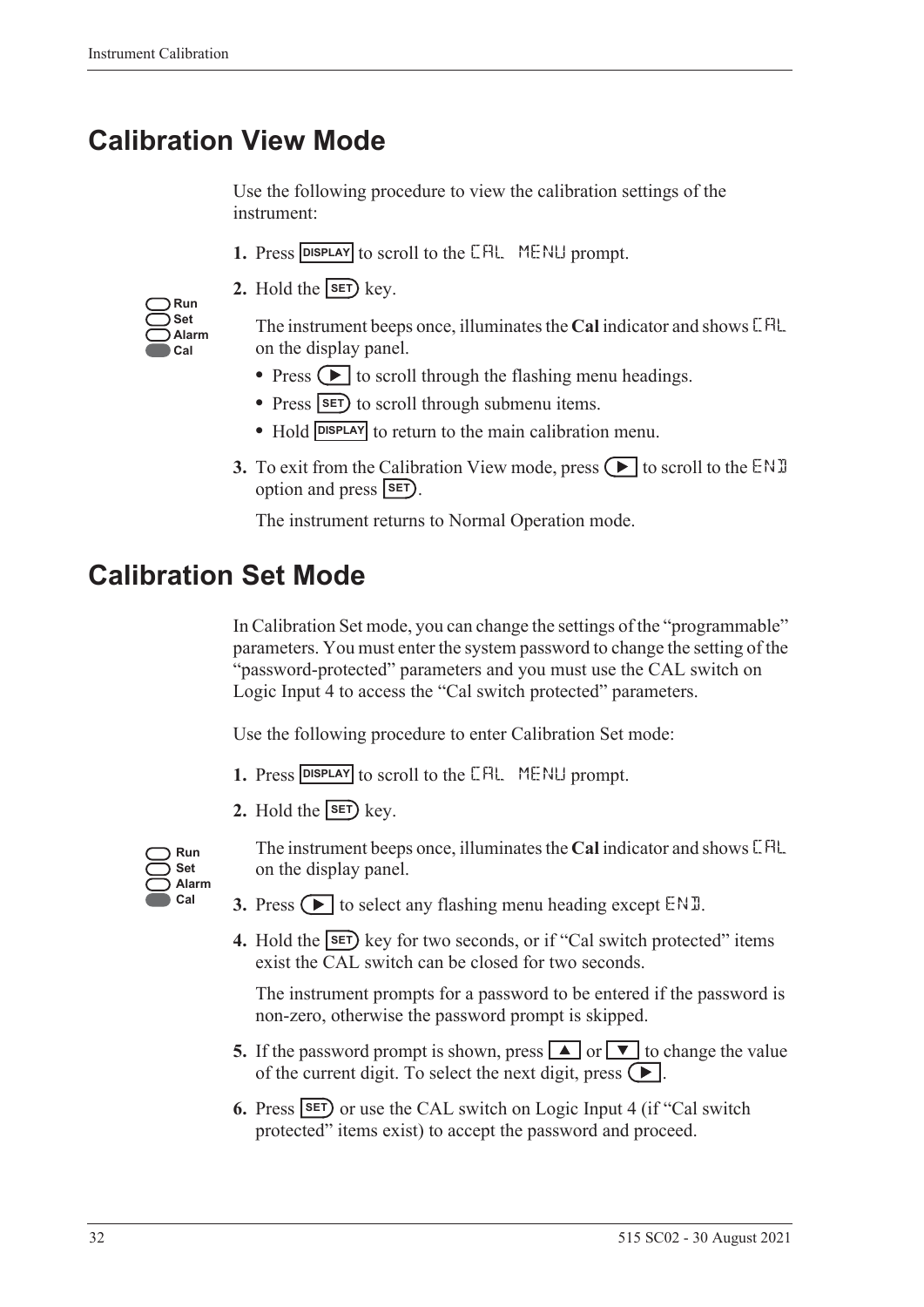# Calibration View Mode

Use the following procedure to view the calibration settings of the instrument:

1. Press DISPLAY to scroll to the CAL MENU prompt.
2. Hold the SET key.

   Run
   Set
   Alarm
   Cal

   The instrument beeps once, illuminates the **Cal** indicator and shows CAL on the display panel.

   - Press ▶ to scroll through the flashing menu headings.
   - Press SET to scroll through submenu items.
   - Hold DISPLAY to return to the main calibration menu.

3. To exit from the Calibration View mode, press ▶ to scroll to the END option and press SET.

   The instrument returns to Normal Operation mode.

# Calibration Set Mode

In Calibration Set mode, you can change the settings of the "programmable" parameters. You must enter the system password to change the setting of the "password-protected" parameters and you must use the CAL switch on Logic Input 4 to access the "Cal switch protected" parameters.

Use the following procedure to enter Calibration Set mode:

1. Press DISPLAY to scroll to the CAL MENU prompt.
2. Hold the SET key.

   Run
   Set
   Alarm
   Cal

   The instrument beeps once, illuminates the **Cal** indicator and shows CAL on the display panel.

3. Press ▶ to select any flashing menu heading except END.
4. Hold the SET key for two seconds, or if "Cal switch protected" items exist the CAL switch can be closed for two seconds.

   The instrument prompts for a password to be entered if the password is non-zero, otherwise the password prompt is skipped.

5. If the password prompt is shown, press ▲ or ▼ to change the value of the current digit. To select the next digit, press ▶.
6. Press SET or use the CAL switch on Logic Input 4 (if "Cal switch protected" items exist) to accept the password and proceed.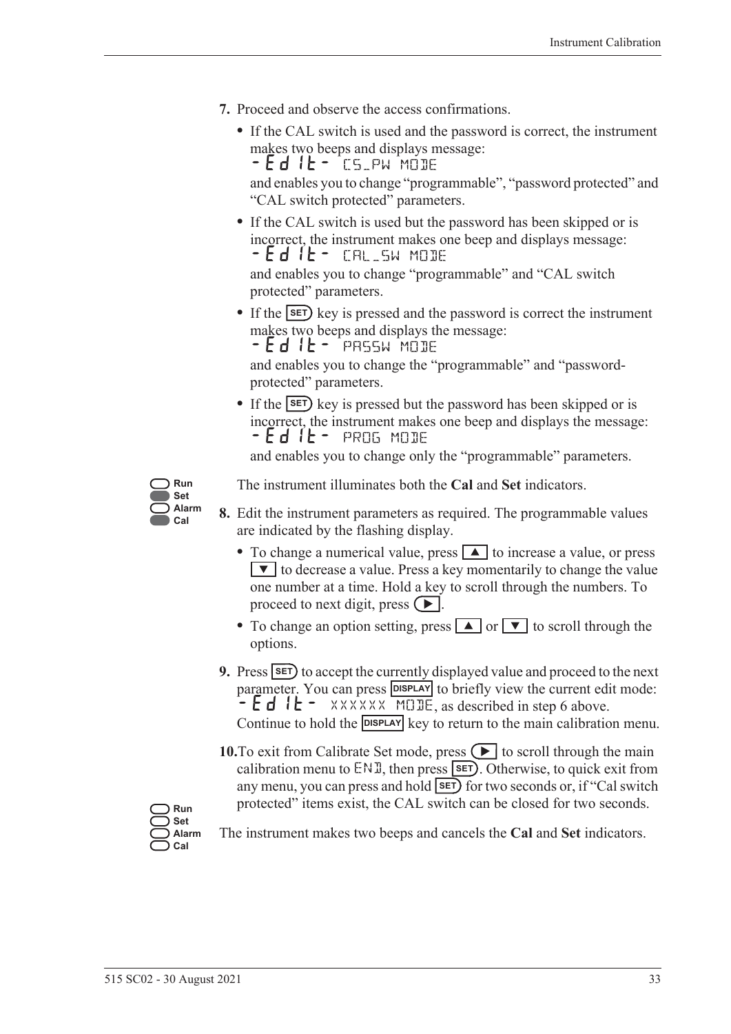7. Proceed and observe the access confirmations.

   - If the CAL switch is used and the password is correct, the instrument makes two beeps and displays message: `-Edit- CS_PW MODE` and enables you to change "programmable", "password protected" and "CAL switch protected" parameters.
   - If the CAL switch is used but the password has been skipped or is incorrect, the instrument makes one beep and displays message: `-Edit- CAL_SW MODE` and enables you to change "programmable" and "CAL switch protected" parameters.
   - If the **SET** key is pressed and the password is correct the instrument makes two beeps and displays the message: `-Edit- PASSW MODE` and enables you to change the "programmable" and "password-protected" parameters.
   - If the **SET** key is pressed but the password has been skipped or is incorrect, the instrument makes one beep and displays the message: `-Edit- PROG MODE` and enables you to change only the "programmable" parameters.

Run / **Set** (on) / Alarm / **Cal** (on)

The instrument illuminates both the **Cal** and **Set** indicators.

8. Edit the instrument parameters as required. The programmable values are indicated by the flashing display.

   - To change a numerical value, press ▲ to increase a value, or press ▼ to decrease a value. Press a key momentarily to change the value one number at a time. Hold a key to scroll through the numbers. To proceed to next digit, press ▶.
   - To change an option setting, press ▲ or ▼ to scroll through the options.

9. Press **SET** to accept the currently displayed value and proceed to the next parameter. You can press **DISPLAY** to briefly view the current edit mode: `-Edit- XXXXXX MODE`, as described in step 6 above. Continue to hold the **DISPLAY** key to return to the main calibration menu.

10. To exit from Calibrate Set mode, press ▶ to scroll through the main calibration menu to `END`, then press **SET**. Otherwise, to quick exit from any menu, you can press and hold **SET** for two seconds or, if "Cal switch protected" items exist, the CAL switch can be closed for two seconds.

Run / Set / Alarm / Cal (all off)

The instrument makes two beeps and cancels the **Cal** and **Set** indicators.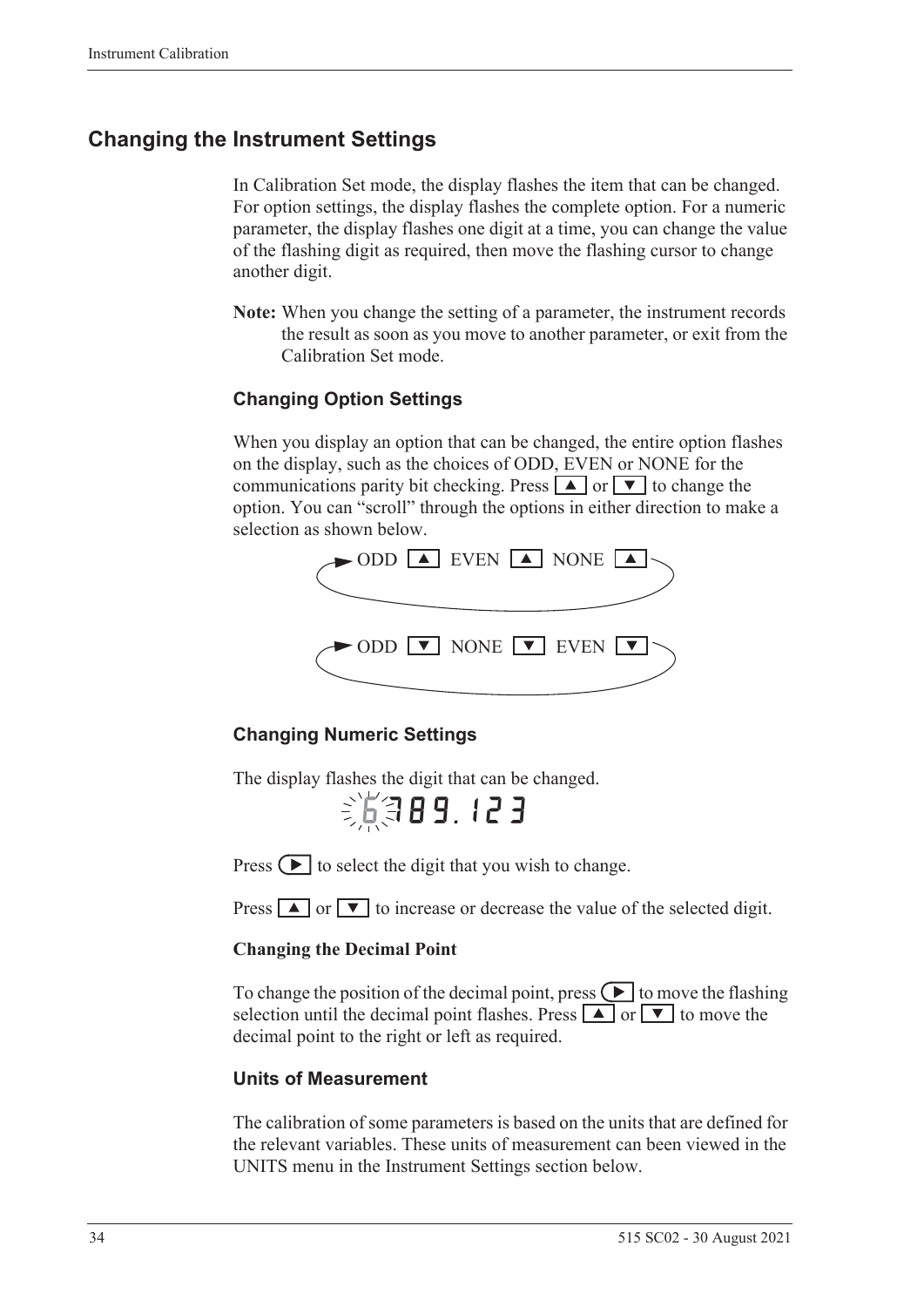## Changing the Instrument Settings

In Calibration Set mode, the display flashes the item that can be changed. For option settings, the display flashes the complete option. For a numeric parameter, the display flashes one digit at a time, you can change the value of the flashing digit as required, then move the flashing cursor to change another digit.

**Note:** When you change the setting of a parameter, the instrument records the result as soon as you move to another parameter, or exit from the Calibration Set mode.

### Changing Option Settings

When you display an option that can be changed, the entire option flashes on the display, such as the choices of ODD, EVEN or NONE for the communications parity bit checking. Press ▲ or ▼ to change the option. You can "scroll" through the options in either direction to make a selection as shown below.

ODD ▲ EVEN ▲ NONE ▲

ODD ▼ NONE ▼ EVEN ▼

### Changing Numeric Settings

The display flashes the digit that can be changed.

6789.123

Press ▶ to select the digit that you wish to change.

Press ▲ or ▼ to increase or decrease the value of the selected digit.

**Changing the Decimal Point**

To change the position of the decimal point, press ▶ to move the flashing selection until the decimal point flashes. Press ▲ or ▼ to move the decimal point to the right or left as required.

### Units of Measurement

The calibration of some parameters is based on the units that are defined for the relevant variables. These units of measurement can been viewed in the UNITS menu in the Instrument Settings section below.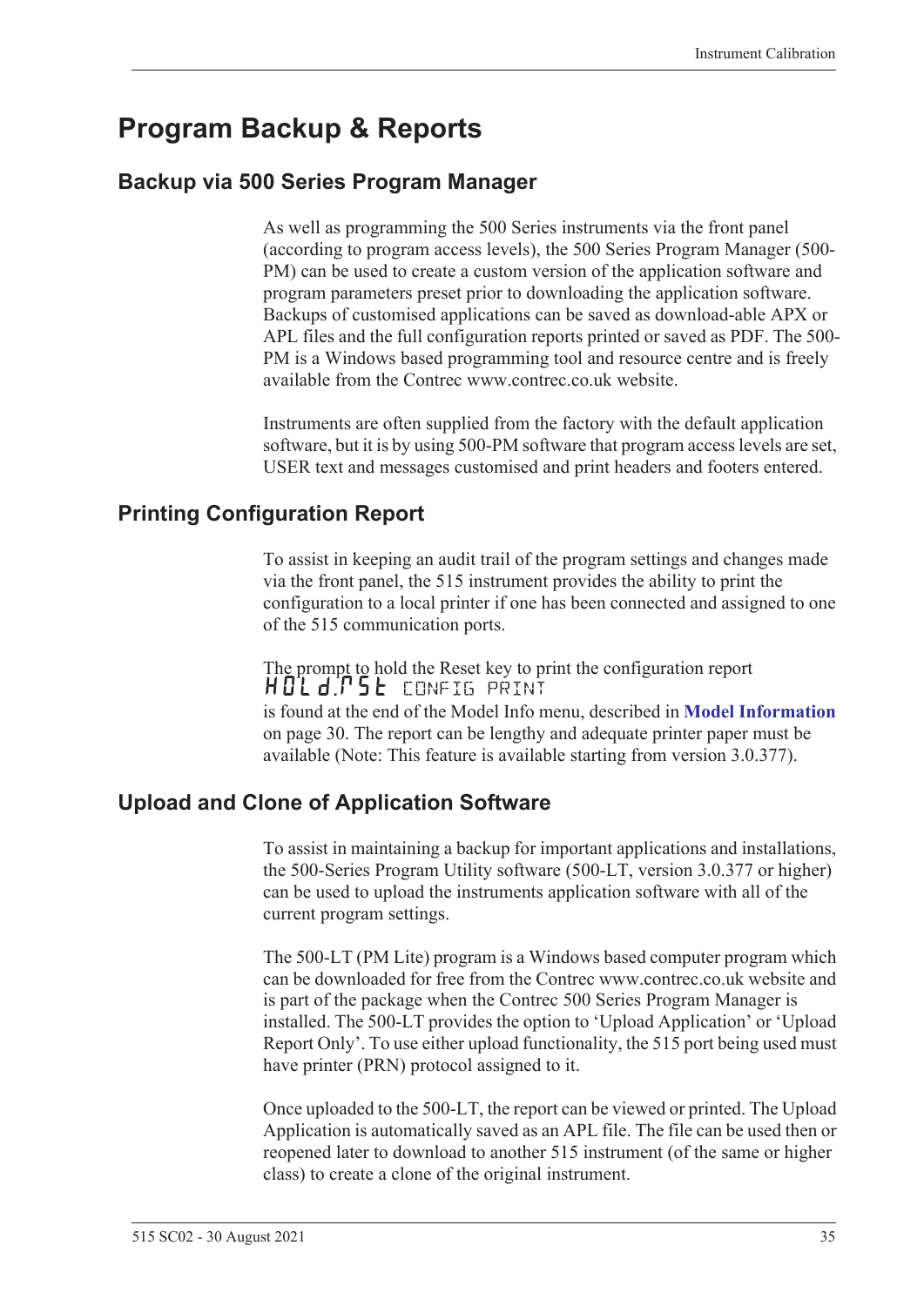# Program Backup & Reports

## Backup via 500 Series Program Manager

As well as programming the 500 Series instruments via the front panel (according to program access levels), the 500 Series Program Manager (500-PM) can be used to create a custom version of the application software and program parameters preset prior to downloading the application software. Backups of customised applications can be saved as download-able APX or APL files and the full configuration reports printed or saved as PDF. The 500-PM is a Windows based programming tool and resource centre and is freely available from the Contrec www.contrec.co.uk website.

Instruments are often supplied from the factory with the default application software, but it is by using 500-PM software that program access levels are set, USER text and messages customised and print headers and footers entered.

## Printing Configuration Report

To assist in keeping an audit trail of the program settings and changes made via the front panel, the 515 instrument provides the ability to print the configuration to a local printer if one has been connected and assigned to one of the 515 communication ports.

The prompt to hold the Reset key to print the configuration report
HOLd.RST CONFIG PRINT
is found at the end of the Model Info menu, described in **Model Information** on page 30. The report can be lengthy and adequate printer paper must be available (Note: This feature is available starting from version 3.0.377).

## Upload and Clone of Application Software

To assist in maintaining a backup for important applications and installations, the 500-Series Program Utility software (500-LT, version 3.0.377 or higher) can be used to upload the instruments application software with all of the current program settings.

The 500-LT (PM Lite) program is a Windows based computer program which can be downloaded for free from the Contrec www.contrec.co.uk website and is part of the package when the Contrec 500 Series Program Manager is installed. The 500-LT provides the option to 'Upload Application' or 'Upload Report Only'. To use either upload functionality, the 515 port being used must have printer (PRN) protocol assigned to it.

Once uploaded to the 500-LT, the report can be viewed or printed. The Upload Application is automatically saved as an APL file. The file can be used then or reopened later to download to another 515 instrument (of the same or higher class) to create a clone of the original instrument.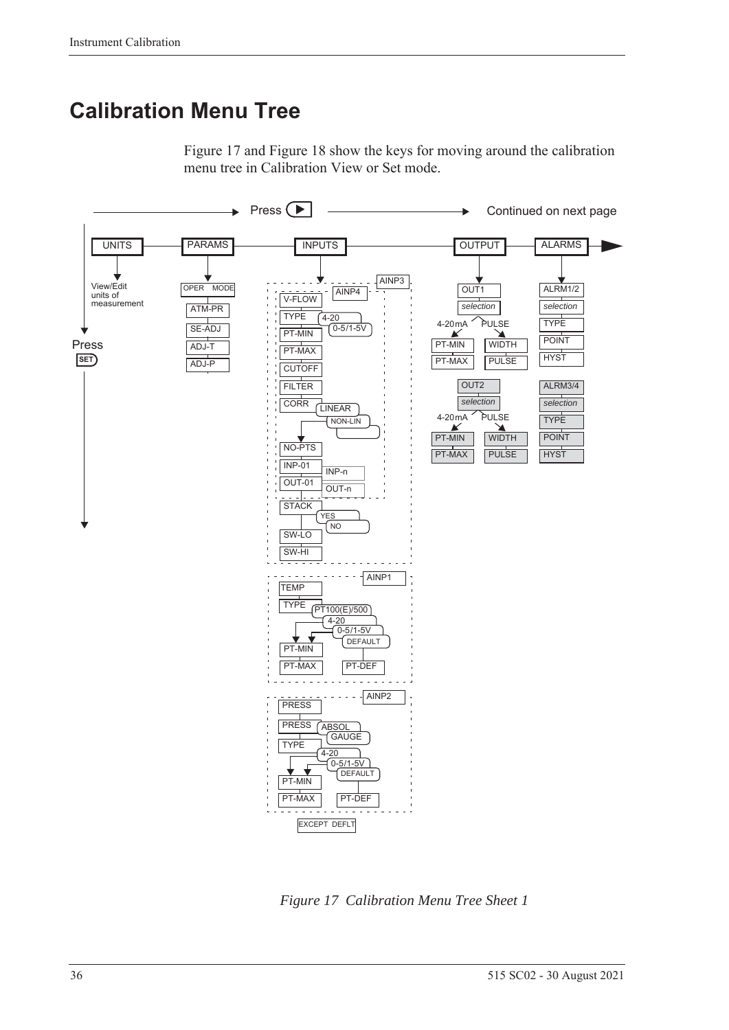## Calibration Menu Tree

Figure 17 and Figure 18 show the keys for moving around the calibration menu tree in Calibration View or Set mode.

Press ▶ → Continued on next page

UNITS — View/Edit units of measurement

PARAMS — OPER MODE, ATM-PR, SE-ADJ, ADJ-T, ADJ-P

INPUTS —
- AINP3 / AINP4: V-FLOW, TYPE (4-20, 0-5/1-5V), PT-MIN, PT-MAX, CUTOFF, FILTER, CORR (LINEAR, NON-LIN), NO-PTS, INP-01 (INP-n), OUT-01 (OUT-n), STACK (YES, NO), SW-LO, SW-HI
- AINP1: TEMP, TYPE (PT100(E)/500, 4-20, 0-5/1-5V, DEFAULT), PT-MIN, PT-MAX, PT-DEF
- AINP2: PRESS, PRESS (ABSOL, GAUGE), TYPE (4-20, 0-5/1-5V, DEFAULT), PT-MIN, PT-MAX, PT-DEF
- EXCEPT DEFLT

OUTPUT —
- OUT1: selection — 4-20mA: PT-MIN, PT-MAX; PULSE: WIDTH, PULSE
- OUT2: selection — 4-20mA: PT-MIN, PT-MAX; PULSE: WIDTH, PULSE

ALARMS —
- ALRM1/2: selection, TYPE, POINT, HYST
- ALRM3/4: selection, TYPE, POINT, HYST

Press SET

*Figure 17 Calibration Menu Tree Sheet 1*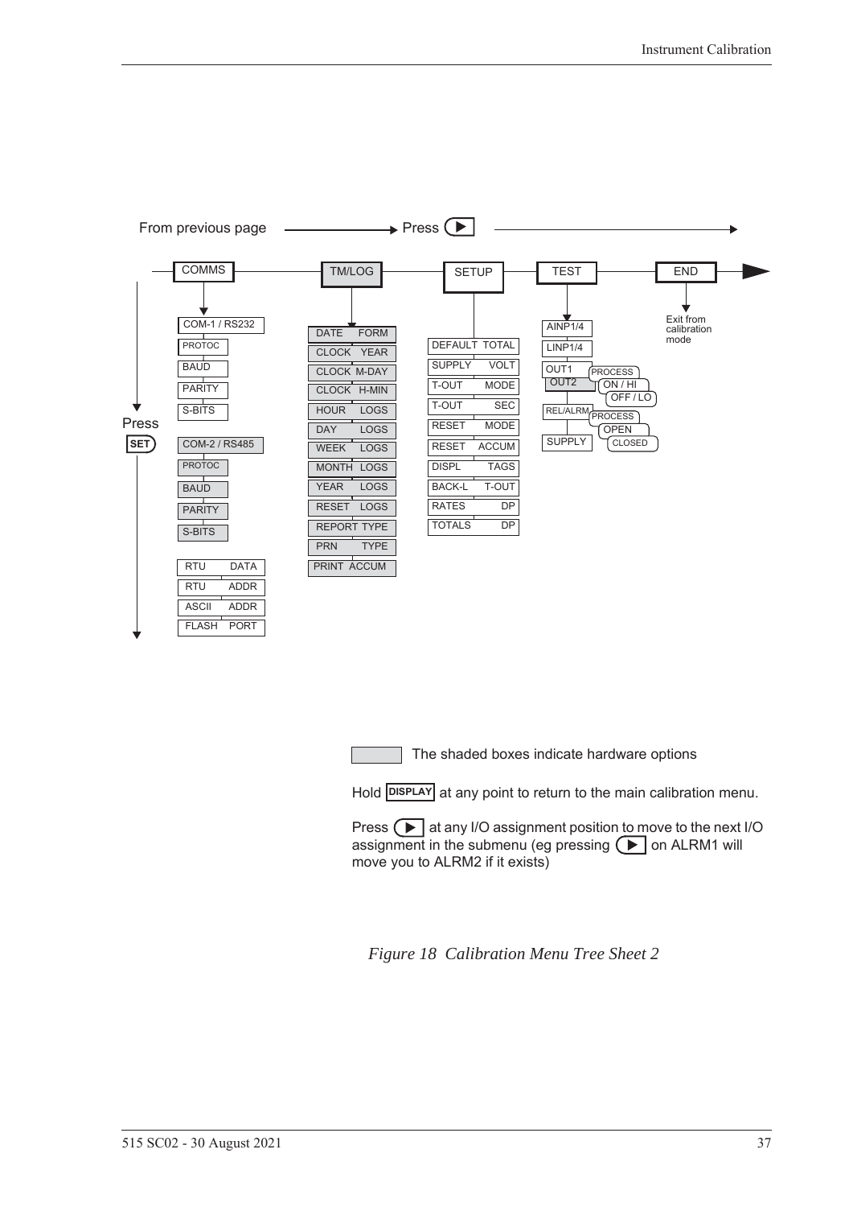From previous page ——→ Press ▶ ——→

COMMS — TM/LOG — SETUP — TEST — END

**COMMS** (Press SET to step down):
- COM-1 / RS232
  - PROTOC
  - BAUD
  - PARITY
  - S-BITS
- COM-2 / RS485
  - PROTOC
  - BAUD
  - PARITY
  - S-BITS
- RTU DATA
- RTU ADDR
- ASCII ADDR
- FLASH PORT

**TM/LOG**:
- DATE FORM
- CLOCK YEAR
- CLOCK M-DAY
- CLOCK H-MIN
- HOUR LOGS
- DAY LOGS
- WEEK LOGS
- MONTH LOGS
- YEAR LOGS
- RESET LOGS
- REPORT TYPE
- PRN TYPE
- PRINT ACCUM

**SETUP**:
- DEFAULT TOTAL
- SUPPLY VOLT
- T-OUT MODE
- T-OUT SEC
- RESET MODE
- RESET ACCUM
- DISPL TAGS
- BACK-L T-OUT
- RATES DP
- TOTALS DP

**TEST**:
- AINP1/4
- LINP1/4
- OUT1 / OUT2 — PROCESS, ON / HI, OFF / LO
- REL/ALRM — PROCESS, OPEN, CLOSED
- SUPPLY

**END**: Exit from calibration mode

The shaded boxes indicate hardware options

Hold DISPLAY at any point to return to the main calibration menu.

Press ▶ at any I/O assignment position to move to the next I/O assignment in the submenu (eg pressing ▶ on ALRM1 will move you to ALRM2 if it exists)

*Figure 18 Calibration Menu Tree Sheet 2*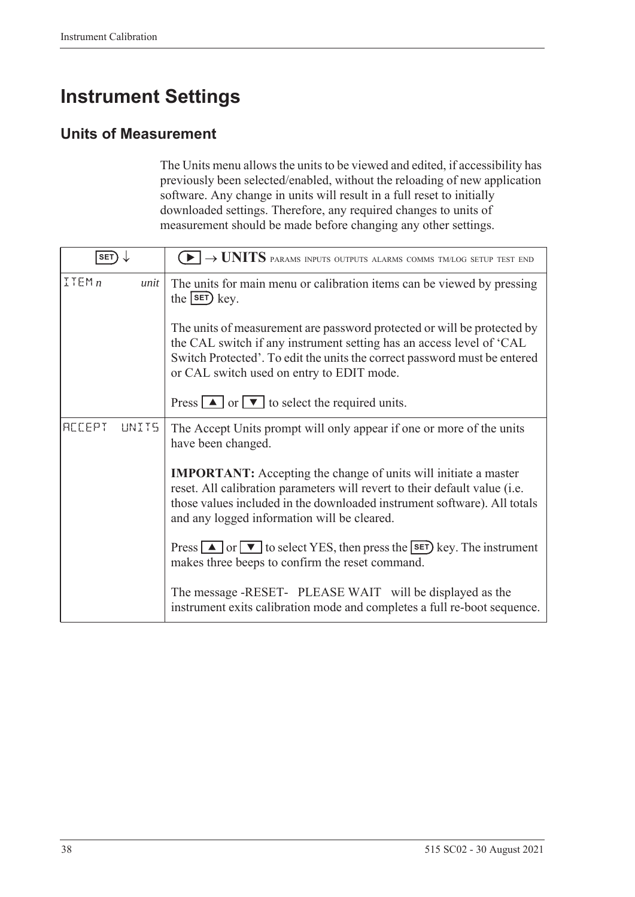# Instrument Settings

## Units of Measurement

The Units menu allows the units to be viewed and edited, if accessibility has previously been selected/enabled, without the reloading of new application software. Any change in units will result in a full reset to initially downloaded settings. Therefore, any required changes to units of measurement should be made before changing any other settings.

| SET ↓ | ▶ → **UNITS** PARAMS INPUTS OUTPUTS ALARMS COMMS TM/LOG SETUP TEST END |
|---|---|
| ITEM *n* *unit* | The units for main menu or calibration items can be viewed by pressing the SET key.<br><br>The units of measurement are password protected or will be protected by the CAL switch if any instrument setting has an access level of 'CAL Switch Protected'. To edit the units the correct password must be entered or CAL switch used on entry to EDIT mode.<br><br>Press ▲ or ▼ to select the required units. |
| ACCEPT UNITS | The Accept Units prompt will only appear if one or more of the units have been changed.<br><br>**IMPORTANT:** Accepting the change of units will initiate a master reset. All calibration parameters will revert to their default value (i.e. those values included in the downloaded instrument software). All totals and any logged information will be cleared.<br><br>Press ▲ or ▼ to select YES, then press the SET key. The instrument makes three beeps to confirm the reset command.<br><br>The message -RESET- PLEASE WAIT will be displayed as the instrument exits calibration mode and completes a full re-boot sequence. |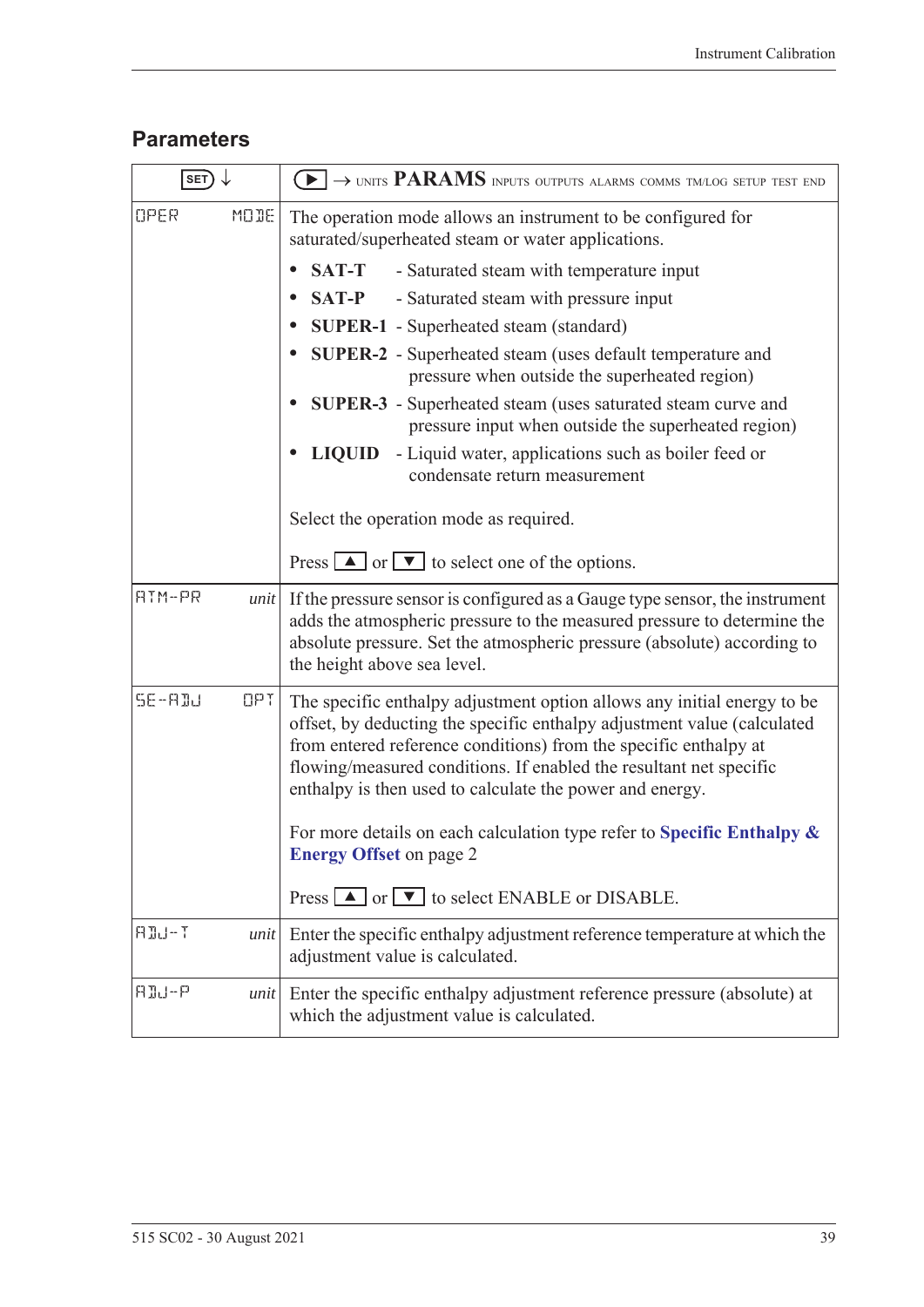## Parameters

| SET ↓ | ▶ → UNITS **PARAMS** INPUTS OUTPUTS ALARMS COMMS TM/LOG SETUP TEST END |
|---|---|
| OPER MODE | The operation mode allows an instrument to be configured for saturated/superheated steam or water applications.<br><br>• **SAT-T** - Saturated steam with temperature input<br>• **SAT-P** - Saturated steam with pressure input<br>• **SUPER-1** - Superheated steam (standard)<br>• **SUPER-2** - Superheated steam (uses default temperature and pressure when outside the superheated region)<br>• **SUPER-3** - Superheated steam (uses saturated steam curve and pressure input when outside the superheated region)<br>• **LIQUID** - Liquid water, applications such as boiler feed or condensate return measurement<br><br>Select the operation mode as required.<br><br>Press ▲ or ▼ to select one of the options. |
| ATM-PR *unit* | If the pressure sensor is configured as a Gauge type sensor, the instrument adds the atmospheric pressure to the measured pressure to determine the absolute pressure. Set the atmospheric pressure (absolute) according to the height above sea level. |
| SE-ADJ OPT | The specific enthalpy adjustment option allows any initial energy to be offset, by deducting the specific enthalpy adjustment value (calculated from entered reference conditions) from the specific enthalpy at flowing/measured conditions. If enabled the resultant net specific enthalpy is then used to calculate the power and energy.<br><br>For more details on each calculation type refer to **Specific Enthalpy & Energy Offset** on page 2<br><br>Press ▲ or ▼ to select ENABLE or DISABLE. |
| ADJ-T *unit* | Enter the specific enthalpy adjustment reference temperature at which the adjustment value is calculated. |
| ADJ-P *unit* | Enter the specific enthalpy adjustment reference pressure (absolute) at which the adjustment value is calculated. |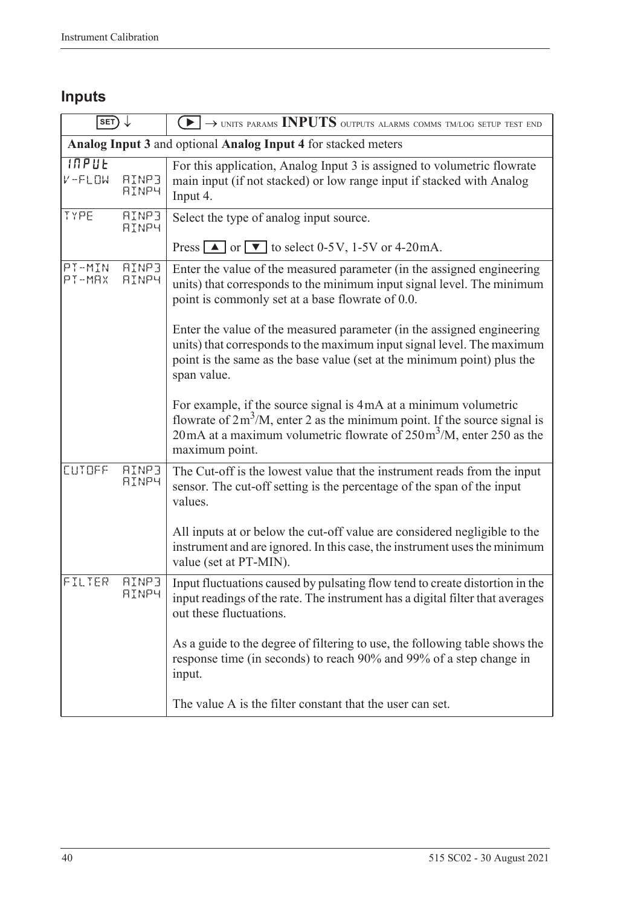## Inputs

| SET ↓ | ▶ → UNITS PARAMS **INPUTS** OUTPUTS ALARMS COMMS TM/LOG SETUP TEST END |
|---|---|
| **Analog Input 3** and optional **Analog Input 4** for stacked meters | |
| INPUT<br>V-FLOW AINP3 AINP4 | For this application, Analog Input 3 is assigned to volumetric flowrate main input (if not stacked) or low range input if stacked with Analog Input 4. |
| TYPE AINP3 AINP4 | Select the type of analog input source.<br><br>Press ▲ or ▼ to select 0-5V, 1-5V or 4-20mA. |
| PT-MIN AINP3<br>PT-MAX AINP4 | Enter the value of the measured parameter (in the assigned engineering units) that corresponds to the minimum input signal level. The minimum point is commonly set at a base flowrate of 0.0.<br><br>Enter the value of the measured parameter (in the assigned engineering units) that corresponds to the maximum input signal level. The maximum point is the same as the base value (set at the minimum point) plus the span value.<br><br>For example, if the source signal is 4mA at a minimum volumetric flowrate of $2\text{m}^3$/M, enter 2 as the minimum point. If the source signal is 20mA at a maximum volumetric flowrate of $250\text{m}^3$/M, enter 250 as the maximum point. |
| CUTOFF AINP3 AINP4 | The Cut-off is the lowest value that the instrument reads from the input sensor. The cut-off setting is the percentage of the span of the input values.<br><br>All inputs at or below the cut-off value are considered negligible to the instrument and are ignored. In this case, the instrument uses the minimum value (set at PT-MIN). |
| FILTER AINP3 AINP4 | Input fluctuations caused by pulsating flow tend to create distortion in the input readings of the rate. The instrument has a digital filter that averages out these fluctuations.<br><br>As a guide to the degree of filtering to use, the following table shows the response time (in seconds) to reach 90% and 99% of a step change in input.<br><br>The value A is the filter constant that the user can set. |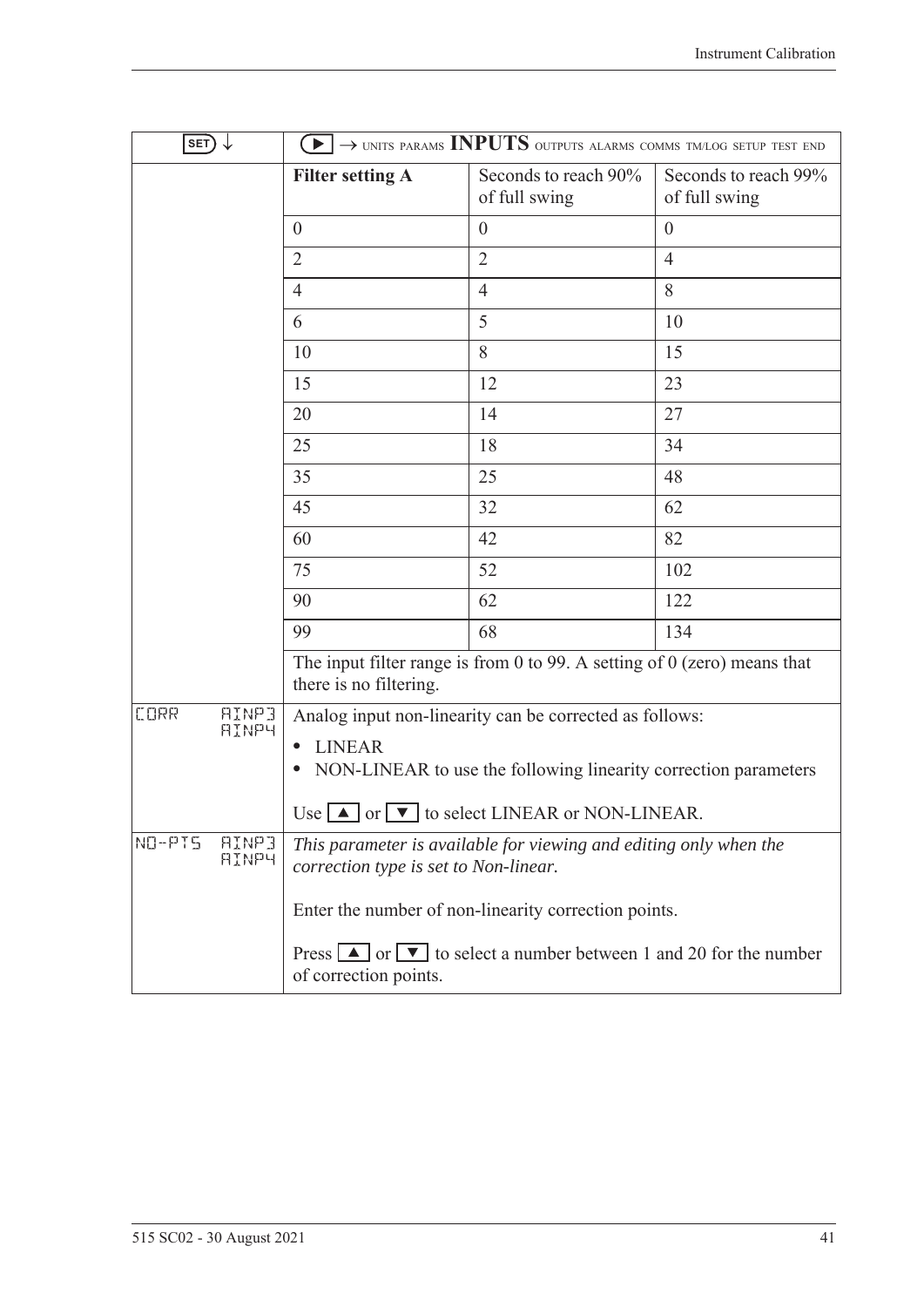| SET ↓ | ▶ → UNITS PARAMS **INPUTS** OUTPUTS ALARMS COMMS TM/LOG SETUP TEST END | | |
|---|---|---|---|
| | **Filter setting A** | Seconds to reach 90% of full swing | Seconds to reach 99% of full swing |
| | 0 | 0 | 0 |
| | 2 | 2 | 4 |
| | 4 | 4 | 8 |
| | 6 | 5 | 10 |
| | 10 | 8 | 15 |
| | 15 | 12 | 23 |
| | 20 | 14 | 27 |
| | 25 | 18 | 34 |
| | 35 | 25 | 48 |
| | 45 | 32 | 62 |
| | 60 | 42 | 82 |
| | 75 | 52 | 102 |
| | 90 | 62 | 122 |
| | 99 | 68 | 134 |
| | The input filter range is from 0 to 99. A setting of 0 (zero) means that there is no filtering. | | |
| CORR AINP3 AINP4 | Analog input non-linearity can be corrected as follows:<br>• LINEAR<br>• NON-LINEAR to use the following linearity correction parameters<br><br>Use ▲ or ▼ to select LINEAR or NON-LINEAR. | | |
| NO-PTS AINP3 AINP4 | *This parameter is available for viewing and editing only when the correction type is set to Non-linear.*<br><br>Enter the number of non-linearity correction points.<br><br>Press ▲ or ▼ to select a number between 1 and 20 for the number of correction points. | | |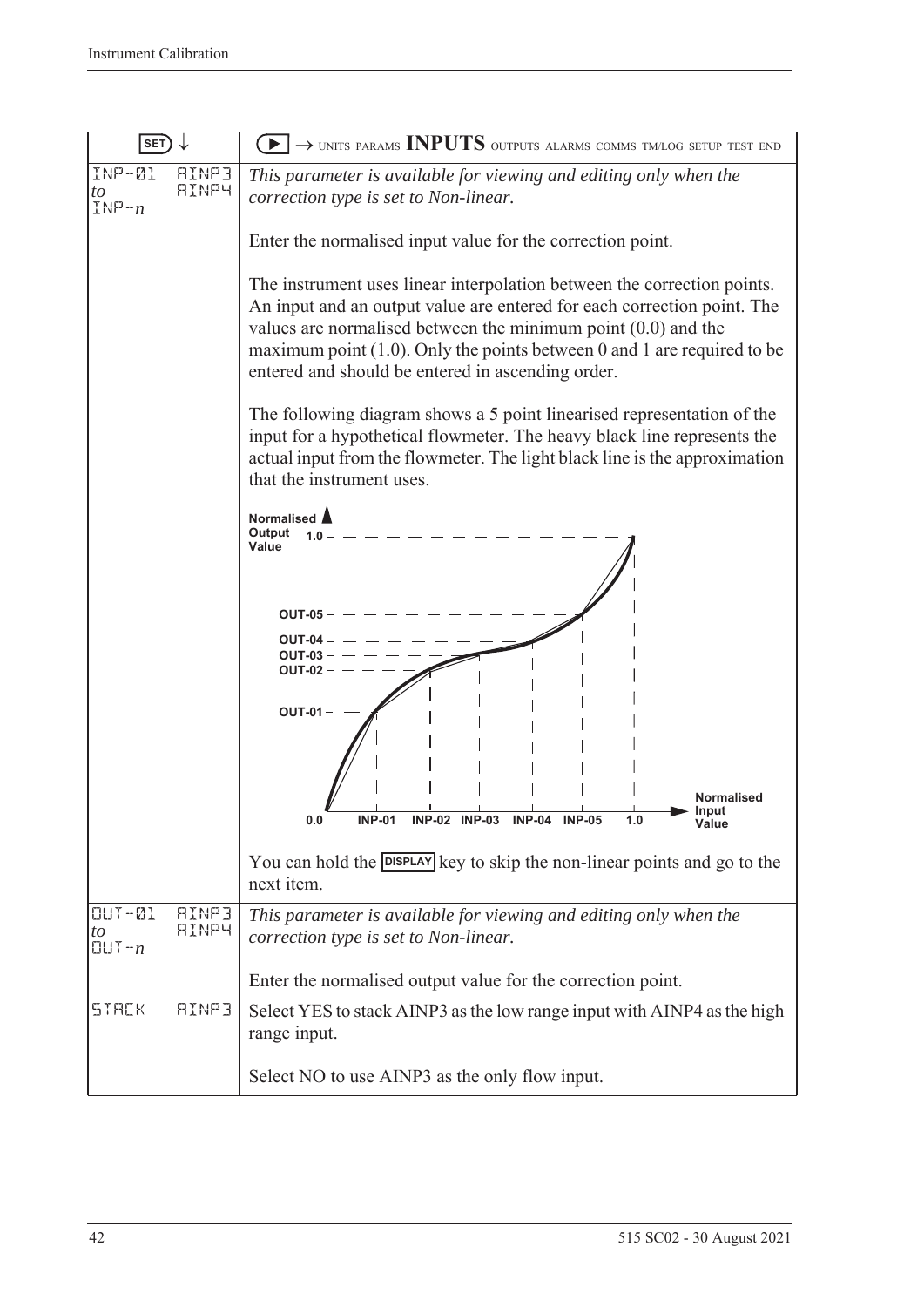| SET ↓ | ▶ → UNITS PARAMS **INPUTS** OUTPUTS ALARMS COMMS TM/LOG SETUP TEST END |
|---|---|
| INP-01 *to* INP-*n* AINP3 AINP4 | *This parameter is available for viewing and editing only when the correction type is set to Non-linear.*<br><br>Enter the normalised input value for the correction point.<br><br>The instrument uses linear interpolation between the correction points. An input and an output value are entered for each correction point. The values are normalised between the minimum point (0.0) and the maximum point (1.0). Only the points between 0 and 1 are required to be entered and should be entered in ascending order.<br><br>The following diagram shows a 5 point linearised representation of the input for a hypothetical flowmeter. The heavy black line represents the actual input from the flowmeter. The light black line is the approximation that the instrument uses.<br><br>Normalised Output Value: 1.0, OUT-05, OUT-04, OUT-03, OUT-02, OUT-01<br>Normalised Input Value: 0.0, INP-01, INP-02, INP-03, INP-04, INP-05, 1.0<br><br>You can hold the DISPLAY key to skip the non-linear points and go to the next item. |
| OUT-01 *to* OUT-*n* AINP3 AINP4 | *This parameter is available for viewing and editing only when the correction type is set to Non-linear.*<br><br>Enter the normalised output value for the correction point. |
| STACK AINP3 | Select YES to stack AINP3 as the low range input with AINP4 as the high range input.<br><br>Select NO to use AINP3 as the only flow input. |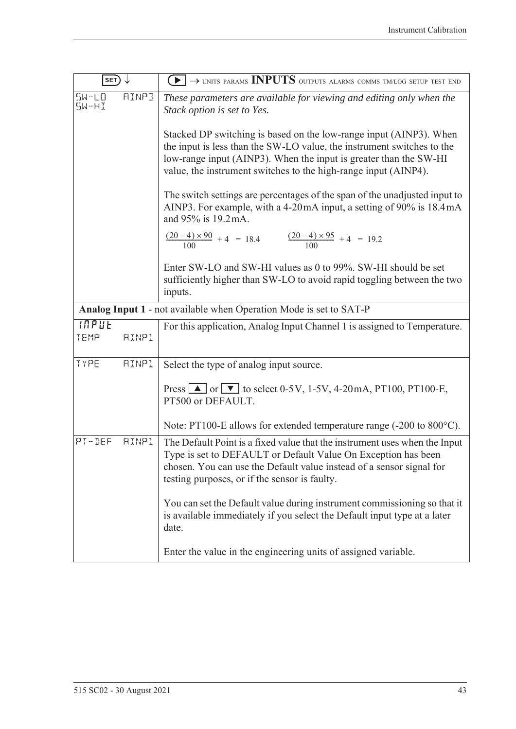| SET ↓ | ▶ → UNITS PARAMS **INPUTS** OUTPUTS ALARMS COMMS TM/LOG SETUP TEST END |
|---|---|
| SW-LO AINP3<br>SW-HI | *These parameters are available for viewing and editing only when the Stack option is set to Yes.*<br><br>Stacked DP switching is based on the low-range input (AINP3). When the input is less than the SW-LO value, the instrument switches to the low-range input (AINP3). When the input is greater than the SW-HI value, the instrument switches to the high-range input (AINP4).<br><br>The switch settings are percentages of the span of the unadjusted input to AINP3. For example, with a 4-20mA input, a setting of 90% is 18.4mA and 95% is 19.2mA.<br><br>$\frac{(20-4) \times 90}{100} + 4 = 18.4$ $\frac{(20-4) \times 95}{100} + 4 = 19.2$<br><br>Enter SW-LO and SW-HI values as 0 to 99%. SW-HI should be set sufficiently higher than SW-LO to avoid rapid toggling between the two inputs. |
| **Analog Input 1** - not available when Operation Mode is set to SAT-P | |
| INPUT<br>TEMP AINP1 | For this application, Analog Input Channel 1 is assigned to Temperature. |
| TYPE AINP1 | Select the type of analog input source.<br><br>Press ▲ or ▼ to select 0-5V, 1-5V, 4-20mA, PT100, PT100-E, PT500 or DEFAULT.<br><br>Note: PT100-E allows for extended temperature range (-200 to 800°C). |
| PT-DEF AINP1 | The Default Point is a fixed value that the instrument uses when the Input Type is set to DEFAULT or Default Value On Exception has been chosen. You can use the Default value instead of a sensor signal for testing purposes, or if the sensor is faulty.<br><br>You can set the Default value during instrument commissioning so that it is available immediately if you select the Default input type at a later date.<br><br>Enter the value in the engineering units of assigned variable. |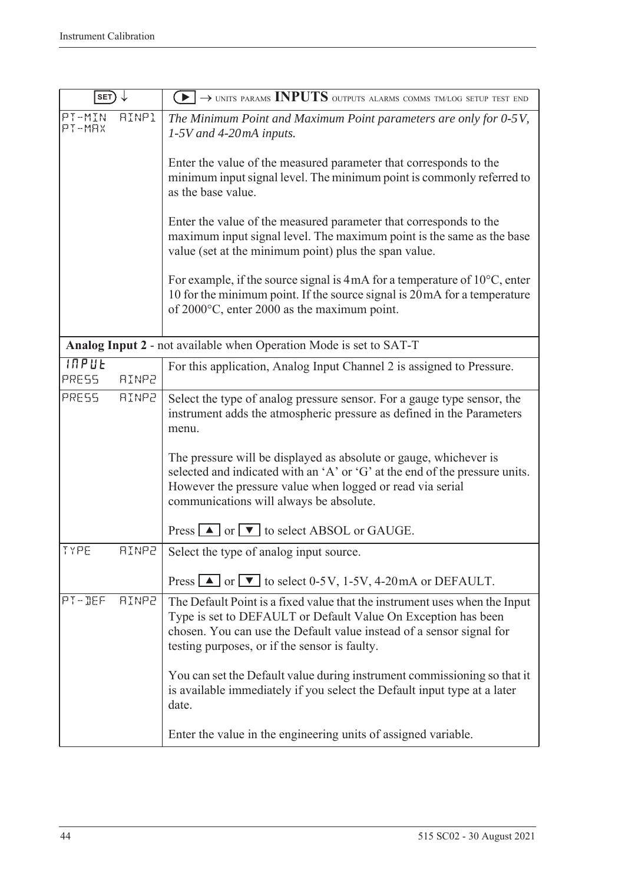| SET ↓ | ▶ → UNITS PARAMS **INPUTS** OUTPUTS ALARMS COMMS TM/LOG SETUP TEST END |
|---|---|
| PT-MIN AINP1<br>PT-MAX | *The Minimum Point and Maximum Point parameters are only for 0-5V, 1-5V and 4-20mA inputs.*<br><br>Enter the value of the measured parameter that corresponds to the minimum input signal level. The minimum point is commonly referred to as the base value.<br><br>Enter the value of the measured parameter that corresponds to the maximum input signal level. The maximum point is the same as the base value (set at the minimum point) plus the span value.<br><br>For example, if the source signal is 4mA for a temperature of 10°C, enter 10 for the minimum point. If the source signal is 20mA for a temperature of 2000°C, enter 2000 as the maximum point. |
| **Analog Input 2** - not available when Operation Mode is set to SAT-T | |
| INPUT<br>PRESS AINP2 | For this application, Analog Input Channel 2 is assigned to Pressure. |
| PRESS AINP2 | Select the type of analog pressure sensor. For a gauge type sensor, the instrument adds the atmospheric pressure as defined in the Parameters menu.<br><br>The pressure will be displayed as absolute or gauge, whichever is selected and indicated with an 'A' or 'G' at the end of the pressure units. However the pressure value when logged or read via serial communications will always be absolute.<br><br>Press ▲ or ▼ to select ABSOL or GAUGE. |
| TYPE AINP2 | Select the type of analog input source.<br><br>Press ▲ or ▼ to select 0-5V, 1-5V, 4-20mA or DEFAULT. |
| PT-DEF AINP2 | The Default Point is a fixed value that the instrument uses when the Input Type is set to DEFAULT or Default Value On Exception has been chosen. You can use the Default value instead of a sensor signal for testing purposes, or if the sensor is faulty.<br><br>You can set the Default value during instrument commissioning so that it is available immediately if you select the Default input type at a later date.<br><br>Enter the value in the engineering units of assigned variable. |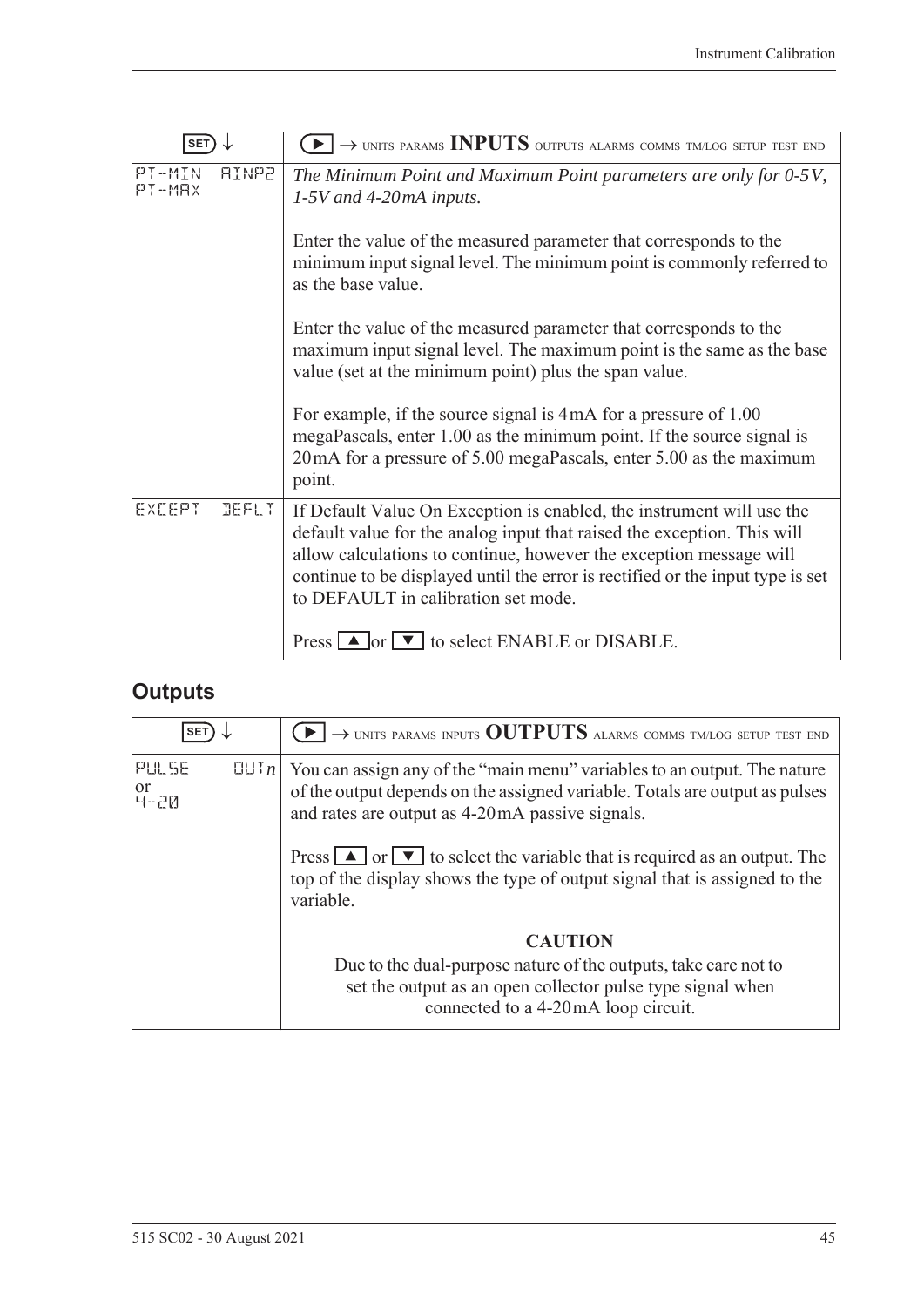| SET ↓ | ▶ → UNITS PARAMS **INPUTS** OUTPUTS ALARMS COMMS TM/LOG SETUP TEST END |
|---|---|
| PT-MIN AINP2<br>PT-MAX | *The Minimum Point and Maximum Point parameters are only for 0-5V, 1-5V and 4-20mA inputs.*<br><br>Enter the value of the measured parameter that corresponds to the minimum input signal level. The minimum point is commonly referred to as the base value.<br><br>Enter the value of the measured parameter that corresponds to the maximum input signal level. The maximum point is the same as the base value (set at the minimum point) plus the span value.<br><br>For example, if the source signal is 4mA for a pressure of 1.00 megaPascals, enter 1.00 as the minimum point. If the source signal is 20mA for a pressure of 5.00 megaPascals, enter 5.00 as the maximum point. |
| EXCEPT DEFLT | If Default Value On Exception is enabled, the instrument will use the default value for the analog input that raised the exception. This will allow calculations to continue, however the exception message will continue to be displayed until the error is rectified or the input type is set to DEFAULT in calibration set mode.<br><br>Press ▲ or ▼ to select ENABLE or DISABLE. |

## Outputs

| SET ↓ | ▶ → UNITS PARAMS INPUTS **OUTPUTS** ALARMS COMMS TM/LOG SETUP TEST END |
|---|---|
| PULSE OUT*n*<br>or<br>4-20 | You can assign any of the "main menu" variables to an output. The nature of the output depends on the assigned variable. Totals are output as pulses and rates are output as 4-20mA passive signals.<br><br>Press ▲ or ▼ to select the variable that is required as an output. The top of the display shows the type of output signal that is assigned to the variable.<br><br>**CAUTION**<br>Due to the dual-purpose nature of the outputs, take care not to set the output as an open collector pulse type signal when connected to a 4-20mA loop circuit. |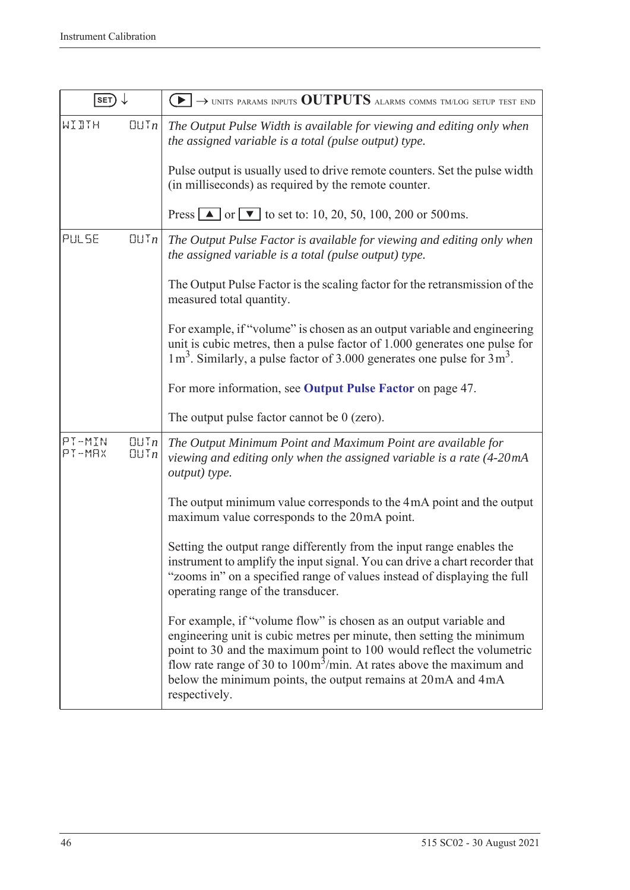| SET ↓ | ▶ → UNITS PARAMS INPUTS **OUTPUTS** ALARMS COMMS TM/LOG SETUP TEST END |
|---|---|
| WIDTH OUT*n* | *The Output Pulse Width is available for viewing and editing only when the assigned variable is a total (pulse output) type.*<br><br>Pulse output is usually used to drive remote counters. Set the pulse width (in milliseconds) as required by the remote counter.<br><br>Press ▲ or ▼ to set to: 10, 20, 50, 100, 200 or 500ms. |
| PULSE OUT*n* | *The Output Pulse Factor is available for viewing and editing only when the assigned variable is a total (pulse output) type.*<br><br>The Output Pulse Factor is the scaling factor for the retransmission of the measured total quantity.<br><br>For example, if "volume" is chosen as an output variable and engineering unit is cubic metres, then a pulse factor of 1.000 generates one pulse for 1 $m^3$. Similarly, a pulse factor of 3.000 generates one pulse for 3 $m^3$.<br><br>For more information, see **Output Pulse Factor** on page 47.<br><br>The output pulse factor cannot be 0 (zero). |
| PT-MIN OUT*n*<br>PT-MAX OUT*n* | *The Output Minimum Point and Maximum Point are available for viewing and editing only when the assigned variable is a rate (4-20mA output) type.*<br><br>The output minimum value corresponds to the 4mA point and the output maximum value corresponds to the 20mA point.<br><br>Setting the output range differently from the input range enables the instrument to amplify the input signal. You can drive a chart recorder that "zooms in" on a specified range of values instead of displaying the full operating range of the transducer.<br><br>For example, if "volume flow" is chosen as an output variable and engineering unit is cubic metres per minute, then setting the minimum point to 30 and the maximum point to 100 would reflect the volumetric flow rate range of 30 to 100 $m^3$/min. At rates above the maximum and below the minimum points, the output remains at 20mA and 4mA respectively. |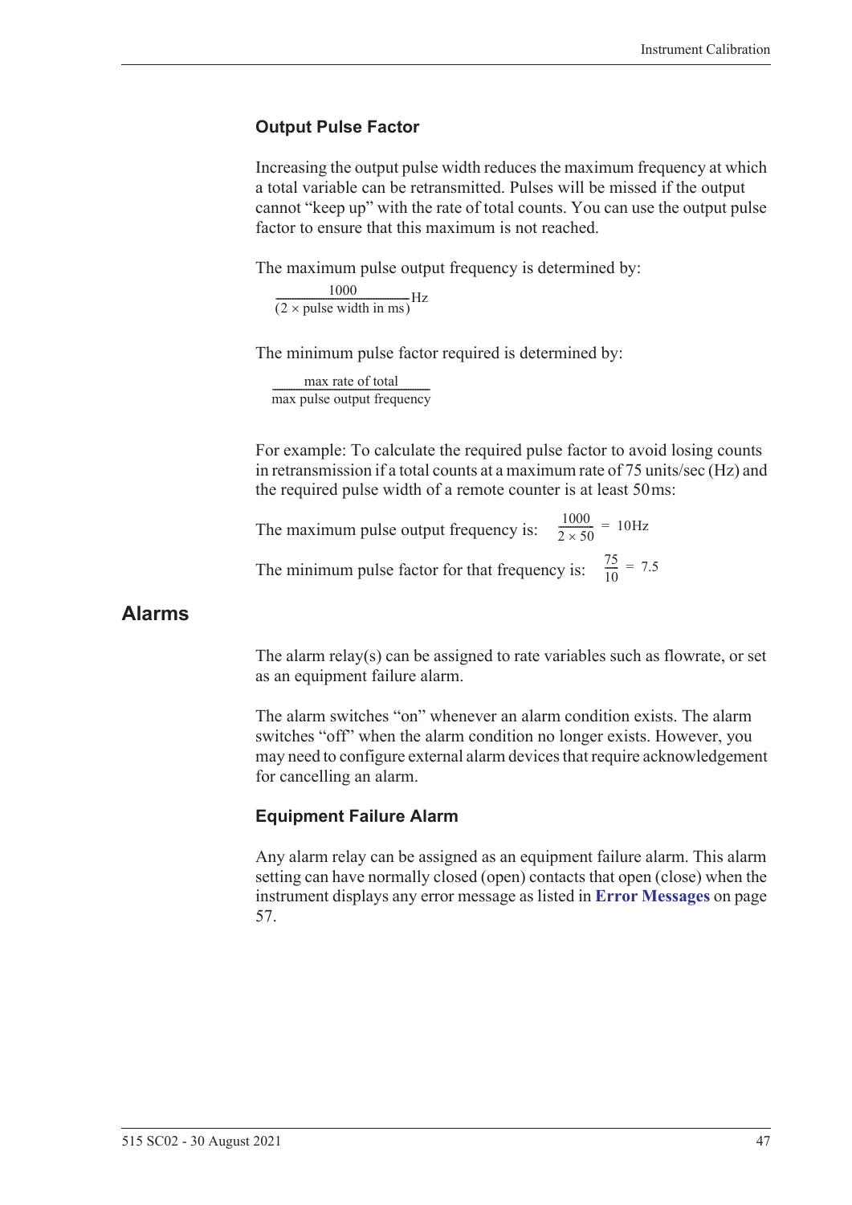### Output Pulse Factor

Increasing the output pulse width reduces the maximum frequency at which a total variable can be retransmitted. Pulses will be missed if the output cannot "keep up" with the rate of total counts. You can use the output pulse factor to ensure that this maximum is not reached.

The maximum pulse output frequency is determined by:

$$\frac{1000}{(2 \times \text{pulse width in ms})}\text{Hz}$$

The minimum pulse factor required is determined by:

$$\frac{\text{max rate of total}}{\text{max pulse output frequency}}$$

For example: To calculate the required pulse factor to avoid losing counts in retransmission if a total counts at a maximum rate of 75 units/sec (Hz) and the required pulse width of a remote counter is at least 50 ms:

The maximum pulse output frequency is: $\frac{1000}{2 \times 50} = 10\text{Hz}$

The minimum pulse factor for that frequency is: $\frac{75}{10} = 7.5$

## Alarms

The alarm relay(s) can be assigned to rate variables such as flowrate, or set as an equipment failure alarm.

The alarm switches "on" whenever an alarm condition exists. The alarm switches "off" when the alarm condition no longer exists. However, you may need to configure external alarm devices that require acknowledgement for cancelling an alarm.

### Equipment Failure Alarm

Any alarm relay can be assigned as an equipment failure alarm. This alarm setting can have normally closed (open) contacts that open (close) when the instrument displays any error message as listed in **Error Messages** on page 57.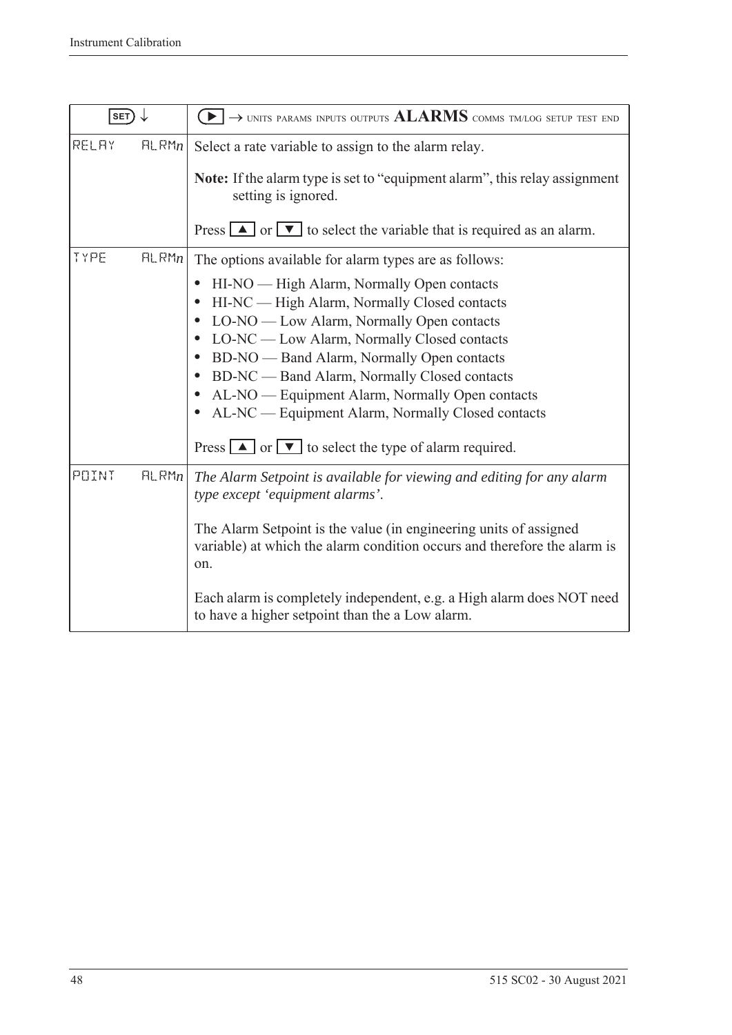| SET ↓ | | ▶ → UNITS PARAMS INPUTS OUTPUTS **ALARMS** COMMS TM/LOG SETUP TEST END |
|---|---|---|
| RELAY | ALRM*n* | Select a rate variable to assign to the alarm relay.<br><br>**Note:** If the alarm type is set to "equipment alarm", this relay assignment setting is ignored.<br><br>Press ▲ or ▼ to select the variable that is required as an alarm. |
| TYPE | ALRM*n* | The options available for alarm types are as follows:<br><br>• HI-NO — High Alarm, Normally Open contacts<br>• HI-NC — High Alarm, Normally Closed contacts<br>• LO-NO — Low Alarm, Normally Open contacts<br>• LO-NC — Low Alarm, Normally Closed contacts<br>• BD-NO — Band Alarm, Normally Open contacts<br>• BD-NC — Band Alarm, Normally Closed contacts<br>• AL-NO — Equipment Alarm, Normally Open contacts<br>• AL-NC — Equipment Alarm, Normally Closed contacts<br><br>Press ▲ or ▼ to select the type of alarm required. |
| POINT | ALRM*n* | *The Alarm Setpoint is available for viewing and editing for any alarm type except 'equipment alarms'.*<br><br>The Alarm Setpoint is the value (in engineering units of assigned variable) at which the alarm condition occurs and therefore the alarm is on.<br><br>Each alarm is completely independent, e.g. a High alarm does NOT need to have a higher setpoint than the a Low alarm. |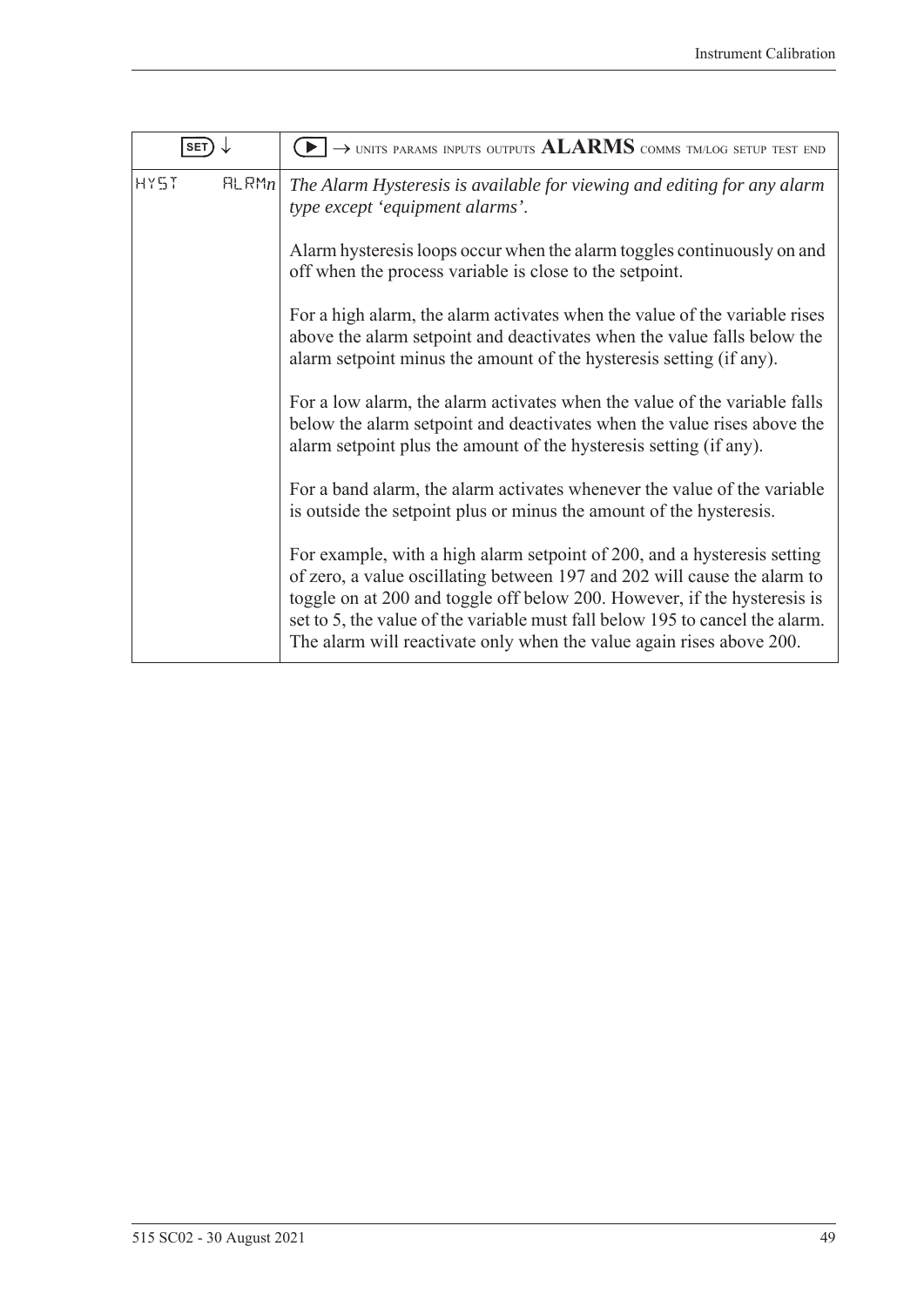| SET ↓ | ▶ → UNITS PARAMS INPUTS OUTPUTS **ALARMS** COMMS TM/LOG SETUP TEST END |
| --- | --- |
| HYST ALRM*n* | *The Alarm Hysteresis is available for viewing and editing for any alarm type except 'equipment alarms'.*<br><br>Alarm hysteresis loops occur when the alarm toggles continuously on and off when the process variable is close to the setpoint.<br><br>For a high alarm, the alarm activates when the value of the variable rises above the alarm setpoint and deactivates when the value falls below the alarm setpoint minus the amount of the hysteresis setting (if any).<br><br>For a low alarm, the alarm activates when the value of the variable falls below the alarm setpoint and deactivates when the value rises above the alarm setpoint plus the amount of the hysteresis setting (if any).<br><br>For a band alarm, the alarm activates whenever the value of the variable is outside the setpoint plus or minus the amount of the hysteresis.<br><br>For example, with a high alarm setpoint of 200, and a hysteresis setting of zero, a value oscillating between 197 and 202 will cause the alarm to toggle on at 200 and toggle off below 200. However, if the hysteresis is set to 5, the value of the variable must fall below 195 to cancel the alarm. The alarm will reactivate only when the value again rises above 200. |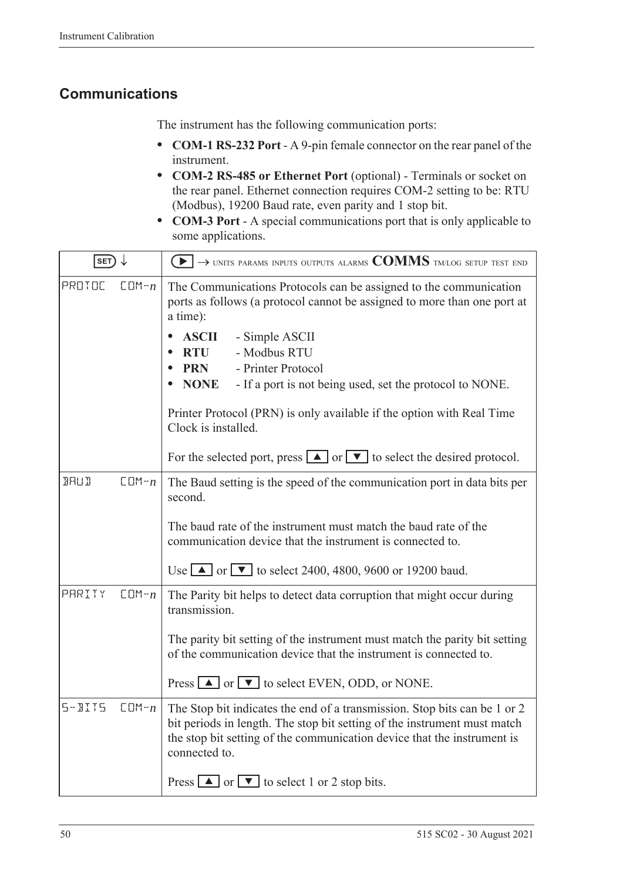## Communications

The instrument has the following communication ports:

- **COM-1 RS-232 Port** - A 9-pin female connector on the rear panel of the instrument.
- **COM-2 RS-485 or Ethernet Port** (optional) - Terminals or socket on the rear panel. Ethernet connection requires COM-2 setting to be: RTU (Modbus), 19200 Baud rate, even parity and 1 stop bit.
- **COM-3 Port** - A special communications port that is only applicable to some applications.

| SET ↓ | ▶ → UNITS PARAMS INPUTS OUTPUTS ALARMS **COMMS** TM/LOG SETUP TEST END |
|---|---|
| PROTOC COM-*n* | The Communications Protocols can be assigned to the communication ports as follows (a protocol cannot be assigned to more than one port at a time):<br>• **ASCII** - Simple ASCII<br>• **RTU** - Modbus RTU<br>• **PRN** - Printer Protocol<br>• **NONE** - If a port is not being used, set the protocol to NONE.<br><br>Printer Protocol (PRN) is only available if the option with Real Time Clock is installed.<br><br>For the selected port, press ▲ or ▼ to select the desired protocol. |
| BAUD COM-*n* | The Baud setting is the speed of the communication port in data bits per second.<br><br>The baud rate of the instrument must match the baud rate of the communication device that the instrument is connected to.<br><br>Use ▲ or ▼ to select 2400, 4800, 9600 or 19200 baud. |
| PARITY COM-*n* | The Parity bit helps to detect data corruption that might occur during transmission.<br><br>The parity bit setting of the instrument must match the parity bit setting of the communication device that the instrument is connected to.<br><br>Press ▲ or ▼ to select EVEN, ODD, or NONE. |
| S-BITS COM-*n* | The Stop bit indicates the end of a transmission. Stop bits can be 1 or 2 bit periods in length. The stop bit setting of the instrument must match the stop bit setting of the communication device that the instrument is connected to.<br><br>Press ▲ or ▼ to select 1 or 2 stop bits. |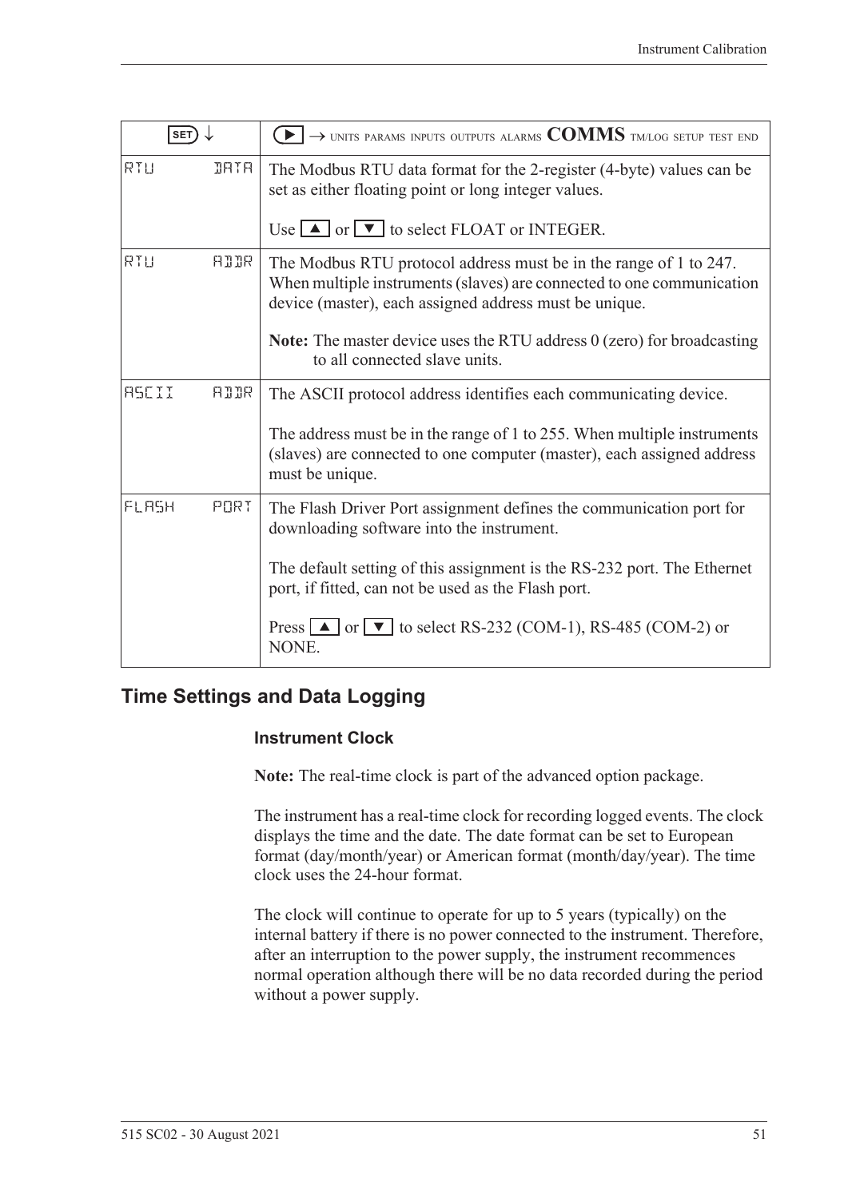| SET ↓ | ▶ → UNITS PARAMS INPUTS OUTPUTS ALARMS **COMMS** TM/LOG SETUP TEST END |
|---|---|
| RTU DATA | The Modbus RTU data format for the 2-register (4-byte) values can be set as either floating point or long integer values.<br><br>Use ▲ or ▼ to select FLOAT or INTEGER. |
| RTU ADDR | The Modbus RTU protocol address must be in the range of 1 to 247. When multiple instruments (slaves) are connected to one communication device (master), each assigned address must be unique.<br><br>**Note:** The master device uses the RTU address 0 (zero) for broadcasting to all connected slave units. |
| ASCII ADDR | The ASCII protocol address identifies each communicating device.<br><br>The address must be in the range of 1 to 255. When multiple instruments (slaves) are connected to one computer (master), each assigned address must be unique. |
| FLASH PORT | The Flash Driver Port assignment defines the communication port for downloading software into the instrument.<br><br>The default setting of this assignment is the RS-232 port. The Ethernet port, if fitted, can not be used as the Flash port.<br><br>Press ▲ or ▼ to select RS-232 (COM-1), RS-485 (COM-2) or NONE. |

## Time Settings and Data Logging

### Instrument Clock

**Note:** The real-time clock is part of the advanced option package.

The instrument has a real-time clock for recording logged events. The clock displays the time and the date. The date format can be set to European format (day/month/year) or American format (month/day/year). The time clock uses the 24-hour format.

The clock will continue to operate for up to 5 years (typically) on the internal battery if there is no power connected to the instrument. Therefore, after an interruption to the power supply, the instrument recommences normal operation although there will be no data recorded during the period without a power supply.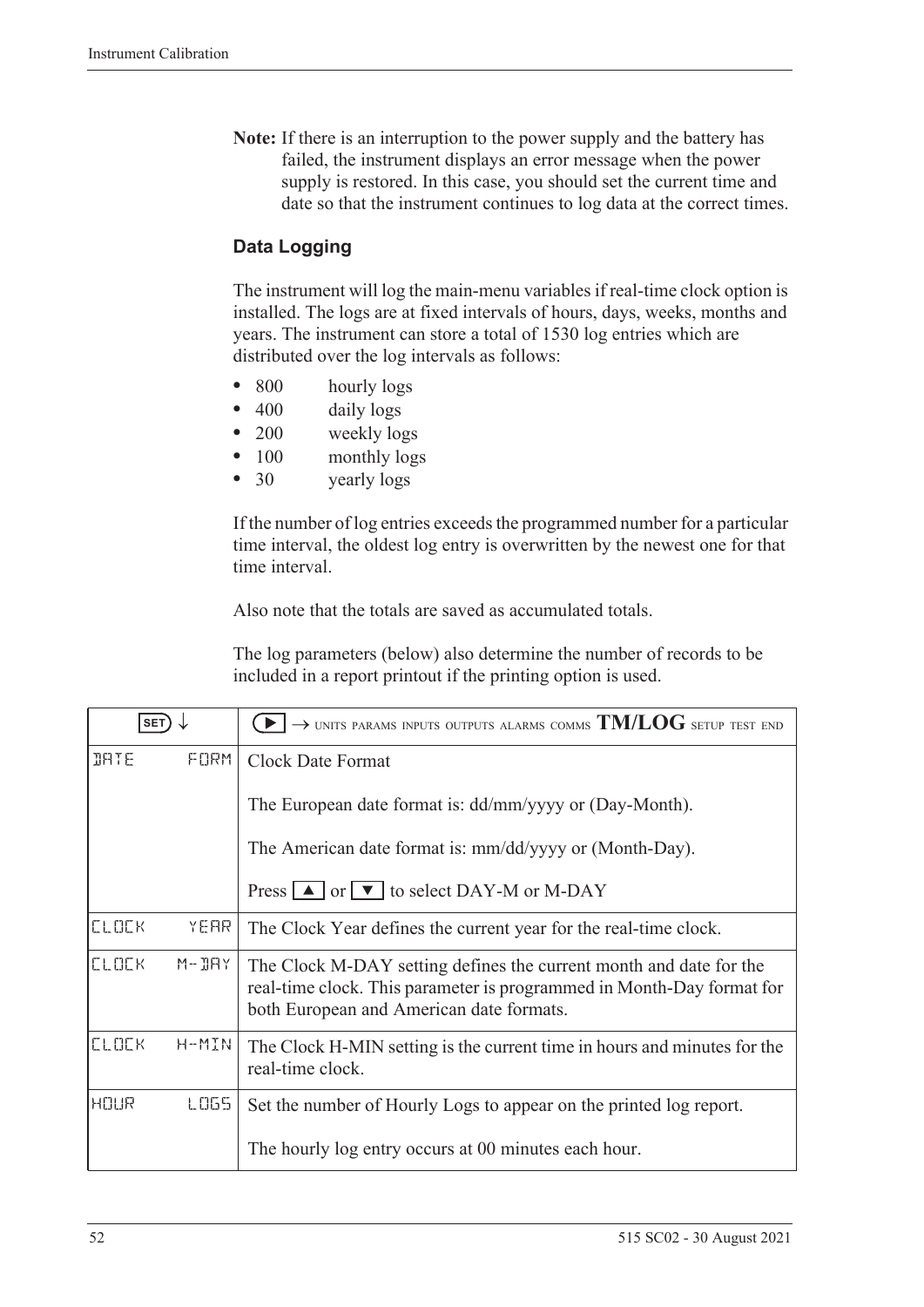**Note:** If there is an interruption to the power supply and the battery has failed, the instrument displays an error message when the power supply is restored. In this case, you should set the current time and date so that the instrument continues to log data at the correct times.

### Data Logging

The instrument will log the main-menu variables if real-time clock option is installed. The logs are at fixed intervals of hours, days, weeks, months and years. The instrument can store a total of 1530 log entries which are distributed over the log intervals as follows:

- 800 hourly logs
- 400 daily logs
- 200 weekly logs
- 100 monthly logs
- 30 yearly logs

If the number of log entries exceeds the programmed number for a particular time interval, the oldest log entry is overwritten by the newest one for that time interval.

Also note that the totals are saved as accumulated totals.

The log parameters (below) also determine the number of records to be included in a report printout if the printing option is used.

| SET ↓ | ▶ → UNITS PARAMS INPUTS OUTPUTS ALARMS COMMS **TM/LOG** SETUP TEST END |
|---|---|
| DATE FORM | Clock Date Format<br><br>The European date format is: dd/mm/yyyy or (Day-Month).<br><br>The American date format is: mm/dd/yyyy or (Month-Day).<br><br>Press ▲ or ▼ to select DAY-M or M-DAY |
| CLOCK YEAR | The Clock Year defines the current year for the real-time clock. |
| CLOCK M-DAY | The Clock M-DAY setting defines the current month and date for the real-time clock. This parameter is programmed in Month-Day format for both European and American date formats. |
| CLOCK H-MIN | The Clock H-MIN setting is the current time in hours and minutes for the real-time clock. |
| HOUR LOGS | Set the number of Hourly Logs to appear on the printed log report.<br><br>The hourly log entry occurs at 00 minutes each hour. |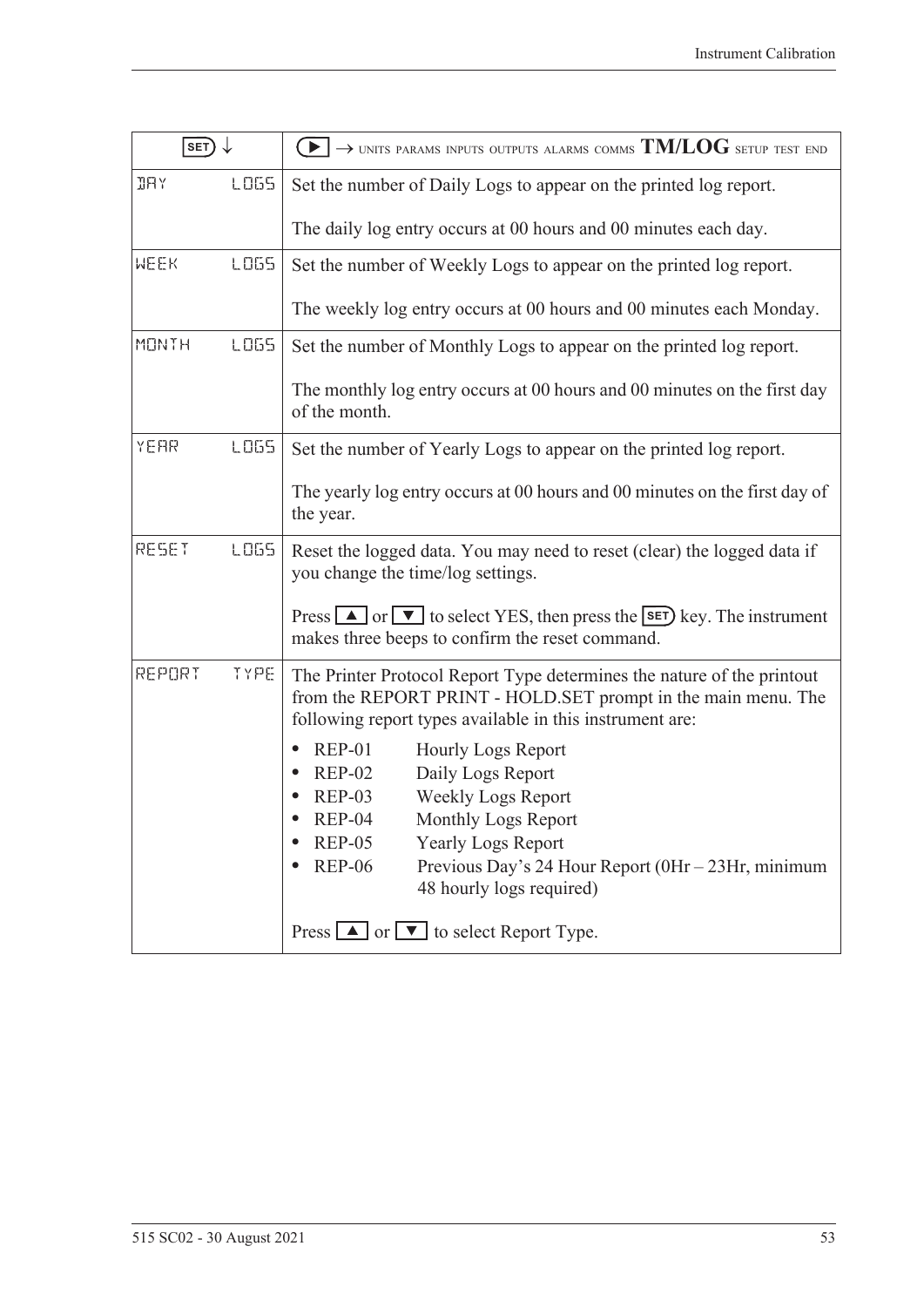| SET ↓ | ▶ → UNITS PARAMS INPUTS OUTPUTS ALARMS COMMS **TM/LOG** SETUP TEST END |
|---|---|
| DAY LOGS | Set the number of Daily Logs to appear on the printed log report.<br><br>The daily log entry occurs at 00 hours and 00 minutes each day. |
| WEEK LOGS | Set the number of Weekly Logs to appear on the printed log report.<br><br>The weekly log entry occurs at 00 hours and 00 minutes each Monday. |
| MONTH LOGS | Set the number of Monthly Logs to appear on the printed log report.<br><br>The monthly log entry occurs at 00 hours and 00 minutes on the first day of the month. |
| YEAR LOGS | Set the number of Yearly Logs to appear on the printed log report.<br><br>The yearly log entry occurs at 00 hours and 00 minutes on the first day of the year. |
| RESET LOGS | Reset the logged data. You may need to reset (clear) the logged data if you change the time/log settings.<br><br>Press ▲ or ▼ to select YES, then press the SET key. The instrument makes three beeps to confirm the reset command. |
| REPORT TYPE | The Printer Protocol Report Type determines the nature of the printout from the REPORT PRINT - HOLD.SET prompt in the main menu. The following report types available in this instrument are:<br><br>• REP-01 Hourly Logs Report<br>• REP-02 Daily Logs Report<br>• REP-03 Weekly Logs Report<br>• REP-04 Monthly Logs Report<br>• REP-05 Yearly Logs Report<br>• REP-06 Previous Day's 24 Hour Report (0Hr – 23Hr, minimum 48 hourly logs required)<br><br>Press ▲ or ▼ to select Report Type. |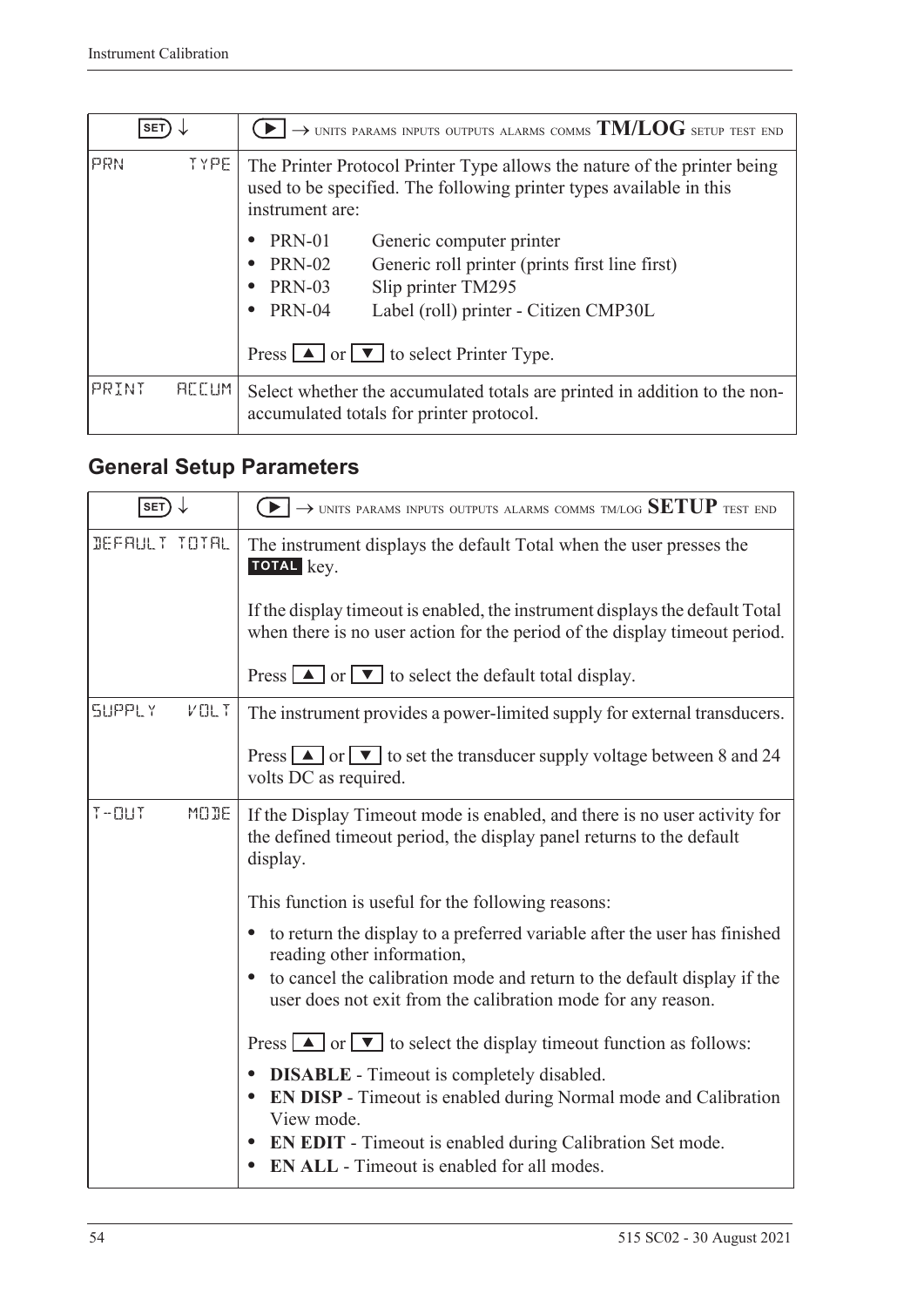| SET ↓ | ▶ → UNITS PARAMS INPUTS OUTPUTS ALARMS COMMS **TM/LOG** SETUP TEST END |
|---|---|
| PRN TYPE | The Printer Protocol Printer Type allows the nature of the printer being used to be specified. The following printer types available in this instrument are:<br>• PRN-01 Generic computer printer<br>• PRN-02 Generic roll printer (prints first line first)<br>• PRN-03 Slip printer TM295<br>• PRN-04 Label (roll) printer - Citizen CMP30L<br><br>Press ▲ or ▼ to select Printer Type. |
| PRINT ACCUM | Select whether the accumulated totals are printed in addition to the non-accumulated totals for printer protocol. |

## General Setup Parameters

| SET ↓ | ▶ → UNITS PARAMS INPUTS OUTPUTS ALARMS COMMS TM/LOG **SETUP** TEST END |
|---|---|
| DEFAULT TOTAL | The instrument displays the default Total when the user presses the **TOTAL** key.<br><br>If the display timeout is enabled, the instrument displays the default Total when there is no user action for the period of the display timeout period.<br><br>Press ▲ or ▼ to select the default total display. |
| SUPPLY VOLT | The instrument provides a power-limited supply for external transducers.<br><br>Press ▲ or ▼ to set the transducer supply voltage between 8 and 24 volts DC as required. |
| T-OUT MODE | If the Display Timeout mode is enabled, and there is no user activity for the defined timeout period, the display panel returns to the default display.<br><br>This function is useful for the following reasons:<br>• to return the display to a preferred variable after the user has finished reading other information,<br>• to cancel the calibration mode and return to the default display if the user does not exit from the calibration mode for any reason.<br><br>Press ▲ or ▼ to select the display timeout function as follows:<br>• **DISABLE** - Timeout is completely disabled.<br>• **EN DISP** - Timeout is enabled during Normal mode and Calibration View mode.<br>• **EN EDIT** - Timeout is enabled during Calibration Set mode.<br>• **EN ALL** - Timeout is enabled for all modes. |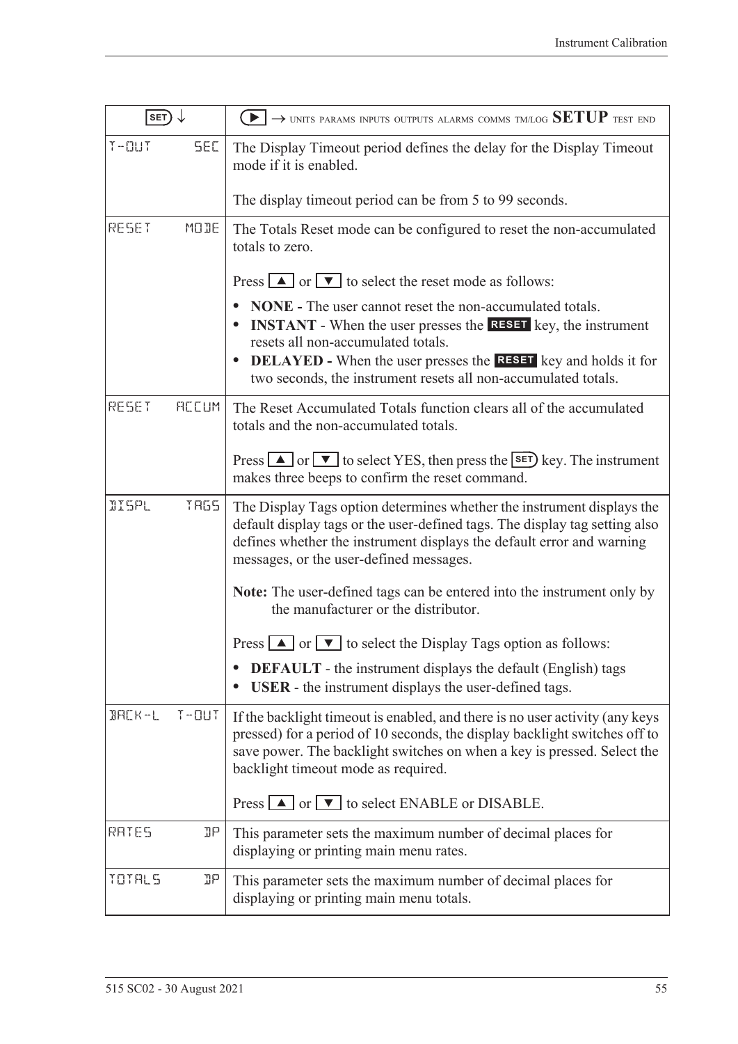| SET ↓ | ▶ → UNITS PARAMS INPUTS OUTPUTS ALARMS COMMS TM/LOG **SETUP** TEST END |
|---|---|
| T-OUT SEC | The Display Timeout period defines the delay for the Display Timeout mode if it is enabled.<br><br>The display timeout period can be from 5 to 99 seconds. |
| RESET MODE | The Totals Reset mode can be configured to reset the non-accumulated totals to zero.<br><br>Press ▲ or ▼ to select the reset mode as follows:<br><br>• **NONE -** The user cannot reset the non-accumulated totals.<br>• **INSTANT** - When the user presses the **RESET** key, the instrument resets all non-accumulated totals.<br>• **DELAYED -** When the user presses the **RESET** key and holds it for two seconds, the instrument resets all non-accumulated totals. |
| RESET ACCUM | The Reset Accumulated Totals function clears all of the accumulated totals and the non-accumulated totals.<br><br>Press ▲ or ▼ to select YES, then press the SET key. The instrument makes three beeps to confirm the reset command. |
| DISPL TAGS | The Display Tags option determines whether the instrument displays the default display tags or the user-defined tags. The display tag setting also defines whether the instrument displays the default error and warning messages, or the user-defined messages.<br><br>**Note:** The user-defined tags can be entered into the instrument only by the manufacturer or the distributor.<br><br>Press ▲ or ▼ to select the Display Tags option as follows:<br><br>• **DEFAULT** - the instrument displays the default (English) tags<br>• **USER** - the instrument displays the user-defined tags. |
| BACK-L T-OUT | If the backlight timeout is enabled, and there is no user activity (any keys pressed) for a period of 10 seconds, the display backlight switches off to save power. The backlight switches on when a key is pressed. Select the backlight timeout mode as required.<br><br>Press ▲ or ▼ to select ENABLE or DISABLE. |
| RATES DP | This parameter sets the maximum number of decimal places for displaying or printing main menu rates. |
| TOTALS DP | This parameter sets the maximum number of decimal places for displaying or printing main menu totals. |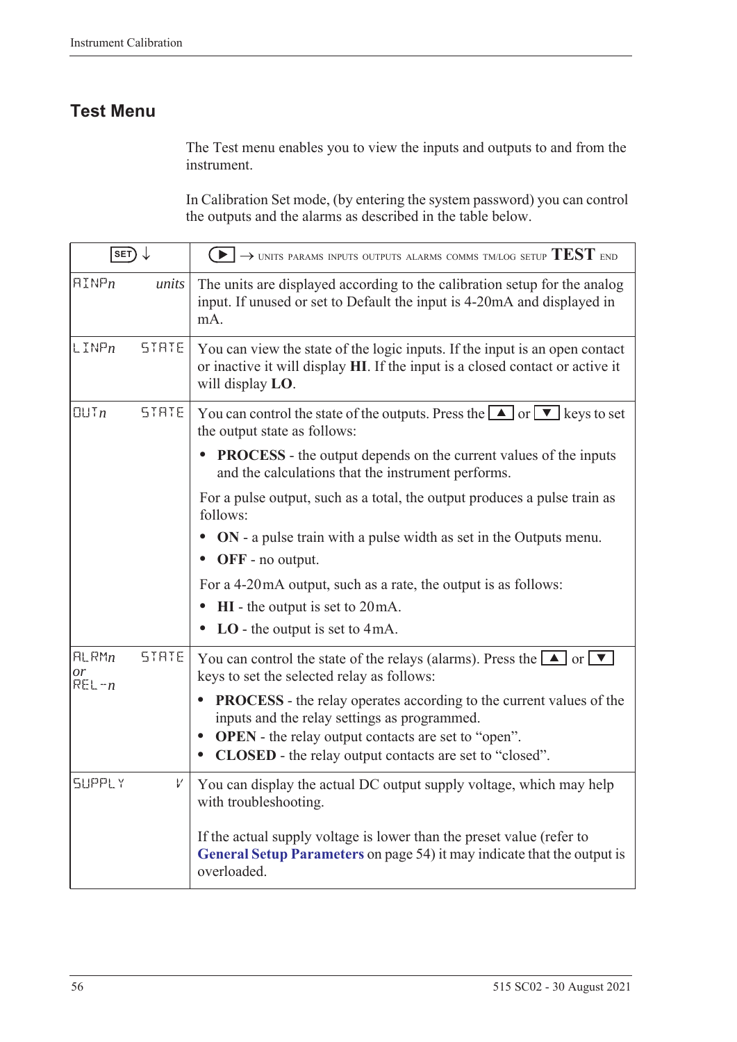## Test Menu

The Test menu enables you to view the inputs and outputs to and from the instrument.

In Calibration Set mode, (by entering the system password) you can control the outputs and the alarms as described in the table below.

| SET ↓ | ▶ → UNITS PARAMS INPUTS OUTPUTS ALARMS COMMS TM/LOG SETUP **TEST** END |
|---|---|
| AINP*n* *units* | The units are displayed according to the calibration setup for the analog input. If unused or set to Default the input is 4-20mA and displayed in mA. |
| LINP*n* STATE | You can view the state of the logic inputs. If the input is an open contact or inactive it will display **HI**. If the input is a closed contact or active it will display **LO**. |
| OUT*n* STATE | You can control the state of the outputs. Press the ▲ or ▼ keys to set the output state as follows:<br>• **PROCESS** - the output depends on the current values of the inputs and the calculations that the instrument performs.<br>For a pulse output, such as a total, the output produces a pulse train as follows:<br>• **ON** - a pulse train with a pulse width as set in the Outputs menu.<br>• **OFF** - no output.<br>For a 4-20mA output, such as a rate, the output is as follows:<br>• **HI** - the output is set to 20mA.<br>• **LO** - the output is set to 4mA. |
| ALRM*n* *or* REL-*n* STATE | You can control the state of the relays (alarms). Press the ▲ or ▼ keys to set the selected relay as follows:<br>• **PROCESS** - the relay operates according to the current values of the inputs and the relay settings as programmed.<br>• **OPEN** - the relay output contacts are set to “open”.<br>• **CLOSED** - the relay output contacts are set to “closed”. |
| SUPPLY V | You can display the actual DC output supply voltage, which may help with troubleshooting.<br><br>If the actual supply voltage is lower than the preset value (refer to **General Setup Parameters** on page 54) it may indicate that the output is overloaded. |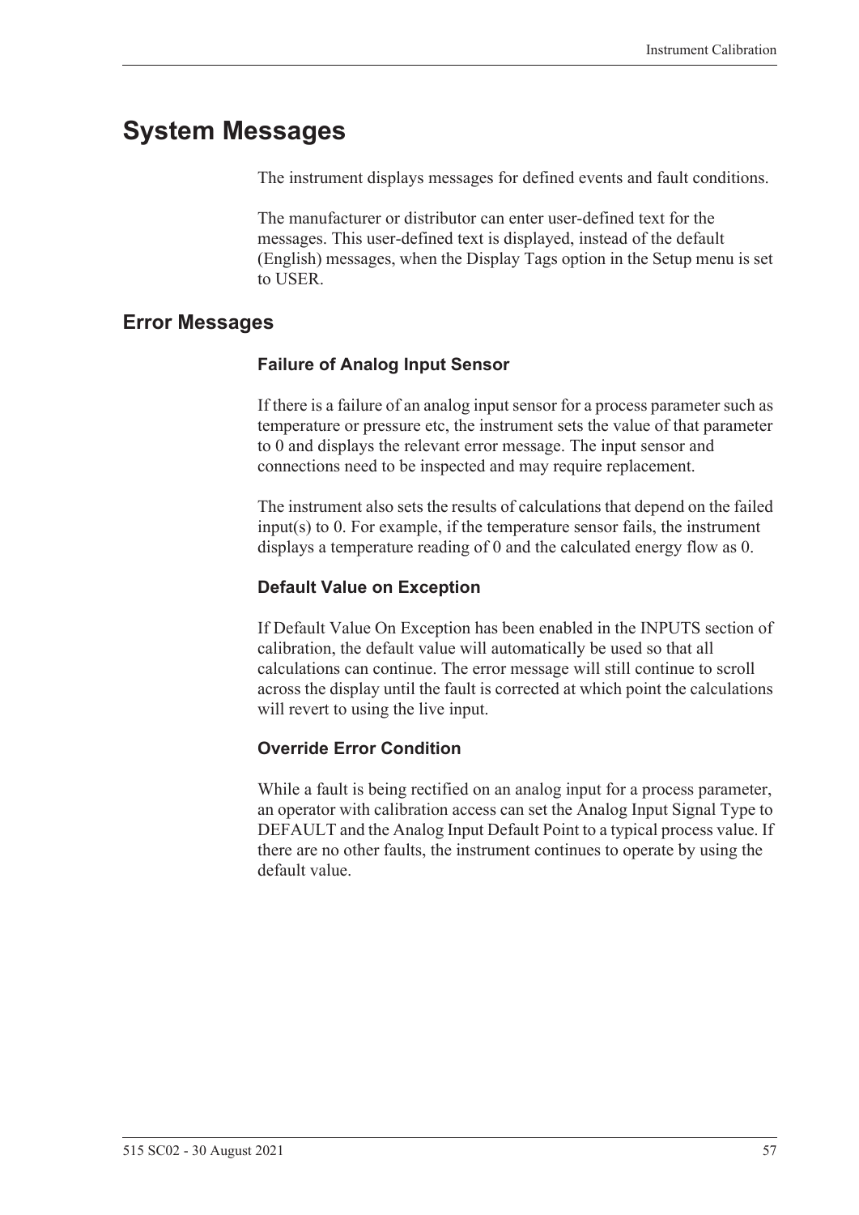# System Messages

The instrument displays messages for defined events and fault conditions.

The manufacturer or distributor can enter user-defined text for the messages. This user-defined text is displayed, instead of the default (English) messages, when the Display Tags option in the Setup menu is set to USER.

## Error Messages

### Failure of Analog Input Sensor

If there is a failure of an analog input sensor for a process parameter such as temperature or pressure etc, the instrument sets the value of that parameter to 0 and displays the relevant error message. The input sensor and connections need to be inspected and may require replacement.

The instrument also sets the results of calculations that depend on the failed input(s) to 0. For example, if the temperature sensor fails, the instrument displays a temperature reading of 0 and the calculated energy flow as 0.

### Default Value on Exception

If Default Value On Exception has been enabled in the INPUTS section of calibration, the default value will automatically be used so that all calculations can continue. The error message will still continue to scroll across the display until the fault is corrected at which point the calculations will revert to using the live input.

### Override Error Condition

While a fault is being rectified on an analog input for a process parameter, an operator with calibration access can set the Analog Input Signal Type to DEFAULT and the Analog Input Default Point to a typical process value. If there are no other faults, the instrument continues to operate by using the default value.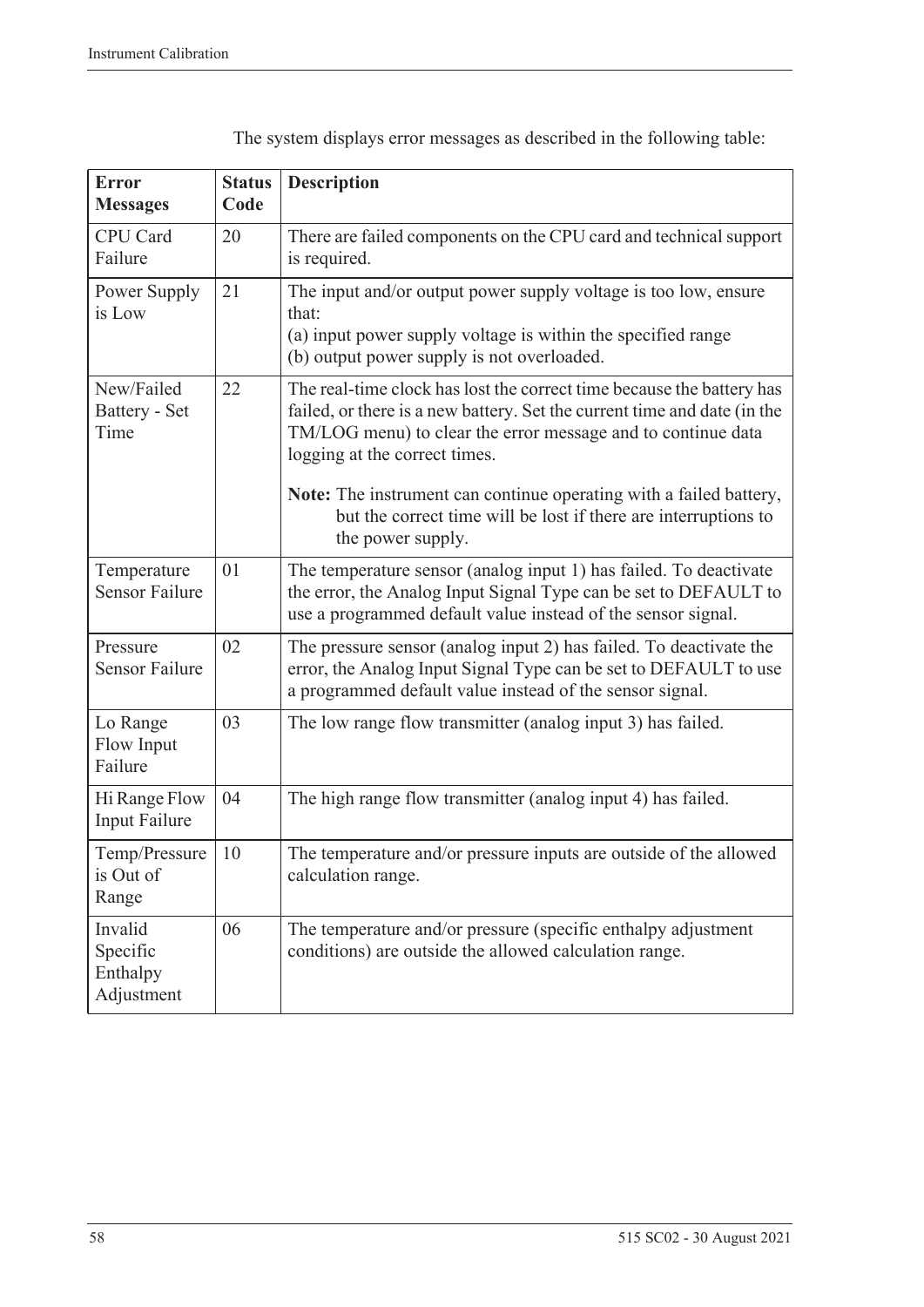The system displays error messages as described in the following table:

| Error Messages | Status Code | Description |
|---|---|---|
| CPU Card Failure | 20 | There are failed components on the CPU card and technical support is required. |
| Power Supply is Low | 21 | The input and/or output power supply voltage is too low, ensure that:<br>(a) input power supply voltage is within the specified range<br>(b) output power supply is not overloaded. |
| New/Failed Battery - Set Time | 22 | The real-time clock has lost the correct time because the battery has failed, or there is a new battery. Set the current time and date (in the TM/LOG menu) to clear the error message and to continue data logging at the correct times.<br><br>**Note:** The instrument can continue operating with a failed battery, but the correct time will be lost if there are interruptions to the power supply. |
| Temperature Sensor Failure | 01 | The temperature sensor (analog input 1) has failed. To deactivate the error, the Analog Input Signal Type can be set to DEFAULT to use a programmed default value instead of the sensor signal. |
| Pressure Sensor Failure | 02 | The pressure sensor (analog input 2) has failed. To deactivate the error, the Analog Input Signal Type can be set to DEFAULT to use a programmed default value instead of the sensor signal. |
| Lo Range Flow Input Failure | 03 | The low range flow transmitter (analog input 3) has failed. |
| Hi Range Flow Input Failure | 04 | The high range flow transmitter (analog input 4) has failed. |
| Temp/Pressure is Out of Range | 10 | The temperature and/or pressure inputs are outside of the allowed calculation range. |
| Invalid Specific Enthalpy Adjustment | 06 | The temperature and/or pressure (specific enthalpy adjustment conditions) are outside the allowed calculation range. |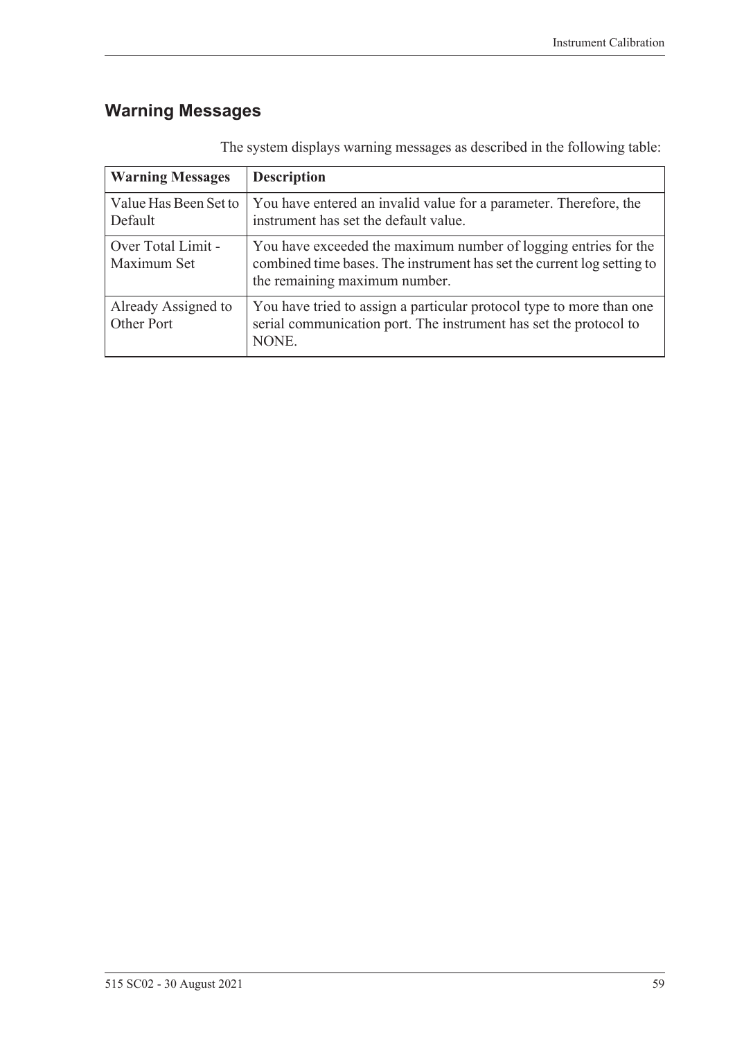## Warning Messages

The system displays warning messages as described in the following table:

| Warning Messages | Description |
| --- | --- |
| Value Has Been Set to Default | You have entered an invalid value for a parameter. Therefore, the instrument has set the default value. |
| Over Total Limit - Maximum Set | You have exceeded the maximum number of logging entries for the combined time bases. The instrument has set the current log setting to the remaining maximum number. |
| Already Assigned to Other Port | You have tried to assign a particular protocol type to more than one serial communication port. The instrument has set the protocol to NONE. |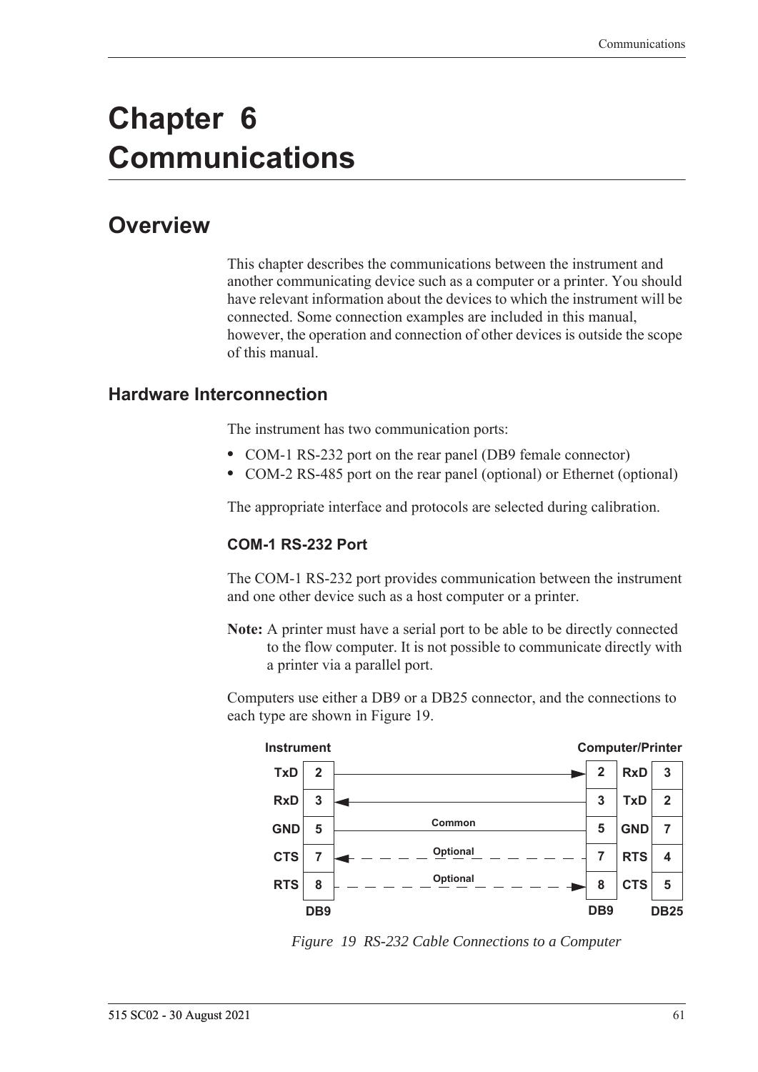# Chapter 6 Communications

## Overview

This chapter describes the communications between the instrument and another communicating device such as a computer or a printer. You should have relevant information about the devices to which the instrument will be connected. Some connection examples are included in this manual, however, the operation and connection of other devices is outside the scope of this manual.

### Hardware Interconnection

The instrument has two communication ports:

- COM-1 RS-232 port on the rear panel (DB9 female connector)
- COM-2 RS-485 port on the rear panel (optional) or Ethernet (optional)

The appropriate interface and protocols are selected during calibration.

#### COM-1 RS-232 Port

The COM-1 RS-232 port provides communication between the instrument and one other device such as a host computer or a printer.

**Note:** A printer must have a serial port to be able to be directly connected to the flow computer. It is not possible to communicate directly with a printer via a parallel port.

Computers use either a DB9 or a DB25 connector, and the connections to each type are shown in Figure 19.

| Instrument | DB9 | Connection | DB9 | Computer/Printer | DB25 |
|---|---|---|---|---|---|
| TxD | 2 | → | 2 | RxD | 3 |
| RxD | 3 | ← | 3 | TxD | 2 |
| GND | 5 | Common | 5 | GND | 7 |
| CTS | 7 | ← Optional | 7 | RTS | 4 |
| RTS | 8 | → Optional | 8 | CTS | 5 |

*Figure 19 RS-232 Cable Connections to a Computer*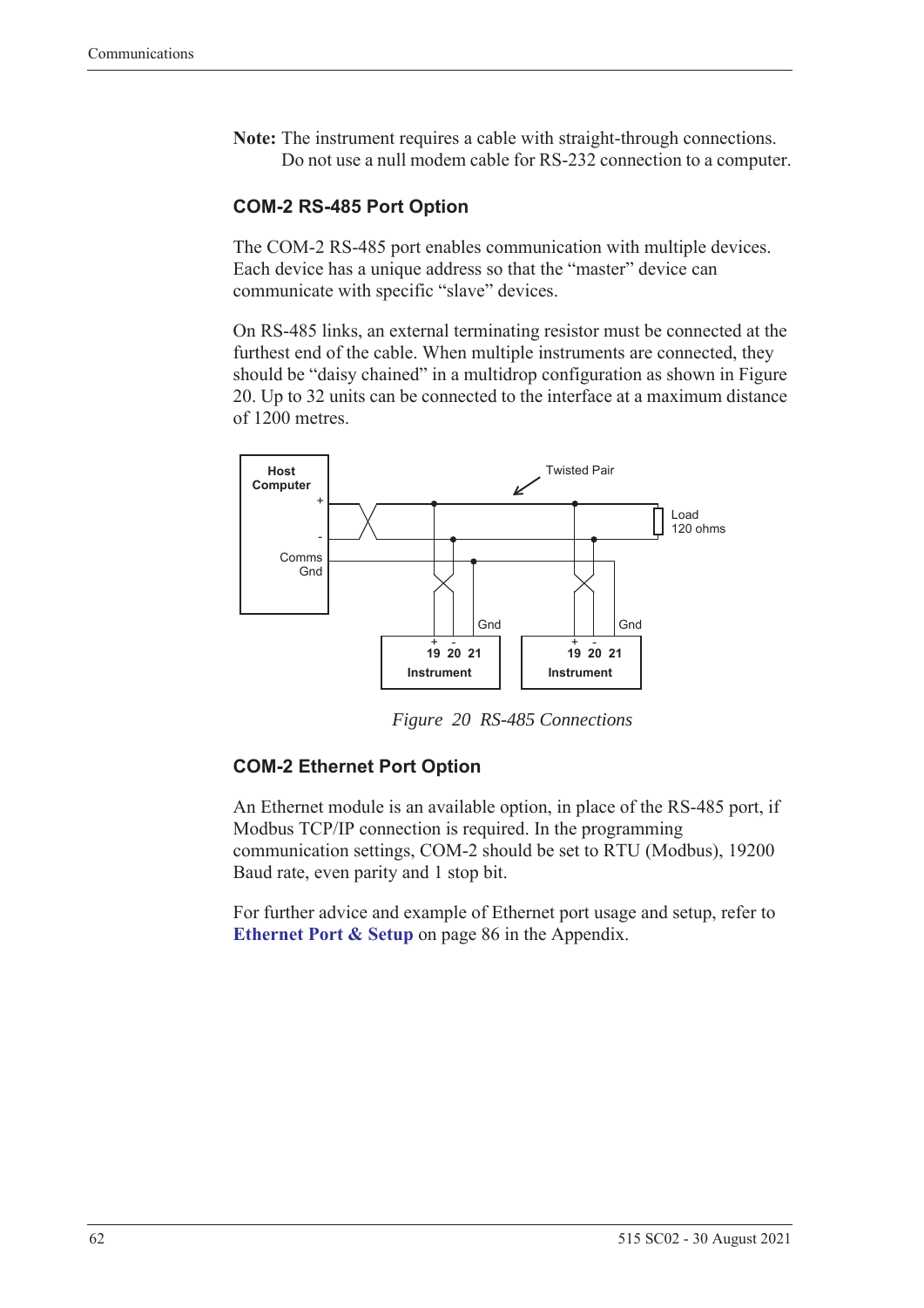**Note:** The instrument requires a cable with straight-through connections. Do not use a null modem cable for RS-232 connection to a computer.

### COM-2 RS-485 Port Option

The COM-2 RS-485 port enables communication with multiple devices. Each device has a unique address so that the "master" device can communicate with specific "slave" devices.

On RS-485 links, an external terminating resistor must be connected at the furthest end of the cable. When multiple instruments are connected, they should be "daisy chained" in a multidrop configuration as shown in Figure 20. Up to 32 units can be connected to the interface at a maximum distance of 1200 metres.

*Figure 20 RS-485 Connections*

### COM-2 Ethernet Port Option

An Ethernet module is an available option, in place of the RS-485 port, if Modbus TCP/IP connection is required. In the programming communication settings, COM-2 should be set to RTU (Modbus), 19200 Baud rate, even parity and 1 stop bit.

For further advice and example of Ethernet port usage and setup, refer to **Ethernet Port & Setup** on page 86 in the Appendix.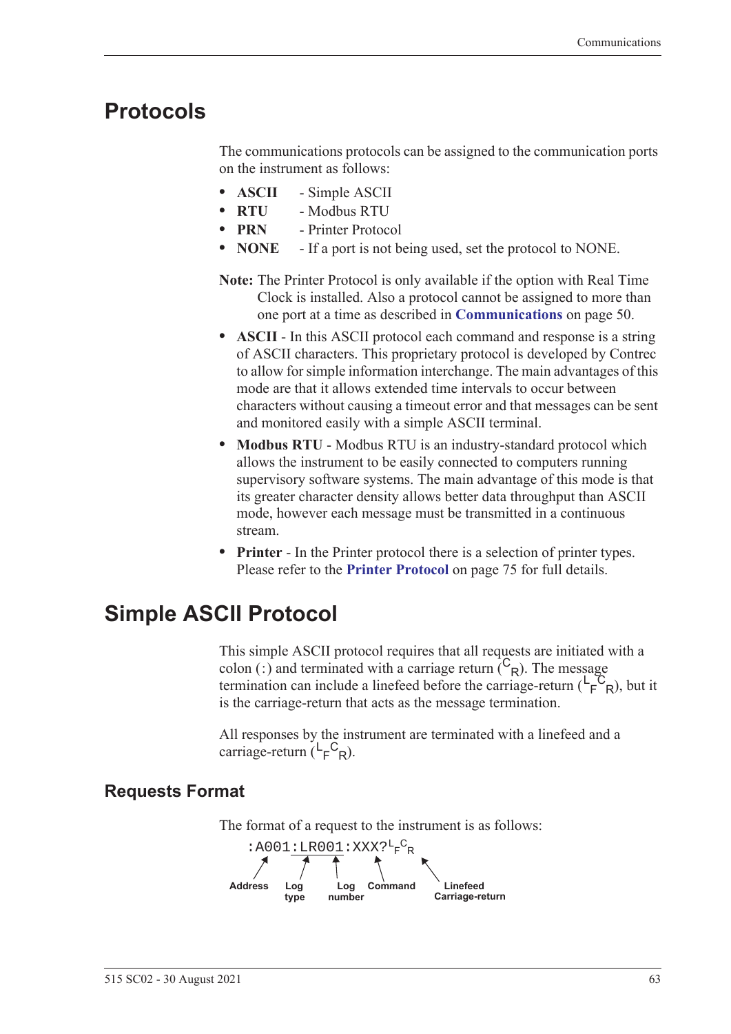# Protocols

The communications protocols can be assigned to the communication ports on the instrument as follows:

- **ASCII** - Simple ASCII
- **RTU** - Modbus RTU
- **PRN** - Printer Protocol
- **NONE** - If a port is not being used, set the protocol to NONE.

**Note:** The Printer Protocol is only available if the option with Real Time Clock is installed. Also a protocol cannot be assigned to more than one port at a time as described in **Communications** on page 50.

- **ASCII** - In this ASCII protocol each command and response is a string of ASCII characters. This proprietary protocol is developed by Contrec to allow for simple information interchange. The main advantages of this mode are that it allows extended time intervals to occur between characters without causing a timeout error and that messages can be sent and monitored easily with a simple ASCII terminal.
- **Modbus RTU** - Modbus RTU is an industry-standard protocol which allows the instrument to be easily connected to computers running supervisory software systems. The main advantage of this mode is that its greater character density allows better data throughput than ASCII mode, however each message must be transmitted in a continuous stream.
- **Printer** - In the Printer protocol there is a selection of printer types. Please refer to the **Printer Protocol** on page 75 for full details.

# Simple ASCII Protocol

This simple ASCII protocol requires that all requests are initiated with a colon (:) and terminated with a carriage return ($^{C}_{R}$). The message termination can include a linefeed before the carriage-return ($^{L}_{F}{}^{C}_{R}$), but it is the carriage-return that acts as the message termination.

All responses by the instrument are terminated with a linefeed and a carriage-return ($^{L}_{F}{}^{C}_{R}$).

## Requests Format

The format of a request to the instrument is as follows:

```
:A001:LR001:XXX?LFCR
```

- Address: A001
- Log type: LR
- Log number: 001
- Command: XXX?
- Linefeed Carriage-return: LFCR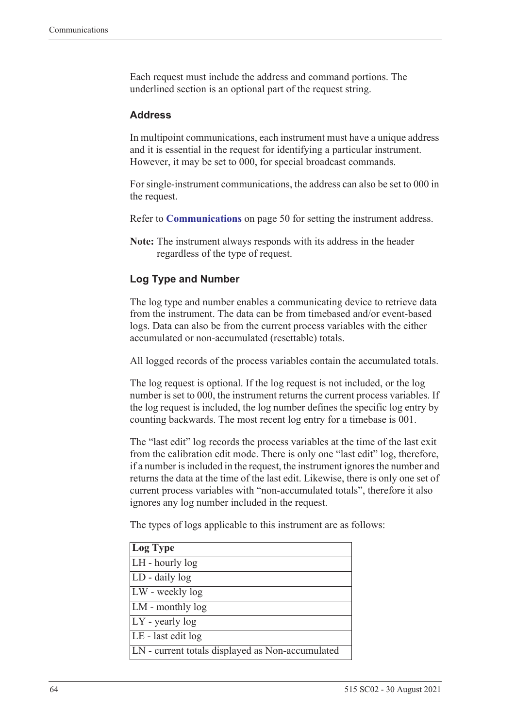Each request must include the address and command portions. The underlined section is an optional part of the request string.

### Address

In multipoint communications, each instrument must have a unique address and it is essential in the request for identifying a particular instrument. However, it may be set to 000, for special broadcast commands.

For single-instrument communications, the address can also be set to 000 in the request.

Refer to **Communications** on page 50 for setting the instrument address.

**Note:** The instrument always responds with its address in the header regardless of the type of request.

### Log Type and Number

The log type and number enables a communicating device to retrieve data from the instrument. The data can be from timebased and/or event-based logs. Data can also be from the current process variables with the either accumulated or non-accumulated (resettable) totals.

All logged records of the process variables contain the accumulated totals.

The log request is optional. If the log request is not included, or the log number is set to 000, the instrument returns the current process variables. If the log request is included, the log number defines the specific log entry by counting backwards. The most recent log entry for a timebase is 001.

The "last edit" log records the process variables at the time of the last exit from the calibration edit mode. There is only one "last edit" log, therefore, if a number is included in the request, the instrument ignores the number and returns the data at the time of the last edit. Likewise, there is only one set of current process variables with "non-accumulated totals", therefore it also ignores any log number included in the request.

The types of logs applicable to this instrument are as follows:

| Log Type |
|---|
| LH - hourly log |
| LD - daily log |
| LW - weekly log |
| LM - monthly log |
| LY - yearly log |
| LE - last edit log |
| LN - current totals displayed as Non-accumulated |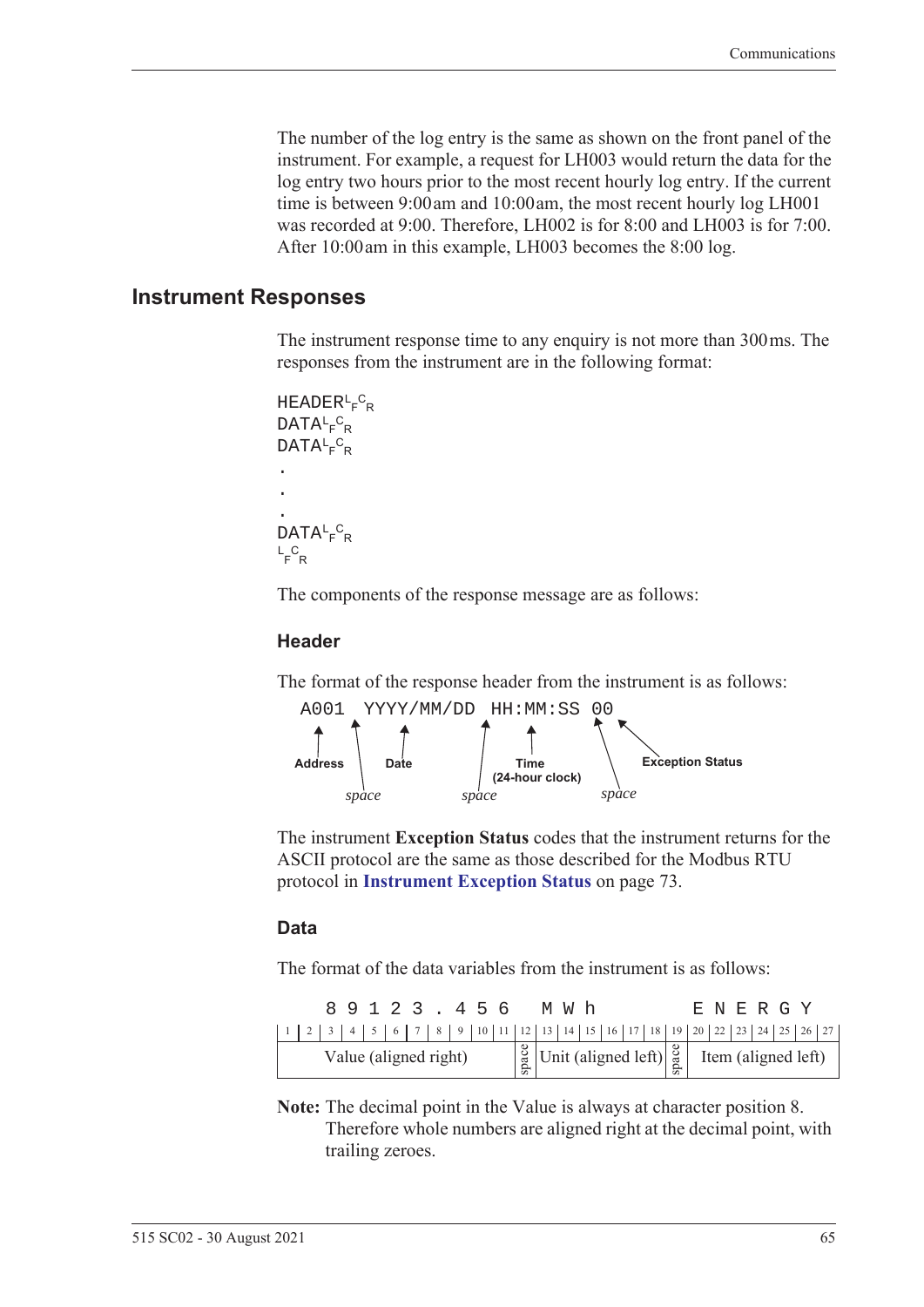The number of the log entry is the same as shown on the front panel of the instrument. For example, a request for LH003 would return the data for the log entry two hours prior to the most recent hourly log entry. If the current time is between 9:00 am and 10:00 am, the most recent hourly log LH001 was recorded at 9:00. Therefore, LH002 is for 8:00 and LH003 is for 7:00. After 10:00 am in this example, LH003 becomes the 8:00 log.

## Instrument Responses

The instrument response time to any enquiry is not more than 300 ms. The responses from the instrument are in the following format:

```
HEADER LF CR
DATA LF CR
DATA LF CR
.
.
.
DATA LF CR
LF CR
```

The components of the response message are as follows:

### Header

The format of the response header from the instrument is as follows:

```
A001 YYYY/MM/DD HH:MM:SS 00
```

- **Address** (A001), followed by a *space*
- **Date** (YYYY/MM/DD), followed by a *space*
- **Time (24-hour clock)** (HH:MM:SS), followed by a *space*
- **Exception Status** (00)

The instrument **Exception Status** codes that the instrument returns for the ASCII protocol are the same as those described for the Modbus RTU protocol in **Instrument Exception Status** on page 73.

### Data

The format of the data variables from the instrument is as follows:

| 1 | 2 | 3 | 4 | 5 | 6 | 7 | 8 | 9 | 10 | 11 | 12 | 13 | 14 | 15 | 16 | 17 | 18 | 19 | 20 | 22 | 23 | 24 | 25 | 26 | 27 |
|---|---|---|---|---|---|---|---|---|---|---|---|---|---|---|---|---|---|---|---|---|---|---|---|---|---|
| | | 8 | 9 | 1 | 2 | 3 | . | 4 | 5 | 6 | | M | W | h | | | | | E | N | E | R | G | Y | |
| Value (aligned right) | | | | | | | | | | | space | Unit (aligned left) | | | | | | space | Item (aligned left) | | | | | | |

**Note:** The decimal point in the Value is always at character position 8. Therefore whole numbers are aligned right at the decimal point, with trailing zeroes.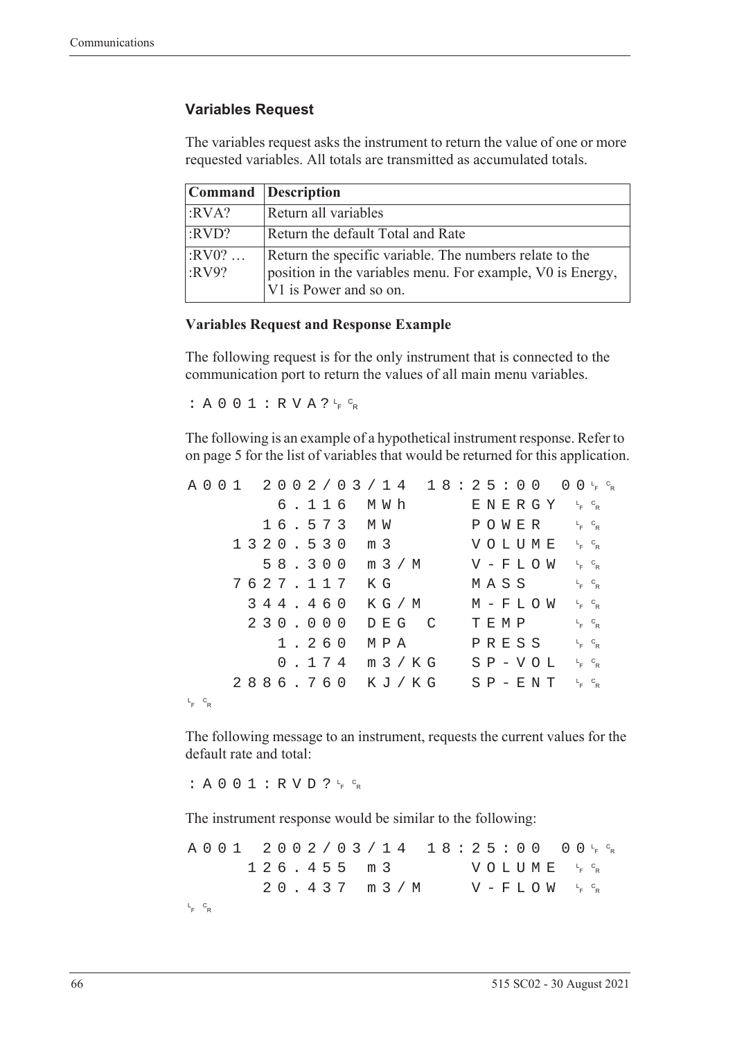### Variables Request

The variables request asks the instrument to return the value of one or more requested variables. All totals are transmitted as accumulated totals.

| Command | Description |
|---|---|
| :RVA? | Return all variables |
| :RVD? | Return the default Total and Rate |
| :RV0? … :RV9? | Return the specific variable. The numbers relate to the position in the variables menu. For example, V0 is Energy, V1 is Power and so on. |

**Variables Request and Response Example**

The following request is for the only instrument that is connected to the communication port to return the values of all main menu variables.

```
:A001:RVA?LF CR
```

The following is an example of a hypothetical instrument response. Refer to on page 5 for the list of variables that would be returned for this application.

```
A001  2002/03/14  18:25:00  00LF CR
        6.116  MWh      ENERGY  LF CR
       16.573  MW       POWER   LF CR
     1320.530  m3       VOLUME  LF CR
       58.300  m3/M     V-FLOW  LF CR
     7627.117  KG       MASS    LF CR
      344.460  KG/M     M-FLOW  LF CR
      230.000  DEG C    TEMP    LF CR
        1.260  MPA      PRESS   LF CR
        0.174  m3/KG    SP-VOL  LF CR
     2886.760  KJ/KG    SP-ENT  LF CR
LF CR
```

The following message to an instrument, requests the current values for the default rate and total:

```
:A001:RVD?LF CR
```

The instrument response would be similar to the following:

```
A001  2002/03/14  18:25:00  00LF CR
      126.455  m3       VOLUME  LF CR
       20.437  m3/M     V-FLOW  LF CR
LF CR
```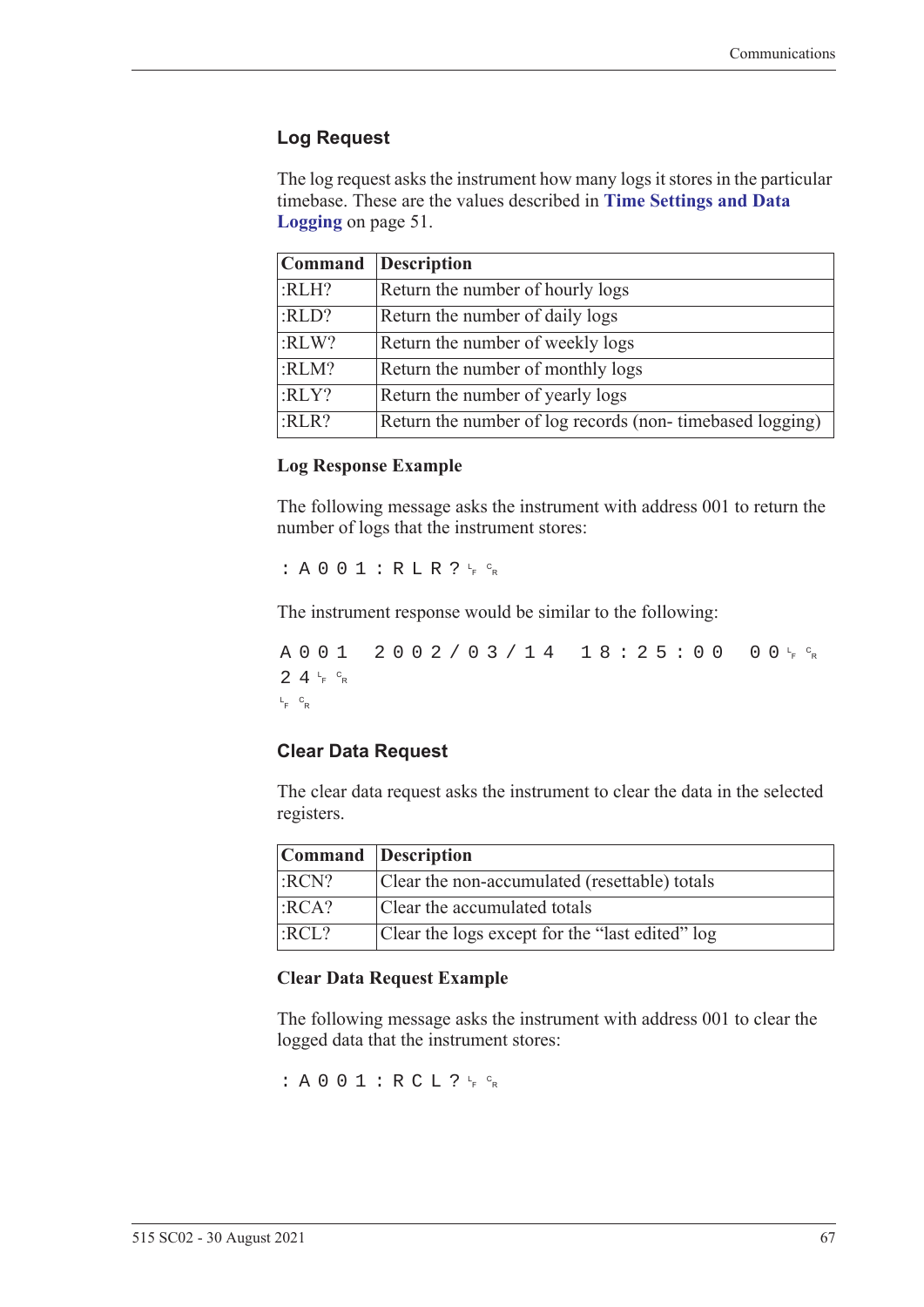### Log Request

The log request asks the instrument how many logs it stores in the particular timebase. These are the values described in **Time Settings and Data Logging** on page 51.

| Command | Description |
|---|---|
| :RLH? | Return the number of hourly logs |
| :RLD? | Return the number of daily logs |
| :RLW? | Return the number of weekly logs |
| :RLM? | Return the number of monthly logs |
| :RLY? | Return the number of yearly logs |
| :RLR? | Return the number of log records (non- timebased logging) |

#### Log Response Example

The following message asks the instrument with address 001 to return the number of logs that the instrument stores:

```
:A001:RLR?LFCR
```

The instrument response would be similar to the following:

```
A001 2002/03/14 18:25:00 00LFCR
24LFCR
LFCR
```

### Clear Data Request

The clear data request asks the instrument to clear the data in the selected registers.

| Command | Description |
|---|---|
| :RCN? | Clear the non-accumulated (resettable) totals |
| :RCA? | Clear the accumulated totals |
| :RCL? | Clear the logs except for the “last edited” log |

#### Clear Data Request Example

The following message asks the instrument with address 001 to clear the logged data that the instrument stores:

```
:A001:RCL?LFCR
```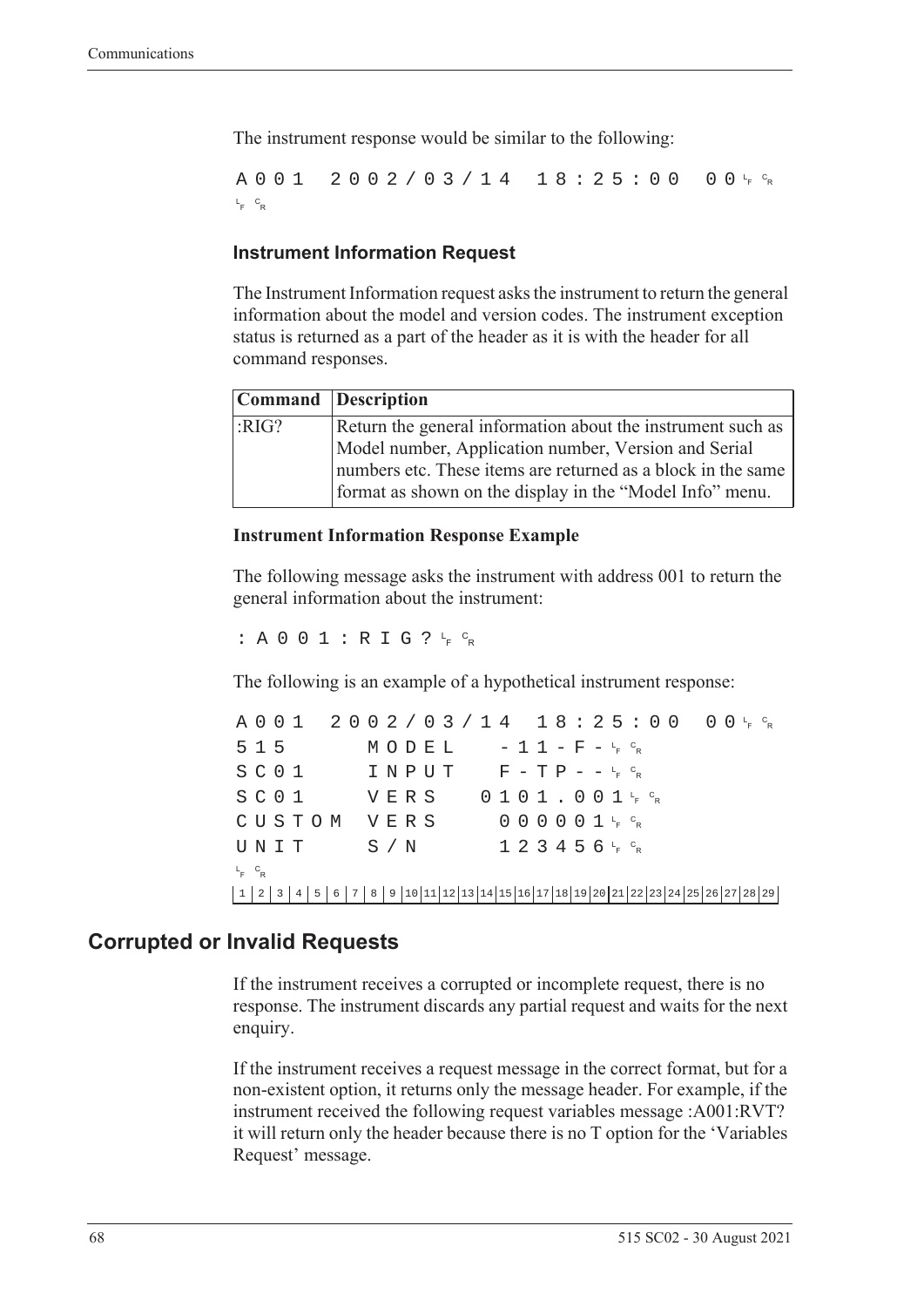The instrument response would be similar to the following:

```
A001  2002/03/14  18:25:00  00LFCR
LFCR
```

### Instrument Information Request

The Instrument Information request asks the instrument to return the general information about the model and version codes. The instrument exception status is returned as a part of the header as it is with the header for all command responses.

| Command | Description |
|---|---|
| :RIG? | Return the general information about the instrument such as Model number, Application number, Version and Serial numbers etc. These items are returned as a block in the same format as shown on the display in the “Model Info” menu. |

#### Instrument Information Response Example

The following message asks the instrument with address 001 to return the general information about the instrument:

```
:A001:RIG?LFCR
```

The following is an example of a hypothetical instrument response:

```
A001  2002/03/14  18:25:00  00LFCR
515      MODEL    -11-F-LFCR
SC01     INPUT    F-TP--LFCR
SC01     VERS   0101.001LFCR
CUSTOM  VERS     000001LFCR
UNIT     S/N      123456LFCR
LFCR
1 2 3 4 5 6 7 8 9 10 11 12 13 14 15 16 17 18 19 20 21 22 23 24 25 26 27 28 29
```

## Corrupted or Invalid Requests

If the instrument receives a corrupted or incomplete request, there is no response. The instrument discards any partial request and waits for the next enquiry.

If the instrument receives a request message in the correct format, but for a non-existent option, it returns only the message header. For example, if the instrument received the following request variables message :A001:RVT? it will return only the header because there is no T option for the ‘Variables Request’ message.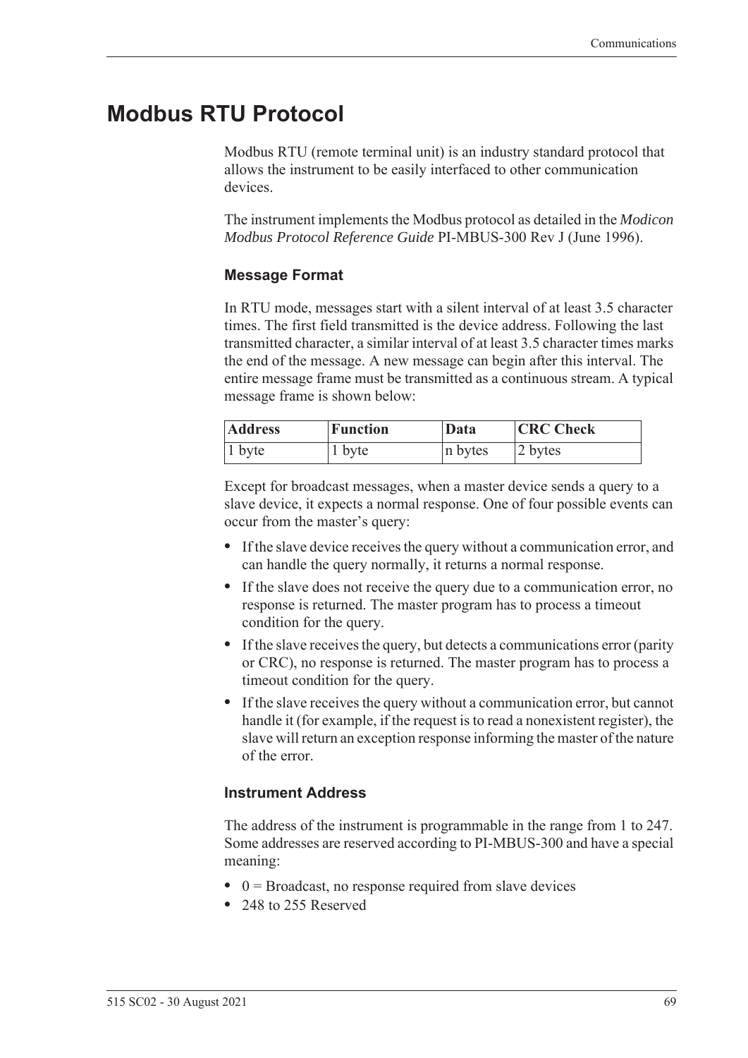# Modbus RTU Protocol

Modbus RTU (remote terminal unit) is an industry standard protocol that allows the instrument to be easily interfaced to other communication devices.

The instrument implements the Modbus protocol as detailed in the *Modicon Modbus Protocol Reference Guide* PI-MBUS-300 Rev J (June 1996).

### Message Format

In RTU mode, messages start with a silent interval of at least 3.5 character times. The first field transmitted is the device address. Following the last transmitted character, a similar interval of at least 3.5 character times marks the end of the message. A new message can begin after this interval. The entire message frame must be transmitted as a continuous stream. A typical message frame is shown below:

| Address | Function | Data | CRC Check |
|---|---|---|---|
| 1 byte | 1 byte | n bytes | 2 bytes |

Except for broadcast messages, when a master device sends a query to a slave device, it expects a normal response. One of four possible events can occur from the master's query:

- If the slave device receives the query without a communication error, and can handle the query normally, it returns a normal response.
- If the slave does not receive the query due to a communication error, no response is returned. The master program has to process a timeout condition for the query.
- If the slave receives the query, but detects a communications error (parity or CRC), no response is returned. The master program has to process a timeout condition for the query.
- If the slave receives the query without a communication error, but cannot handle it (for example, if the request is to read a nonexistent register), the slave will return an exception response informing the master of the nature of the error.

### Instrument Address

The address of the instrument is programmable in the range from 1 to 247. Some addresses are reserved according to PI-MBUS-300 and have a special meaning:

- 0 = Broadcast, no response required from slave devices
- 248 to 255 Reserved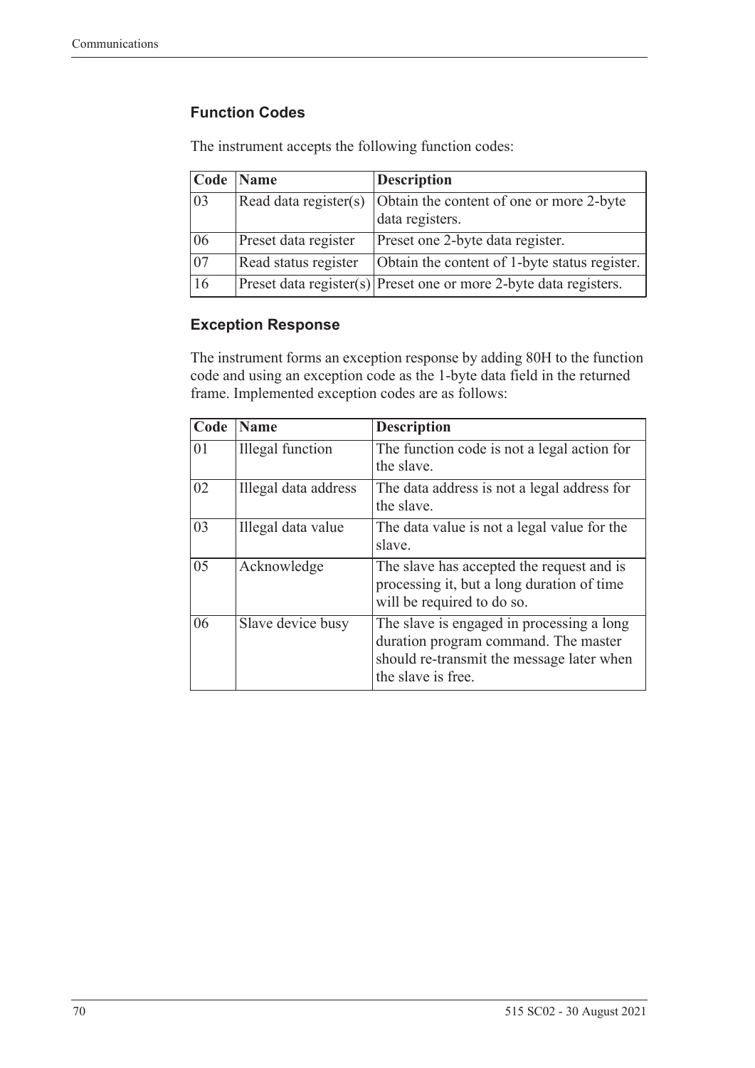### Function Codes

The instrument accepts the following function codes:

| Code | Name | Description |
|---|---|---|
| 03 | Read data register(s) | Obtain the content of one or more 2-byte data registers. |
| 06 | Preset data register | Preset one 2-byte data register. |
| 07 | Read status register | Obtain the content of 1-byte status register. |
| 16 | Preset data register(s) | Preset one or more 2-byte data registers. |

### Exception Response

The instrument forms an exception response by adding 80H to the function code and using an exception code as the 1-byte data field in the returned frame. Implemented exception codes are as follows:

| Code | Name | Description |
|---|---|---|
| 01 | Illegal function | The function code is not a legal action for the slave. |
| 02 | Illegal data address | The data address is not a legal address for the slave. |
| 03 | Illegal data value | The data value is not a legal value for the slave. |
| 05 | Acknowledge | The slave has accepted the request and is processing it, but a long duration of time will be required to do so. |
| 06 | Slave device busy | The slave is engaged in processing a long duration program command. The master should re-transmit the message later when the slave is free. |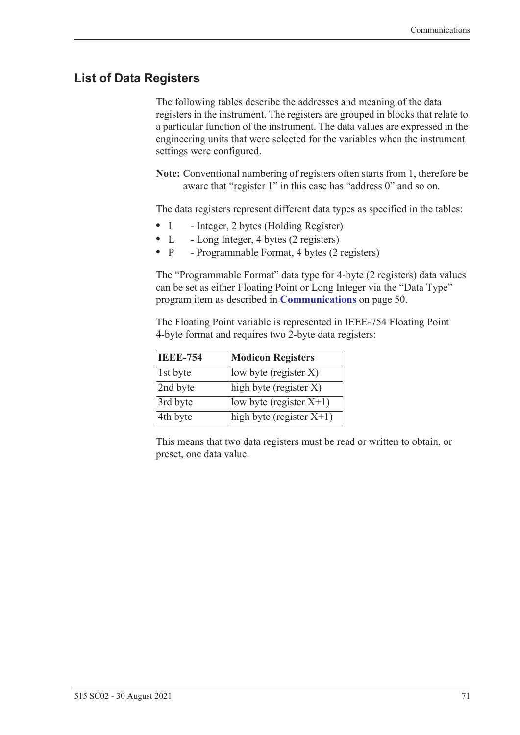## List of Data Registers

The following tables describe the addresses and meaning of the data registers in the instrument. The registers are grouped in blocks that relate to a particular function of the instrument. The data values are expressed in the engineering units that were selected for the variables when the instrument settings were configured.

**Note:** Conventional numbering of registers often starts from 1, therefore be aware that "register 1" in this case has "address 0" and so on.

The data registers represent different data types as specified in the tables:

- I - Integer, 2 bytes (Holding Register)
- L - Long Integer, 4 bytes (2 registers)
- P - Programmable Format, 4 bytes (2 registers)

The "Programmable Format" data type for 4-byte (2 registers) data values can be set as either Floating Point or Long Integer via the "Data Type" program item as described in **Communications** on page 50.

The Floating Point variable is represented in IEEE-754 Floating Point 4-byte format and requires two 2-byte data registers:

| IEEE-754 | Modicon Registers |
|---|---|
| 1st byte | low byte (register X) |
| 2nd byte | high byte (register X) |
| 3rd byte | low byte (register X+1) |
| 4th byte | high byte (register X+1) |

This means that two data registers must be read or written to obtain, or preset, one data value.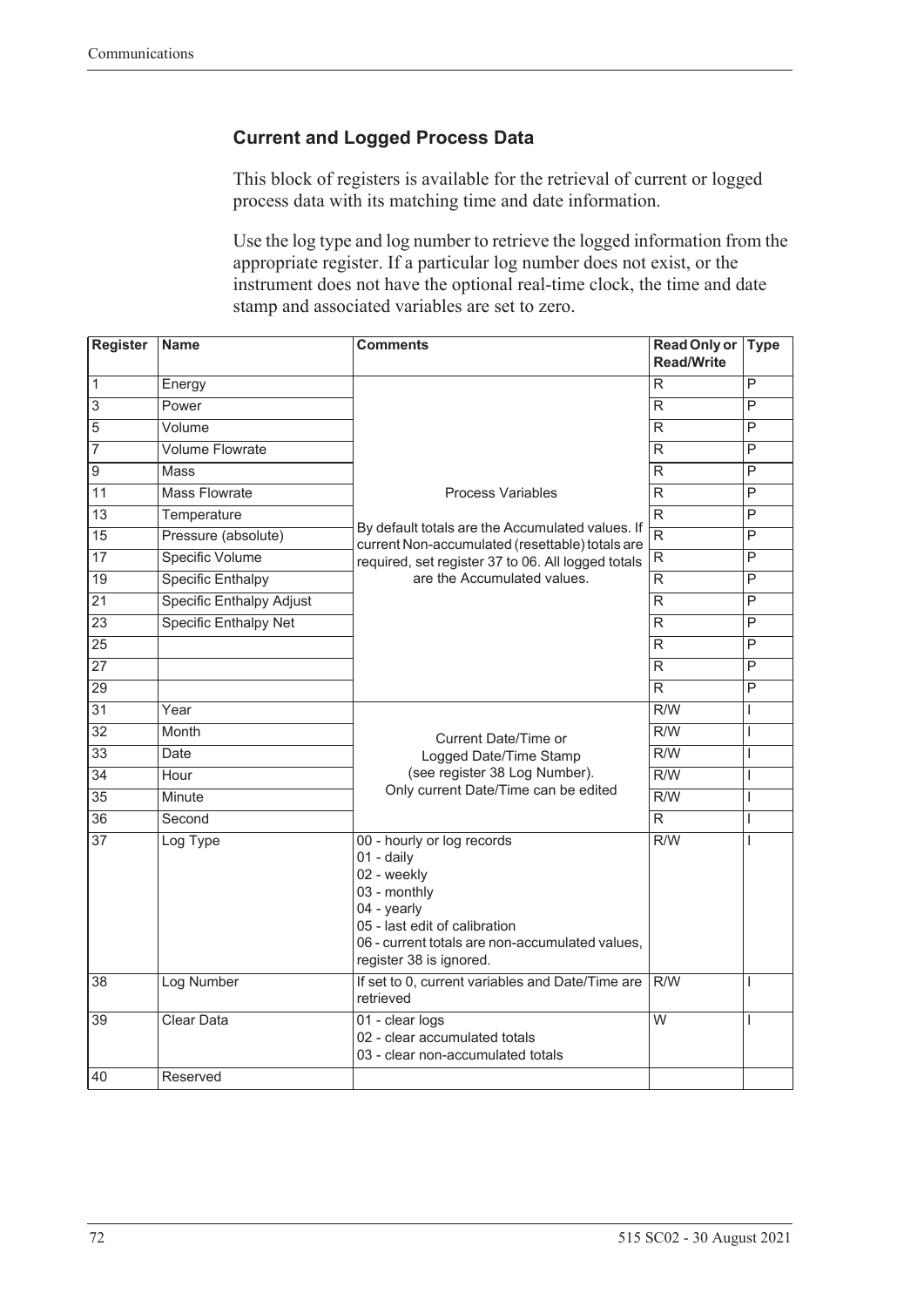### Current and Logged Process Data

This block of registers is available for the retrieval of current or logged process data with its matching time and date information.

Use the log type and log number to retrieve the logged information from the appropriate register. If a particular log number does not exist, or the instrument does not have the optional real-time clock, the time and date stamp and associated variables are set to zero.

| Register | Name | Comments | Read Only or Read/Write | Type |
|---|---|---|---|---|
| 1 | Energy | Process Variables<br><br>By default totals are the Accumulated values. If current Non-accumulated (resettable) totals are required, set register 37 to 06. All logged totals are the Accumulated values. | R | P |
| 3 | Power | | R | P |
| 5 | Volume | | R | P |
| 7 | Volume Flowrate | | R | P |
| 9 | Mass | | R | P |
| 11 | Mass Flowrate | | R | P |
| 13 | Temperature | | R | P |
| 15 | Pressure (absolute) | | R | P |
| 17 | Specific Volume | | R | P |
| 19 | Specific Enthalpy | | R | P |
| 21 | Specific Enthalpy Adjust | | R | P |
| 23 | Specific Enthalpy Net | | R | P |
| 25 | | | R | P |
| 27 | | | R | P |
| 29 | | | R | P |
| 31 | Year | Current Date/Time or Logged Date/Time Stamp (see register 38 Log Number). Only current Date/Time can be edited | R/W | I |
| 32 | Month | | R/W | I |
| 33 | Date | | R/W | I |
| 34 | Hour | | R/W | I |
| 35 | Minute | | R/W | I |
| 36 | Second | | R | I |
| 37 | Log Type | 00 - hourly or log records<br>01 - daily<br>02 - weekly<br>03 - monthly<br>04 - yearly<br>05 - last edit of calibration<br>06 - current totals are non-accumulated values, register 38 is ignored. | R/W | I |
| 38 | Log Number | If set to 0, current variables and Date/Time are retrieved | R/W | I |
| 39 | Clear Data | 01 - clear logs<br>02 - clear accumulated totals<br>03 - clear non-accumulated totals | W | I |
| 40 | Reserved | | | |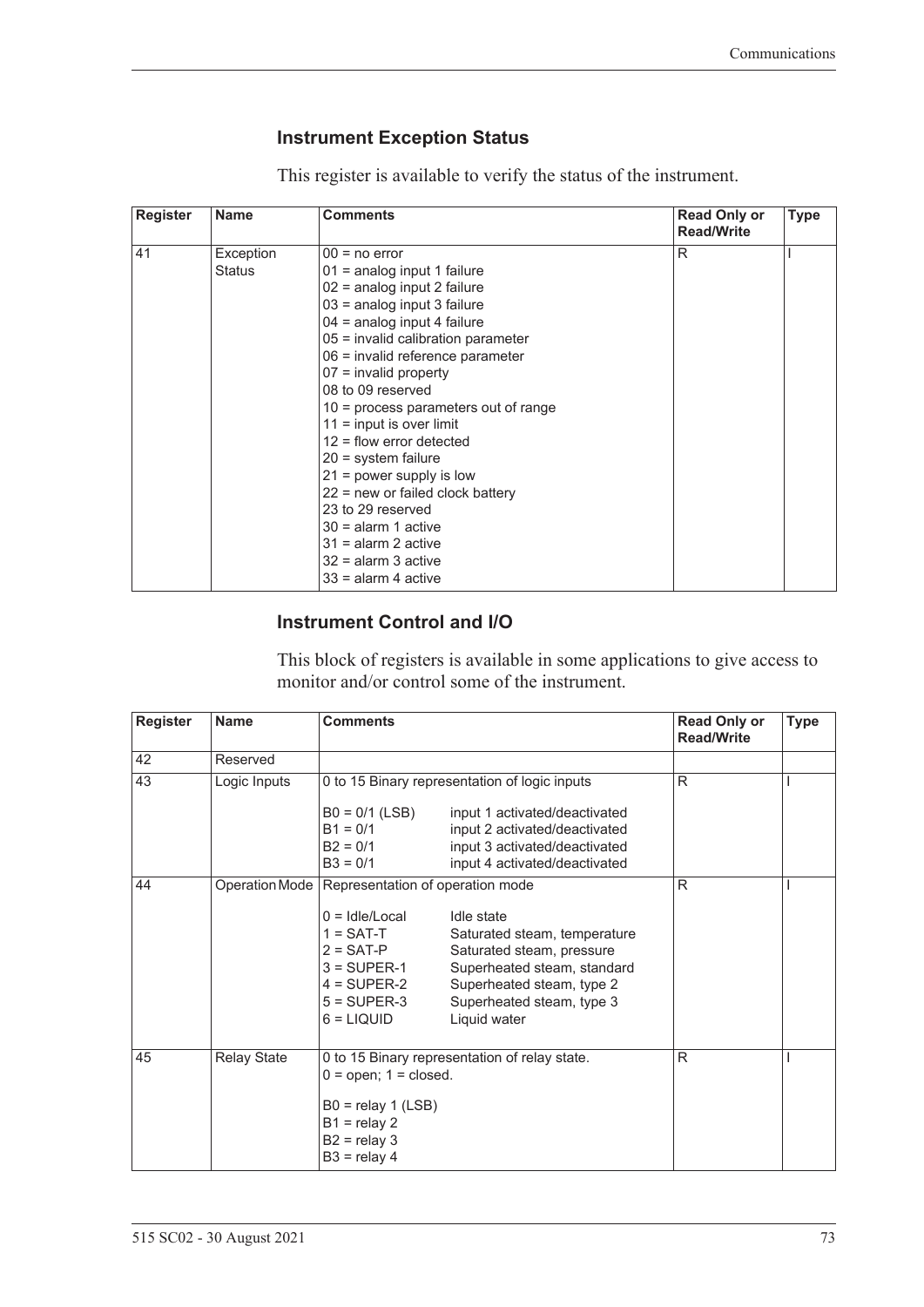### Instrument Exception Status

This register is available to verify the status of the instrument.

| Register | Name | Comments | Read Only or Read/Write | Type |
|---|---|---|---|---|
| 41 | Exception Status | 00 = no error<br>01 = analog input 1 failure<br>02 = analog input 2 failure<br>03 = analog input 3 failure<br>04 = analog input 4 failure<br>05 = invalid calibration parameter<br>06 = invalid reference parameter<br>07 = invalid property<br>08 to 09 reserved<br>10 = process parameters out of range<br>11 = input is over limit<br>12 = flow error detected<br>20 = system failure<br>21 = power supply is low<br>22 = new or failed clock battery<br>23 to 29 reserved<br>30 = alarm 1 active<br>31 = alarm 2 active<br>32 = alarm 3 active<br>33 = alarm 4 active | R | I |

### Instrument Control and I/O

This block of registers is available in some applications to give access to monitor and/or control some of the instrument.

| Register | Name | Comments | Read Only or Read/Write | Type |
|---|---|---|---|---|
| 42 | Reserved | | | |
| 43 | Logic Inputs | 0 to 15 Binary representation of logic inputs<br><br>B0 = 0/1 (LSB) input 1 activated/deactivated<br>B1 = 0/1 input 2 activated/deactivated<br>B2 = 0/1 input 3 activated/deactivated<br>B3 = 0/1 input 4 activated/deactivated | R | I |
| 44 | Operation Mode | Representation of operation mode<br><br>0 = Idle/Local Idle state<br>1 = SAT-T Saturated steam, temperature<br>2 = SAT-P Saturated steam, pressure<br>3 = SUPER-1 Superheated steam, standard<br>4 = SUPER-2 Superheated steam, type 2<br>5 = SUPER-3 Superheated steam, type 3<br>6 = LIQUID Liquid water | R | I |
| 45 | Relay State | 0 to 15 Binary representation of relay state.<br>0 = open; 1 = closed.<br><br>B0 = relay 1 (LSB)<br>B1 = relay 2<br>B2 = relay 3<br>B3 = relay 4 | R | I |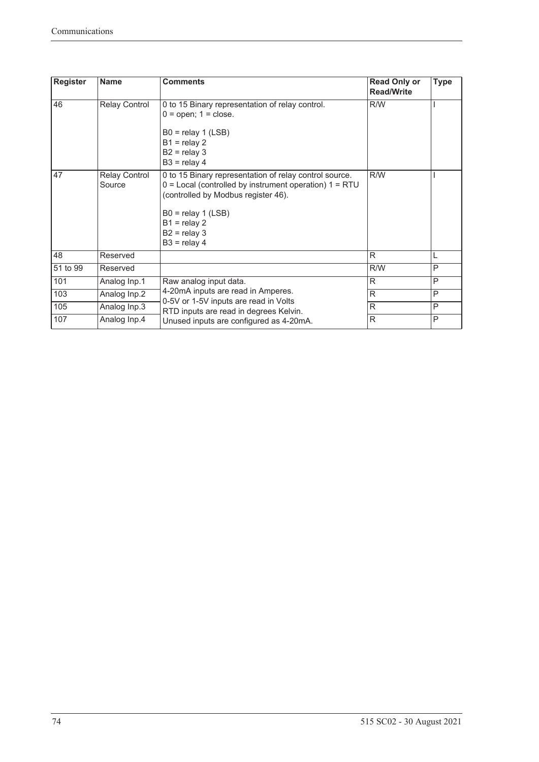| Register | Name | Comments | Read Only or Read/Write | Type |
|---|---|---|---|---|
| 46 | Relay Control | 0 to 15 Binary representation of relay control.<br>0 = open; 1 = close.<br><br>B0 = relay 1 (LSB)<br>B1 = relay 2<br>B2 = relay 3<br>B3 = relay 4 | R/W | I |
| 47 | Relay Control Source | 0 to 15 Binary representation of relay control source.<br>0 = Local (controlled by instrument operation) 1 = RTU (controlled by Modbus register 46).<br><br>B0 = relay 1 (LSB)<br>B1 = relay 2<br>B2 = relay 3<br>B3 = relay 4 | R/W | I |
| 48 | Reserved | | R | L |
| 51 to 99 | Reserved | | R/W | P |
| 101 | Analog Inp.1 | Raw analog input data.<br>4-20mA inputs are read in Amperes.<br>0-5V or 1-5V inputs are read in Volts<br>RTD inputs are read in degrees Kelvin.<br>Unused inputs are configured as 4-20mA. | R | P |
| 103 | Analog Inp.2 | | R | P |
| 105 | Analog Inp.3 | | R | P |
| 107 | Analog Inp.4 | | R | P |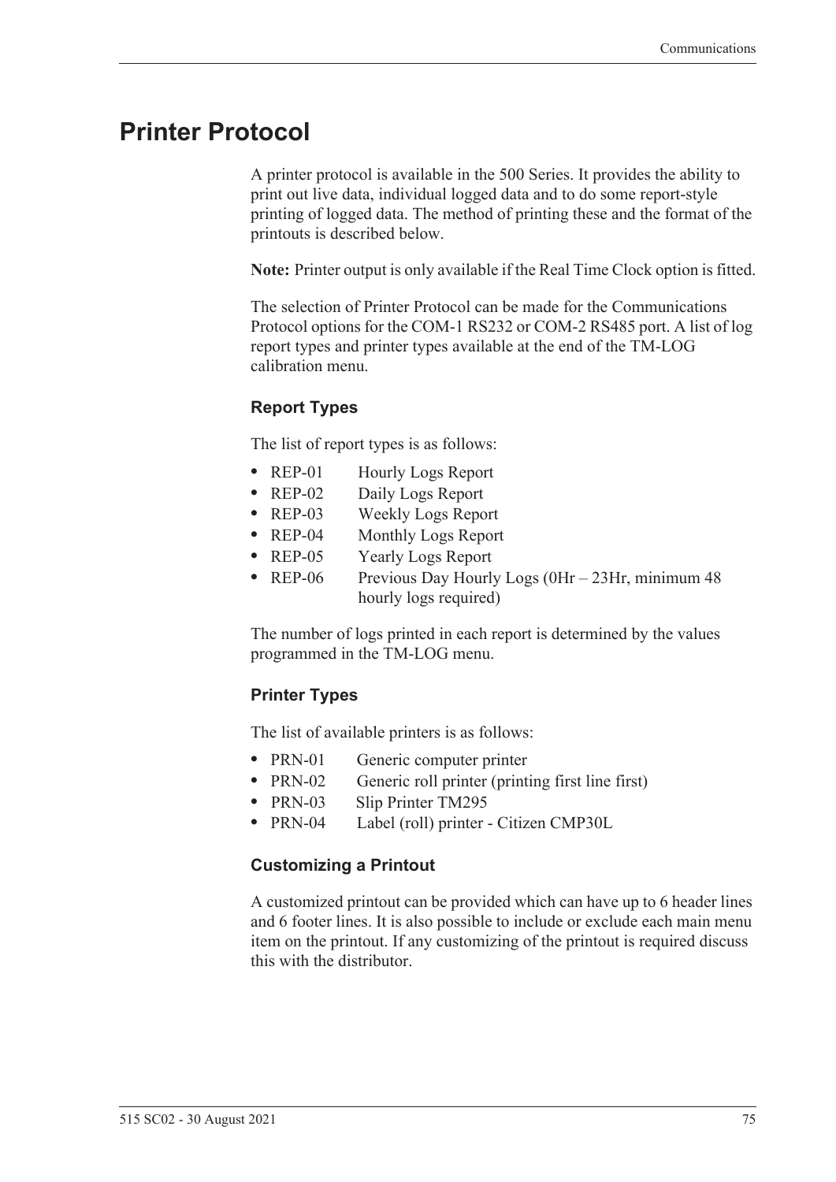# Printer Protocol

A printer protocol is available in the 500 Series. It provides the ability to print out live data, individual logged data and to do some report-style printing of logged data. The method of printing these and the format of the printouts is described below.

**Note:** Printer output is only available if the Real Time Clock option is fitted.

The selection of Printer Protocol can be made for the Communications Protocol options for the COM-1 RS232 or COM-2 RS485 port. A list of log report types and printer types available at the end of the TM-LOG calibration menu.

### Report Types

The list of report types is as follows:

- REP-01 Hourly Logs Report
- REP-02 Daily Logs Report
- REP-03 Weekly Logs Report
- REP-04 Monthly Logs Report
- REP-05 Yearly Logs Report
- REP-06 Previous Day Hourly Logs (0Hr – 23Hr, minimum 48 hourly logs required)

The number of logs printed in each report is determined by the values programmed in the TM-LOG menu.

### Printer Types

The list of available printers is as follows:

- PRN-01 Generic computer printer
- PRN-02 Generic roll printer (printing first line first)
- PRN-03 Slip Printer TM295
- PRN-04 Label (roll) printer - Citizen CMP30L

### Customizing a Printout

A customized printout can be provided which can have up to 6 header lines and 6 footer lines. It is also possible to include or exclude each main menu item on the printout. If any customizing of the printout is required discuss this with the distributor.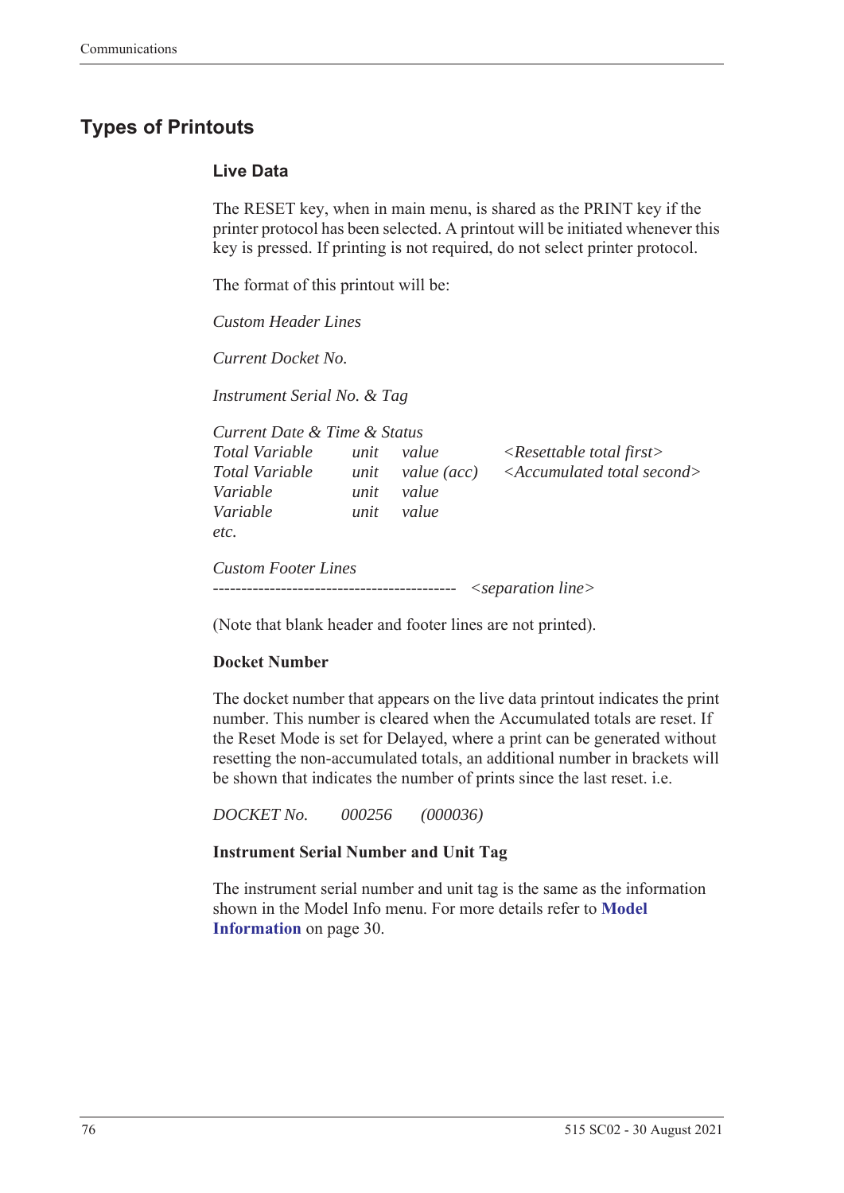## Types of Printouts

### Live Data

The RESET key, when in main menu, is shared as the PRINT key if the printer protocol has been selected. A printout will be initiated whenever this key is pressed. If printing is not required, do not select printer protocol.

The format of this printout will be:

*Custom Header Lines*

*Current Docket No.*

*Instrument Serial No. & Tag*

*Current Date & Time & Status*

| | | | |
|---|---|---|---|
| *Total Variable* | *unit* | *value* | *<Resettable total first>* |
| *Total Variable* | *unit* | *value (acc)* | *<Accumulated total second>* |
| *Variable* | *unit* | *value* | |
| *Variable* | *unit* | *value* | |
| *etc.* | | | |

*Custom Footer Lines*

------------------------------------------- *<separation line>*

(Note that blank header and footer lines are not printed).

**Docket Number**

The docket number that appears on the live data printout indicates the print number. This number is cleared when the Accumulated totals are reset. If the Reset Mode is set for Delayed, where a print can be generated without resetting the non-accumulated totals, an additional number in brackets will be shown that indicates the number of prints since the last reset. i.e.

*DOCKET No.        000256        (000036)*

**Instrument Serial Number and Unit Tag**

The instrument serial number and unit tag is the same as the information shown in the Model Info menu. For more details refer to **Model Information** on page 30.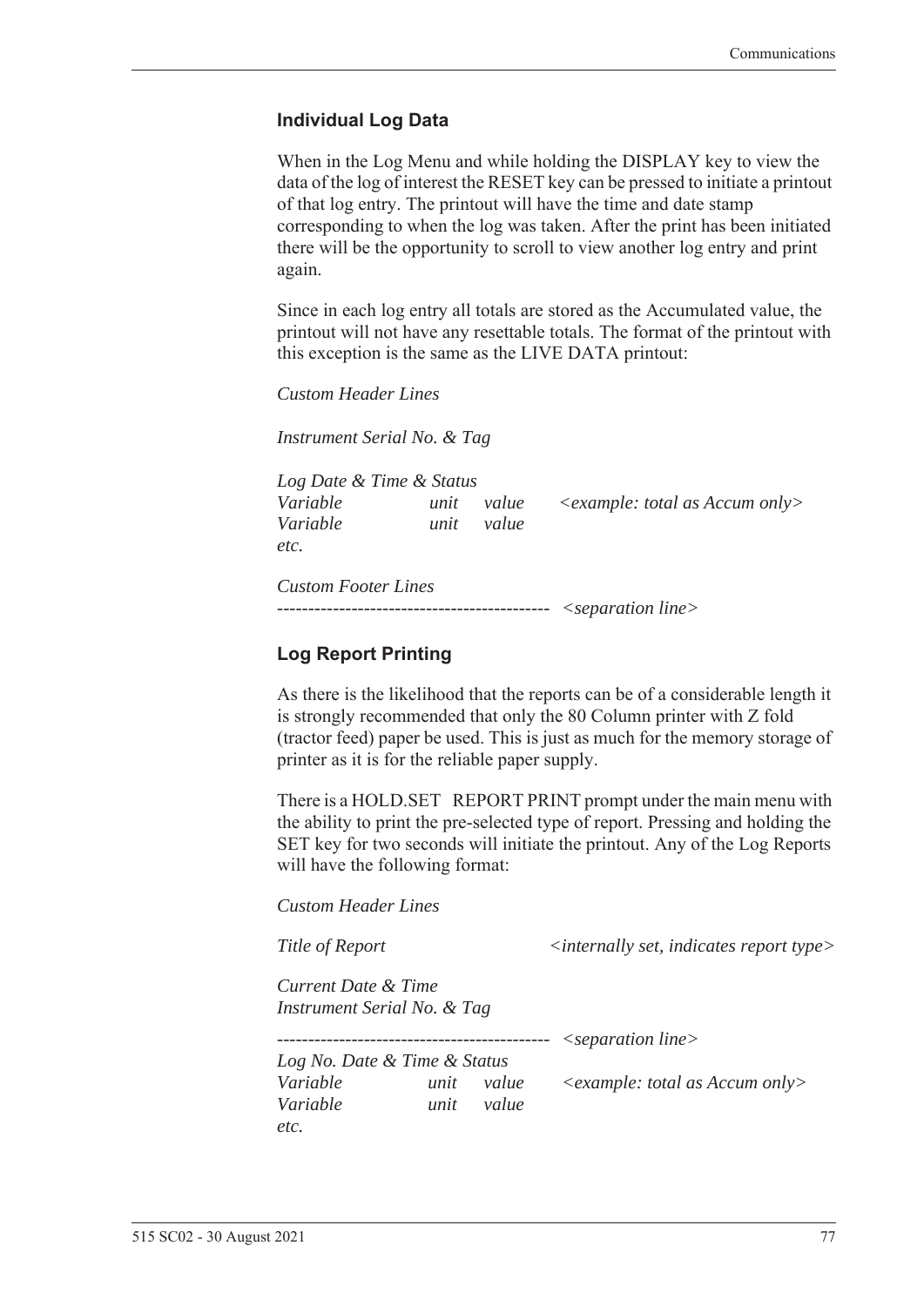### Individual Log Data

When in the Log Menu and while holding the DISPLAY key to view the data of the log of interest the RESET key can be pressed to initiate a printout of that log entry. The printout will have the time and date stamp corresponding to when the log was taken. After the print has been initiated there will be the opportunity to scroll to view another log entry and print again.

Since in each log entry all totals are stored as the Accumulated value, the printout will not have any resettable totals. The format of the printout with this exception is the same as the LIVE DATA printout:

*Custom Header Lines*

*Instrument Serial No. & Tag*

*Log Date & Time & Status*
*Variable unit value <example: total as Accum only>*
*Variable unit value*
*etc.*

*Custom Footer Lines*
-------------------------------------------- *<separation line>*

### Log Report Printing

As there is the likelihood that the reports can be of a considerable length it is strongly recommended that only the 80 Column printer with Z fold (tractor feed) paper be used. This is just as much for the memory storage of printer as it is for the reliable paper supply.

There is a HOLD.SET REPORT PRINT prompt under the main menu with the ability to print the pre-selected type of report. Pressing and holding the SET key for two seconds will initiate the printout. Any of the Log Reports will have the following format:

*Custom Header Lines*

*Title of Report <internally set, indicates report type>*

*Current Date & Time*
*Instrument Serial No. & Tag*

-------------------------------------------- *<separation line>*
*Log No. Date & Time & Status*
*Variable unit value <example: total as Accum only>*
*Variable unit value*
*etc.*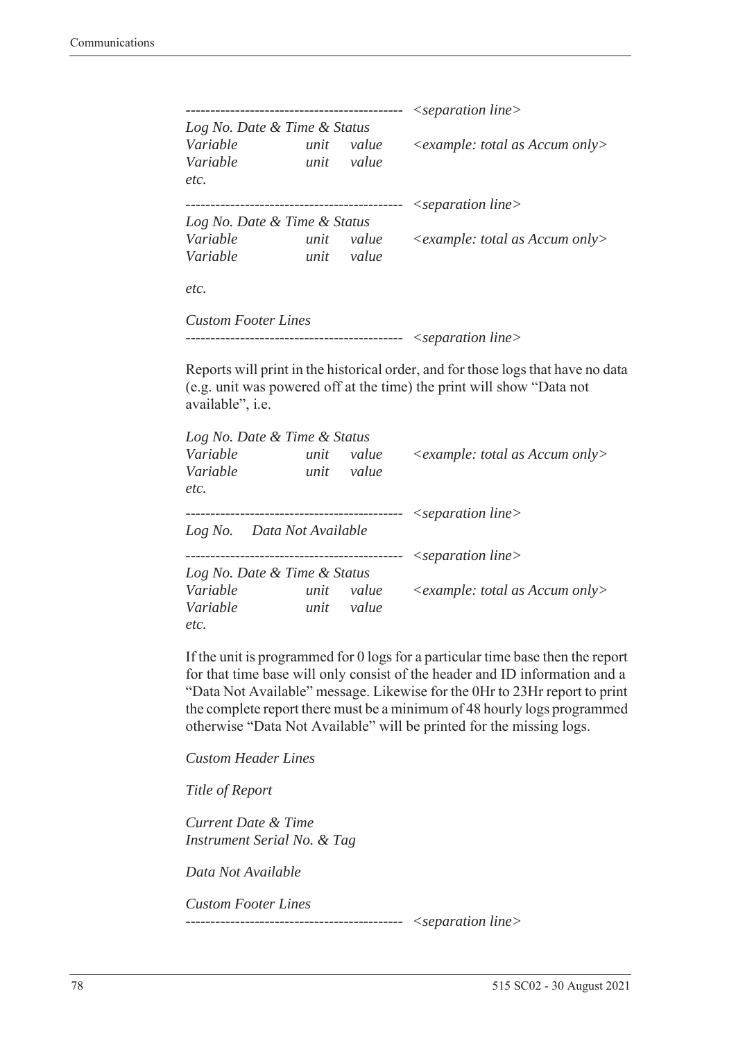```
-------------------------------------------  <separation line>
Log No. Date & Time & Status
Variable         unit   value     <example: total as Accum only>
Variable         unit   value
etc.

-------------------------------------------  <separation line>
Log No. Date & Time & Status
Variable         unit   value     <example: total as Accum only>
Variable         unit   value

etc.

Custom Footer Lines
-------------------------------------------  <separation line>
```

Reports will print in the historical order, and for those logs that have no data (e.g. unit was powered off at the time) the print will show "Data not available", i.e.

```
Log No. Date & Time & Status
Variable         unit   value     <example: total as Accum only>
Variable         unit   value
etc.

-------------------------------------------  <separation line>
Log No.    Data Not Available

-------------------------------------------  <separation line>
Log No. Date & Time & Status
Variable         unit   value     <example: total as Accum only>
Variable         unit   value
etc.
```

If the unit is programmed for 0 logs for a particular time base then the report for that time base will only consist of the header and ID information and a "Data Not Available" message. Likewise for the 0Hr to 23Hr report to print the complete report there must be a minimum of 48 hourly logs programmed otherwise "Data Not Available" will be printed for the missing logs.

```
Custom Header Lines

Title of Report

Current Date & Time
Instrument Serial No. & Tag

Data Not Available

Custom Footer Lines
-------------------------------------------  <separation line>
```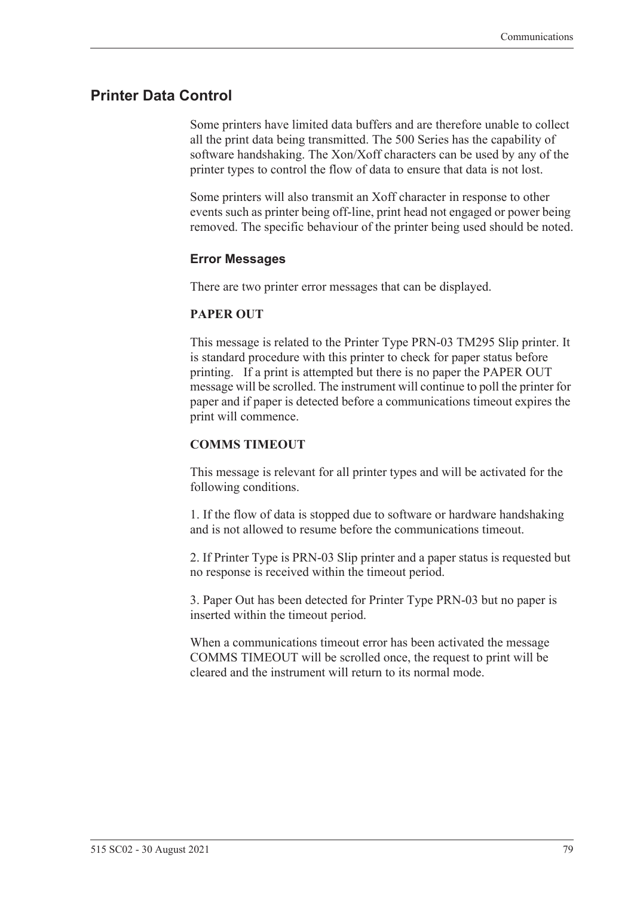## Printer Data Control

Some printers have limited data buffers and are therefore unable to collect all the print data being transmitted. The 500 Series has the capability of software handshaking. The Xon/Xoff characters can be used by any of the printer types to control the flow of data to ensure that data is not lost.

Some printers will also transmit an Xoff character in response to other events such as printer being off-line, print head not engaged or power being removed. The specific behaviour of the printer being used should be noted.

### Error Messages

There are two printer error messages that can be displayed.

**PAPER OUT**

This message is related to the Printer Type PRN-03 TM295 Slip printer. It is standard procedure with this printer to check for paper status before printing. If a print is attempted but there is no paper the PAPER OUT message will be scrolled. The instrument will continue to poll the printer for paper and if paper is detected before a communications timeout expires the print will commence.

**COMMS TIMEOUT**

This message is relevant for all printer types and will be activated for the following conditions.

1. If the flow of data is stopped due to software or hardware handshaking and is not allowed to resume before the communications timeout.

2. If Printer Type is PRN-03 Slip printer and a paper status is requested but no response is received within the timeout period.

3. Paper Out has been detected for Printer Type PRN-03 but no paper is inserted within the timeout period.

When a communications timeout error has been activated the message COMMS TIMEOUT will be scrolled once, the request to print will be cleared and the instrument will return to its normal mode.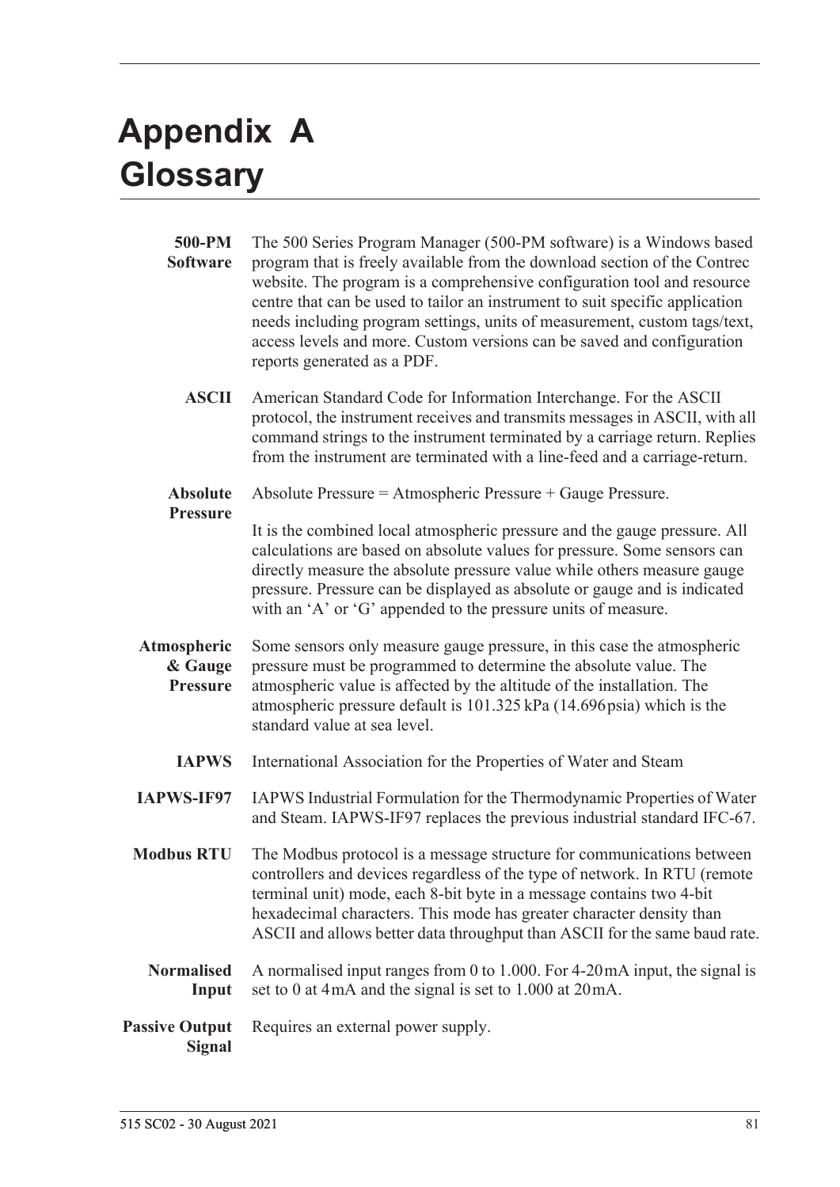# Appendix A Glossary

**500-PM Software**
The 500 Series Program Manager (500-PM software) is a Windows based program that is freely available from the download section of the Contrec website. The program is a comprehensive configuration tool and resource centre that can be used to tailor an instrument to suit specific application needs including program settings, units of measurement, custom tags/text, access levels and more. Custom versions can be saved and configuration reports generated as a PDF.

**ASCII**
American Standard Code for Information Interchange. For the ASCII protocol, the instrument receives and transmits messages in ASCII, with all command strings to the instrument terminated by a carriage return. Replies from the instrument are terminated with a line-feed and a carriage-return.

**Absolute Pressure**
Absolute Pressure = Atmospheric Pressure + Gauge Pressure.

It is the combined local atmospheric pressure and the gauge pressure. All calculations are based on absolute values for pressure. Some sensors can directly measure the absolute pressure value while others measure gauge pressure. Pressure can be displayed as absolute or gauge and is indicated with an 'A' or 'G' appended to the pressure units of measure.

**Atmospheric & Gauge Pressure**
Some sensors only measure gauge pressure, in this case the atmospheric pressure must be programmed to determine the absolute value. The atmospheric value is affected by the altitude of the installation. The atmospheric pressure default is 101.325 kPa (14.696 psia) which is the standard value at sea level.

**IAPWS**
International Association for the Properties of Water and Steam

**IAPWS-IF97**
IAPWS Industrial Formulation for the Thermodynamic Properties of Water and Steam. IAPWS-IF97 replaces the previous industrial standard IFC-67.

**Modbus RTU**
The Modbus protocol is a message structure for communications between controllers and devices regardless of the type of network. In RTU (remote terminal unit) mode, each 8-bit byte in a message contains two 4-bit hexadecimal characters. This mode has greater character density than ASCII and allows better data throughput than ASCII for the same baud rate.

**Normalised Input**
A normalised input ranges from 0 to 1.000. For 4-20 mA input, the signal is set to 0 at 4 mA and the signal is set to 1.000 at 20 mA.

**Passive Output Signal**
Requires an external power supply.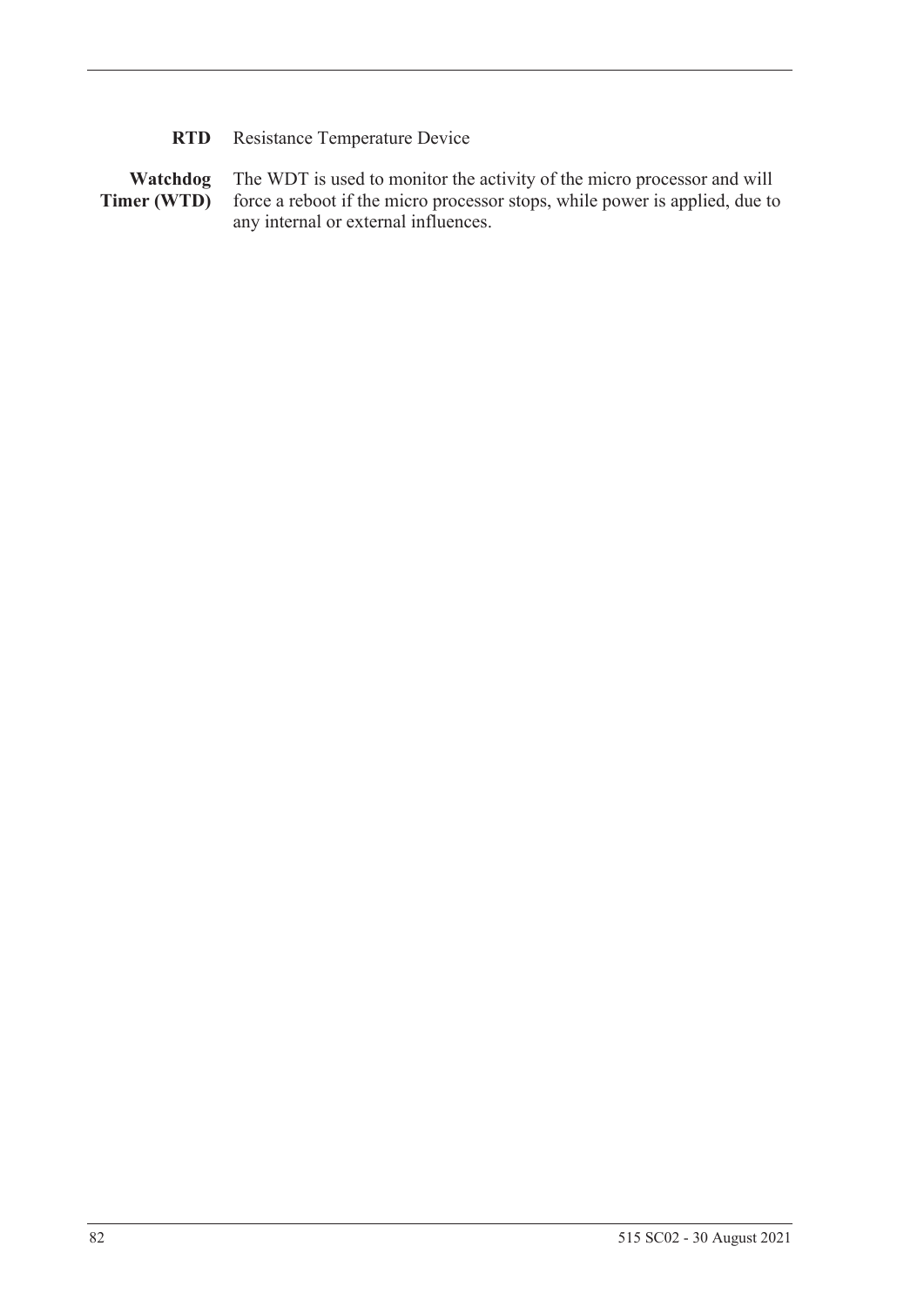**RTD** Resistance Temperature Device

**Watchdog Timer (WTD)** The WDT is used to monitor the activity of the micro processor and will force a reboot if the micro processor stops, while power is applied, due to any internal or external influences.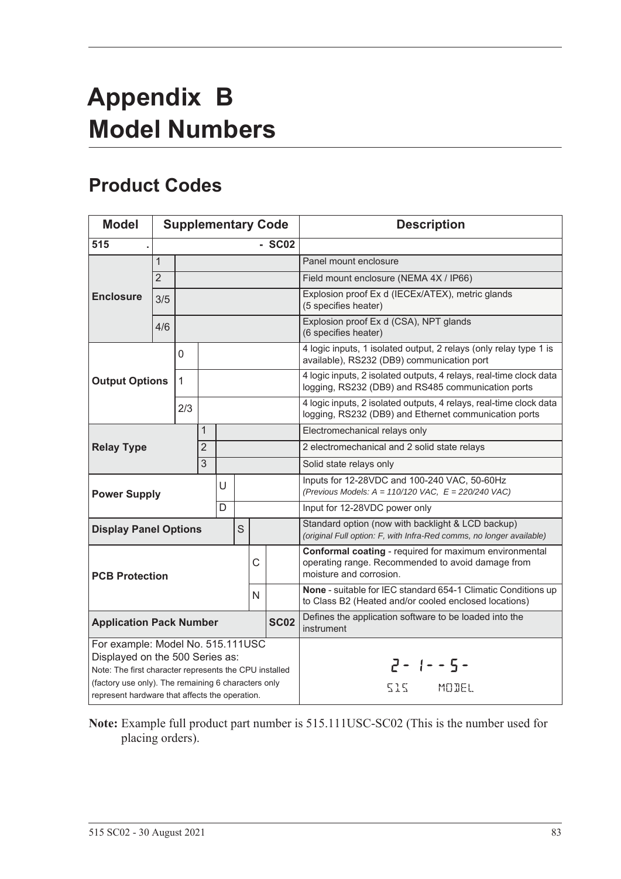# Appendix B
# Model Numbers

## Product Codes

| Model | Supplementary Code | | | | | | | Description |
|---|---|---|---|---|---|---|---|---|
| **515** | **.** | | | | | | **- SC02** | |
| **Enclosure** | 1 | | | | | | | Panel mount enclosure |
| | 2 | | | | | | | Field mount enclosure (NEMA 4X / IP66) |
| | 3/5 | | | | | | | Explosion proof Ex d (IECEx/ATEX), metric glands (5 specifies heater) |
| | 4/6 | | | | | | | Explosion proof Ex d (CSA), NPT glands (6 specifies heater) |
| **Output Options** | | 0 | | | | | | 4 logic inputs, 1 isolated output, 2 relays (only relay type 1 is available), RS232 (DB9) communication port |
| | | 1 | | | | | | 4 logic inputs, 2 isolated outputs, 4 relays, real-time clock data logging, RS232 (DB9) and RS485 communication ports |
| | | 2/3 | | | | | | 4 logic inputs, 2 isolated outputs, 4 relays, real-time clock data logging, RS232 (DB9) and Ethernet communication ports |
| **Relay Type** | | | 1 | | | | | Electromechanical relays only |
| | | | 2 | | | | | 2 electromechanical and 2 solid state relays |
| | | | 3 | | | | | Solid state relays only |
| **Power Supply** | | | | U | | | | Inputs for 12-28VDC and 100-240 VAC, 50-60Hz *(Previous Models: A = 110/120 VAC, E = 220/240 VAC)* |
| | | | | D | | | | Input for 12-28VDC power only |
| **Display Panel Options** | | | | | S | | | Standard option (now with backlight & LCD backup) *(original Full option: F, with Infra-Red comms, no longer available)* |
| **PCB Protection** | | | | | | C | | **Conformal coating** - required for maximum environmental operating range. Recommended to avoid damage from moisture and corrosion. |
| | | | | | | N | | **None** - suitable for IEC standard 654-1 Climatic Conditions up to Class B2 (Heated and/or cooled enclosed locations) |
| **Application Pack Number** | | | | | | | **SC02** | Defines the application software to be loaded into the instrument |
| For example: Model No. 515.111USC Displayed on the 500 Series as: Note: The first character represents the CPU installed (factory use only). The remaining 6 characters only represent hardware that affects the operation. | | | | | | | | 2- 1--5- 515 MODEL |

**Note:** Example full product part number is 515.111USC-SC02 (This is the number used for placing orders).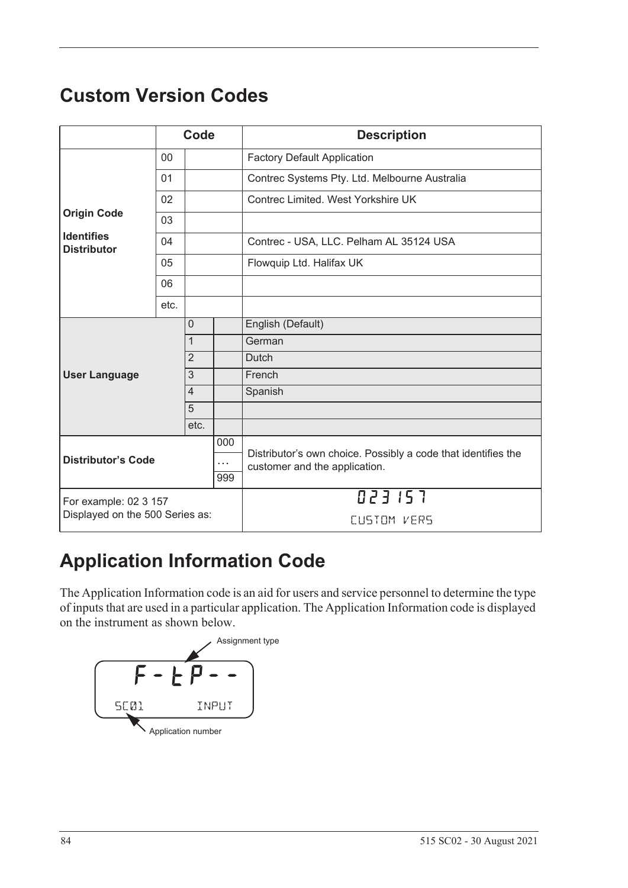# Custom Version Codes

| | Code | | | Description |
|---|---|---|---|---|
| **Origin Code**<br><br>**Identifies Distributor** | 00 | | | Factory Default Application |
| | 01 | | | Contrec Systems Pty. Ltd. Melbourne Australia |
| | 02 | | | Contrec Limited. West Yorkshire UK |
| | 03 | | | |
| | 04 | | | Contrec - USA, LLC. Pelham AL 35124 USA |
| | 05 | | | Flowquip Ltd. Halifax UK |
| | 06 | | | |
| | etc. | | | |
| **User Language** | | 0 | | English (Default) |
| | | 1 | | German |
| | | 2 | | Dutch |
| | | 3 | | French |
| | | 4 | | Spanish |
| | | 5 | | |
| | | etc. | | |
| **Distributor's Code** | | | 000<br>…<br>999 | Distributor's own choice. Possibly a code that identifies the customer and the application. |
| For example: 02 3 157<br>Displayed on the 500 Series as: | | | | 023 157<br>CUSTOM VERS |

# Application Information Code

The Application Information code is an aid for users and service personnel to determine the type of inputs that are used in a particular application. The Application Information code is displayed on the instrument as shown below.

Assignment type

F - t P - -

SC01 INPUT

Application number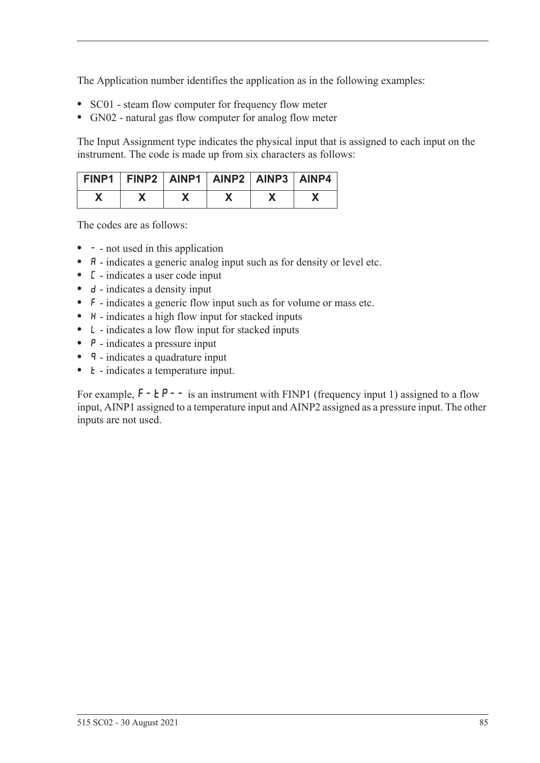The Application number identifies the application as in the following examples:

- SC01 - steam flow computer for frequency flow meter
- GN02 - natural gas flow computer for analog flow meter

The Input Assignment type indicates the physical input that is assigned to each input on the instrument. The code is made up from six characters as follows:

| FINP1 | FINP2 | AINP1 | AINP2 | AINP3 | AINP4 |
|---|---|---|---|---|---|
| X | X | X | X | X | X |

The codes are as follows:

- `-` - not used in this application
- `A` - indicates a generic analog input such as for density or level etc.
- `C` - indicates a user code input
- `d` - indicates a density input
- `F` - indicates a generic flow input such as for volume or mass etc.
- `H` - indicates a high flow input for stacked inputs
- `L` - indicates a low flow input for stacked inputs
- `P` - indicates a pressure input
- `q` - indicates a quadrature input
- `t` - indicates a temperature input.

For example, `F-tP--` is an instrument with FINP1 (frequency input 1) assigned to a flow input, AINP1 assigned to a temperature input and AINP2 assigned as a pressure input. The other inputs are not used.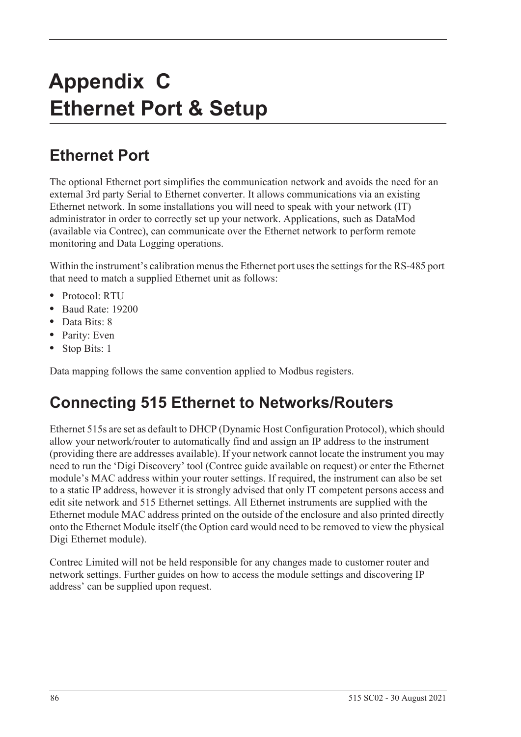# Appendix C
# Ethernet Port & Setup

## Ethernet Port

The optional Ethernet port simplifies the communication network and avoids the need for an external 3rd party Serial to Ethernet converter. It allows communications via an existing Ethernet network. In some installations you will need to speak with your network (IT) administrator in order to correctly set up your network. Applications, such as DataMod (available via Contrec), can communicate over the Ethernet network to perform remote monitoring and Data Logging operations.

Within the instrument's calibration menus the Ethernet port uses the settings for the RS-485 port that need to match a supplied Ethernet unit as follows:

- Protocol: RTU
- Baud Rate: 19200
- Data Bits: 8
- Parity: Even
- Stop Bits: 1

Data mapping follows the same convention applied to Modbus registers.

## Connecting 515 Ethernet to Networks/Routers

Ethernet 515s are set as default to DHCP (Dynamic Host Configuration Protocol), which should allow your network/router to automatically find and assign an IP address to the instrument (providing there are addresses available). If your network cannot locate the instrument you may need to run the 'Digi Discovery' tool (Contrec guide available on request) or enter the Ethernet module's MAC address within your router settings. If required, the instrument can also be set to a static IP address, however it is strongly advised that only IT competent persons access and edit site network and 515 Ethernet settings. All Ethernet instruments are supplied with the Ethernet module MAC address printed on the outside of the enclosure and also printed directly onto the Ethernet Module itself (the Option card would need to be removed to view the physical Digi Ethernet module).

Contrec Limited will not be held responsible for any changes made to customer router and network settings. Further guides on how to access the module settings and discovering IP address' can be supplied upon request.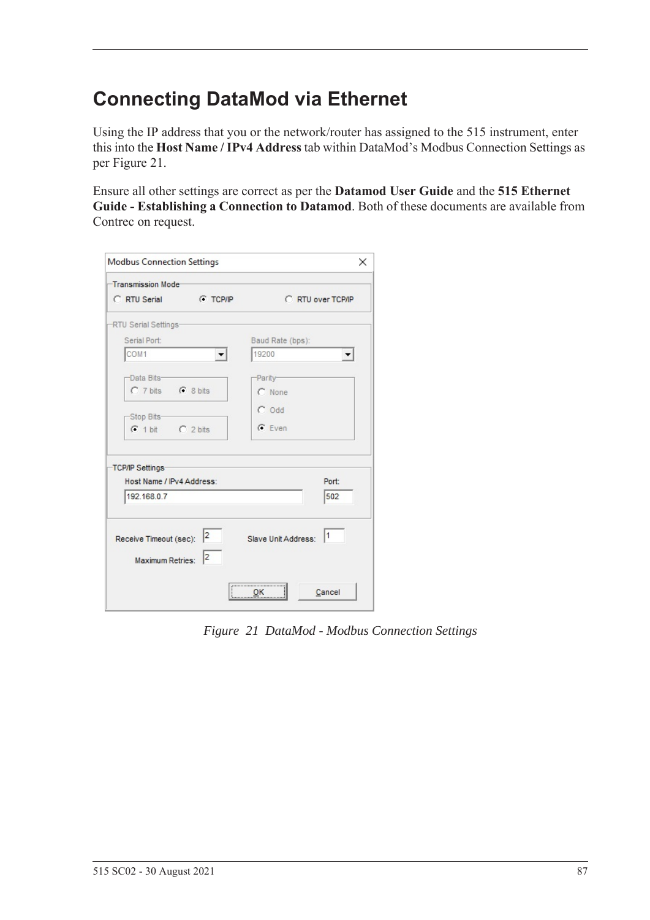# Connecting DataMod via Ethernet

Using the IP address that you or the network/router has assigned to the 515 instrument, enter this into the **Host Name / IPv4 Address** tab within DataMod's Modbus Connection Settings as per Figure 21.

Ensure all other settings are correct as per the **Datamod User Guide** and the **515 Ethernet Guide - Establishing a Connection to Datamod**. Both of these documents are available from Contrec on request.

*Figure 21 DataMod - Modbus Connection Settings*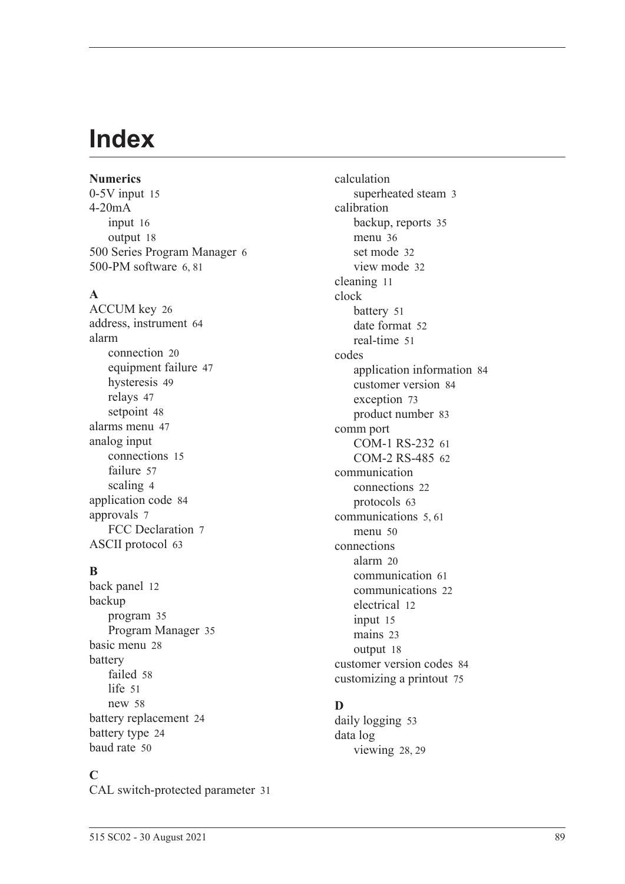# Index

**Numerics**

0-5V input 15
4-20mA
- input 16
- output 18

500 Series Program Manager 6
500-PM software 6, 81

**A**

ACCUM key 26
address, instrument 64
alarm
- connection 20
- equipment failure 47
- hysteresis 49
- relays 47
- setpoint 48

alarms menu 47
analog input
- connections 15
- failure 57
- scaling 4

application code 84
approvals 7
- FCC Declaration 7

ASCII protocol 63

**B**

back panel 12
backup
- program 35
- Program Manager 35

basic menu 28
battery
- failed 58
- life 51
- new 58

battery replacement 24
battery type 24
baud rate 50

**C**

CAL switch-protected parameter 31
calculation
- superheated steam 3

calibration
- backup, reports 35
- menu 36
- set mode 32
- view mode 32

cleaning 11
clock
- battery 51
- date format 52
- real-time 51

codes
- application information 84
- customer version 84
- exception 73
- product number 83

comm port
- COM-1 RS-232 61
- COM-2 RS-485 62

communication
- connections 22
- protocols 63

communications 5, 61
- menu 50

connections
- alarm 20
- communication 61
- communications 22
- electrical 12
- input 15
- mains 23
- output 18

customer version codes 84
customizing a printout 75

**D**

daily logging 53
data log
- viewing 28, 29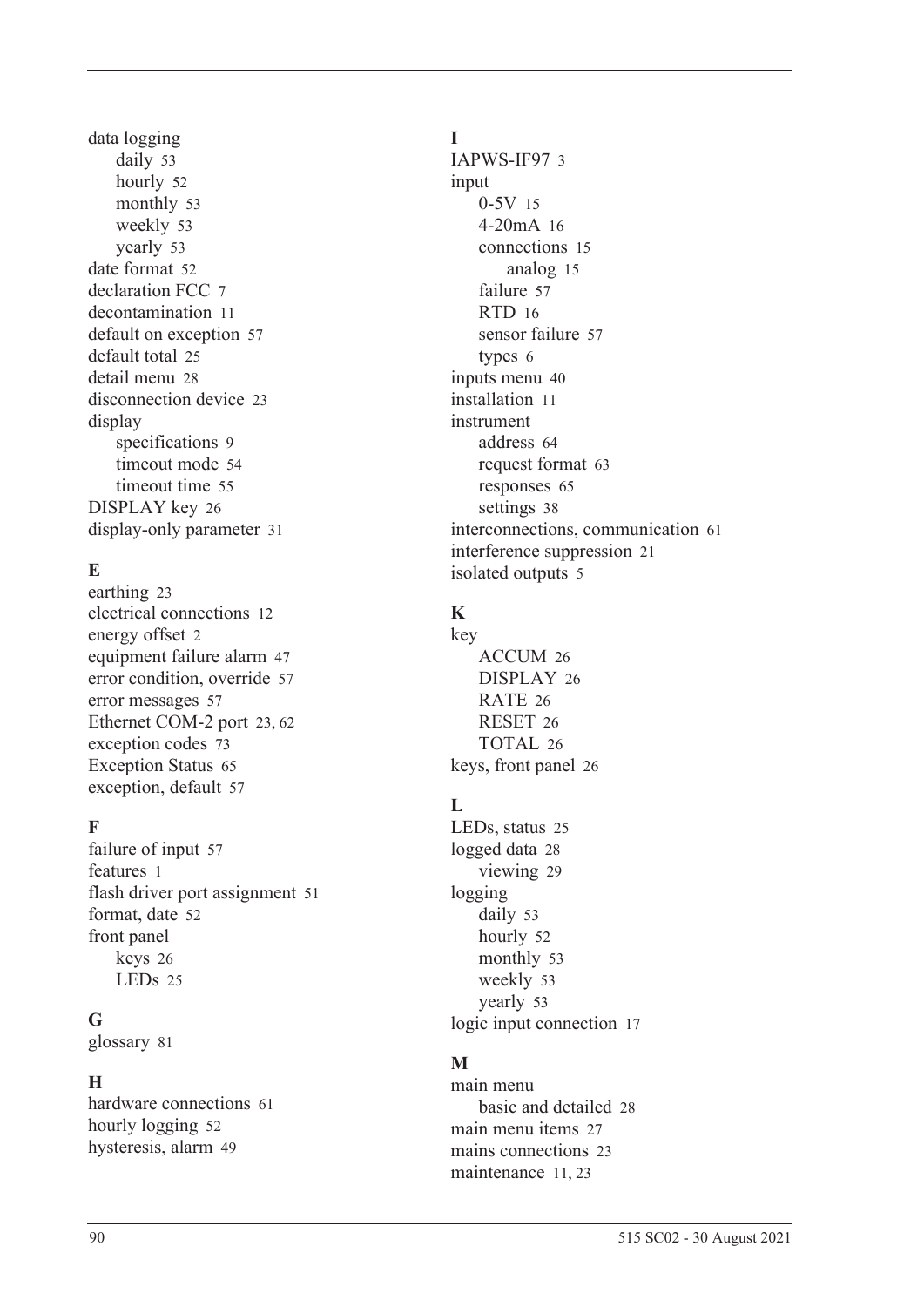data logging
- daily 53
- hourly 52
- monthly 53
- weekly 53
- yearly 53

date format 52
declaration FCC 7
decontamination 11
default on exception 57
default total 25
detail menu 28
disconnection device 23
display
- specifications 9
- timeout mode 54
- timeout time 55

DISPLAY key 26
display-only parameter 31

**E**

earthing 23
electrical connections 12
energy offset 2
equipment failure alarm 47
error condition, override 57
error messages 57
Ethernet COM-2 port 23, 62
exception codes 73
Exception Status 65
exception, default 57

**F**

failure of input 57
features 1
flash driver port assignment 51
format, date 52
front panel
- keys 26
- LEDs 25

**G**

glossary 81

**H**

hardware connections 61
hourly logging 52
hysteresis, alarm 49

**I**

IAPWS-IF97 3
input
- 0-5V 15
- 4-20mA 16
- connections 15
  - analog 15
- failure 57
- RTD 16
- sensor failure 57
- types 6

inputs menu 40
installation 11
instrument
- address 64
- request format 63
- responses 65
- settings 38

interconnections, communication 61
interference suppression 21
isolated outputs 5

**K**

key
- ACCUM 26
- DISPLAY 26
- RATE 26
- RESET 26
- TOTAL 26

keys, front panel 26

**L**

LEDs, status 25
logged data 28
- viewing 29

logging
- daily 53
- hourly 52
- monthly 53
- weekly 53
- yearly 53

logic input connection 17

**M**

main menu
- basic and detailed 28

main menu items 27
mains connections 23
maintenance 11, 23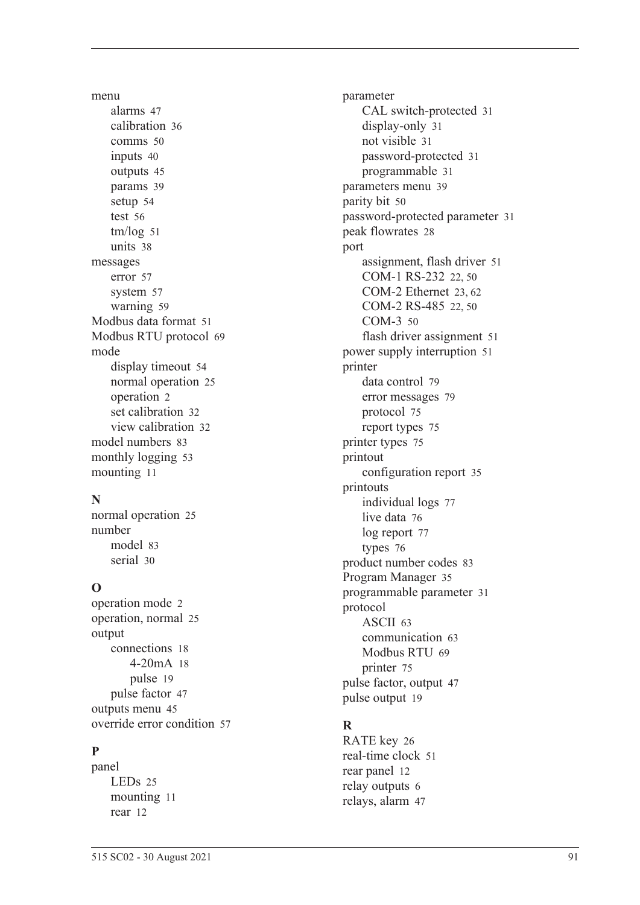menu
- alarms 47
- calibration 36
- comms 50
- inputs 40
- outputs 45
- params 39
- setup 54
- test 56
- tm/log 51
- units 38

messages
- error 57
- system 57
- warning 59

Modbus data format 51
Modbus RTU protocol 69
mode
- display timeout 54
- normal operation 25
- operation 2
- set calibration 32
- view calibration 32

model numbers 83
monthly logging 53
mounting 11

**N**

normal operation 25
number
- model 83
- serial 30

**O**

operation mode 2
operation, normal 25
output
- connections 18
  - 4-20mA 18
  - pulse 19
- pulse factor 47

outputs menu 45
override error condition 57

**P**

panel
- LEDs 25
- mounting 11
- rear 12

parameter
- CAL switch-protected 31
- display-only 31
- not visible 31
- password-protected 31
- programmable 31

parameters menu 39
parity bit 50
password-protected parameter 31
peak flowrates 28
port
- assignment, flash driver 51
- COM-1 RS-232 22, 50
- COM-2 Ethernet 23, 62
- COM-2 RS-485 22, 50
- COM-3 50
- flash driver assignment 51

power supply interruption 51
printer
- data control 79
- error messages 79
- protocol 75
- report types 75

printer types 75
printout
- configuration report 35

printouts
- individual logs 77
- live data 76
- log report 77
- types 76

product number codes 83
Program Manager 35
programmable parameter 31
protocol
- ASCII 63
- communication 63
- Modbus RTU 69
- printer 75

pulse factor, output 47
pulse output 19

**R**

RATE key 26
real-time clock 51
rear panel 12
relay outputs 6
relays, alarm 47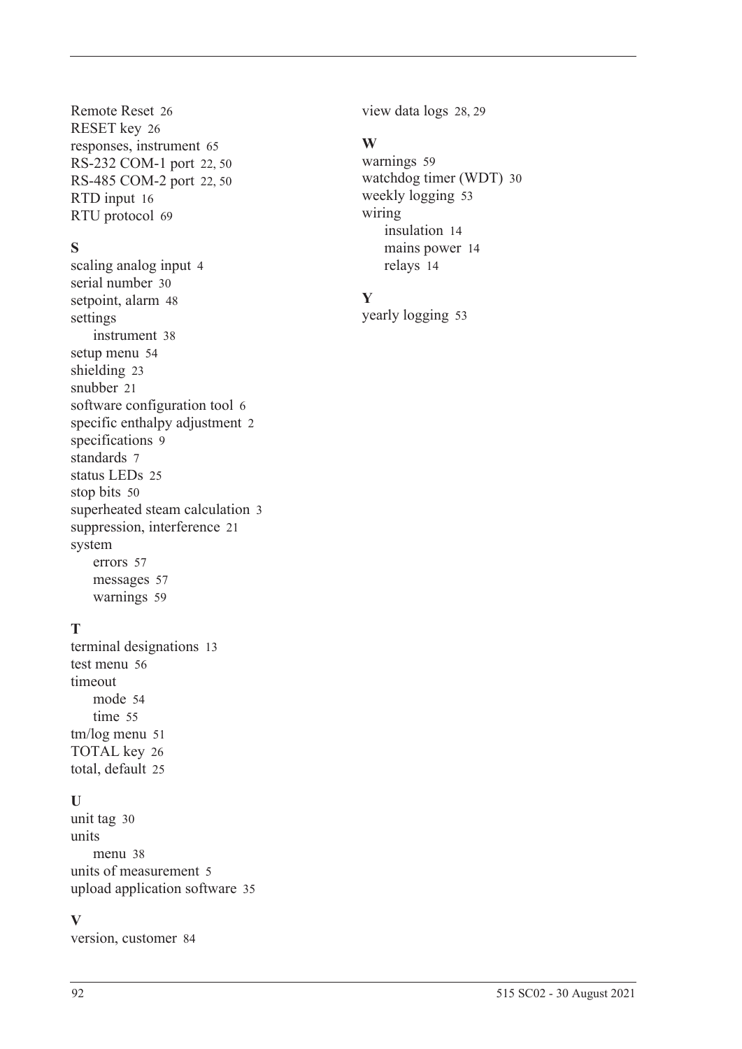Remote Reset 26
RESET key 26
responses, instrument 65
RS-232 COM-1 port 22, 50
RS-485 COM-2 port 22, 50
RTD input 16
RTU protocol 69

**S**

scaling analog input 4
serial number 30
setpoint, alarm 48
settings
    instrument 38
setup menu 54
shielding 23
snubber 21
software configuration tool 6
specific enthalpy adjustment 2
specifications 9
standards 7
status LEDs 25
stop bits 50
superheated steam calculation 3
suppression, interference 21
system
    errors 57
    messages 57
    warnings 59

**T**

terminal designations 13
test menu 56
timeout
    mode 54
    time 55
tm/log menu 51
TOTAL key 26
total, default 25

**U**

unit tag 30
units
    menu 38
units of measurement 5
upload application software 35

**V**

version, customer 84
view data logs 28, 29

**W**

warnings 59
watchdog timer (WDT) 30
weekly logging 53
wiring
    insulation 14
    mains power 14
    relays 14

**Y**

yearly logging 53